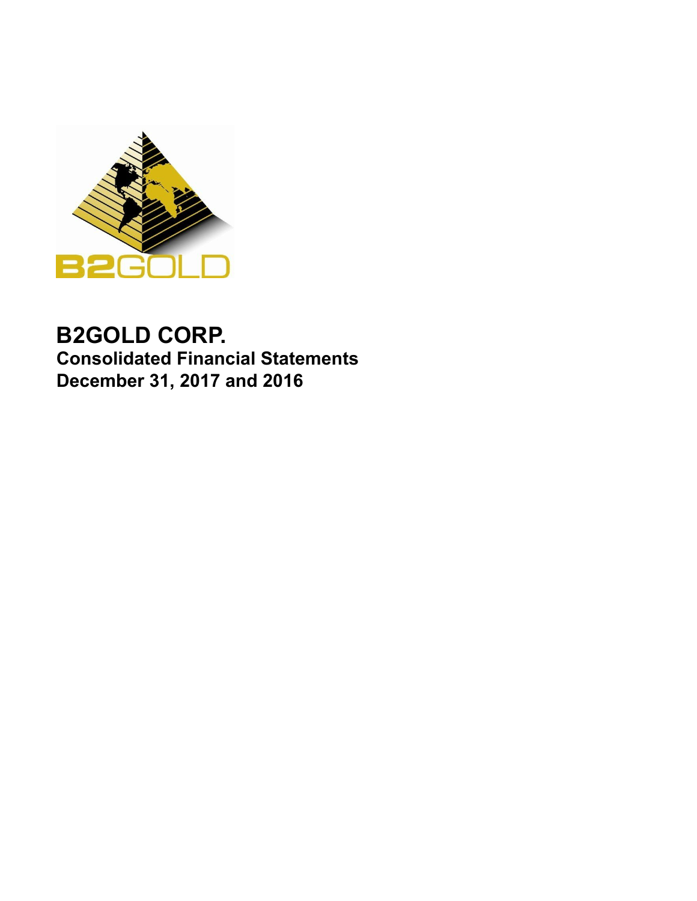# B2GOLD CORP.

## Consolidated Financial Statements

## December 31, 2017 and 2016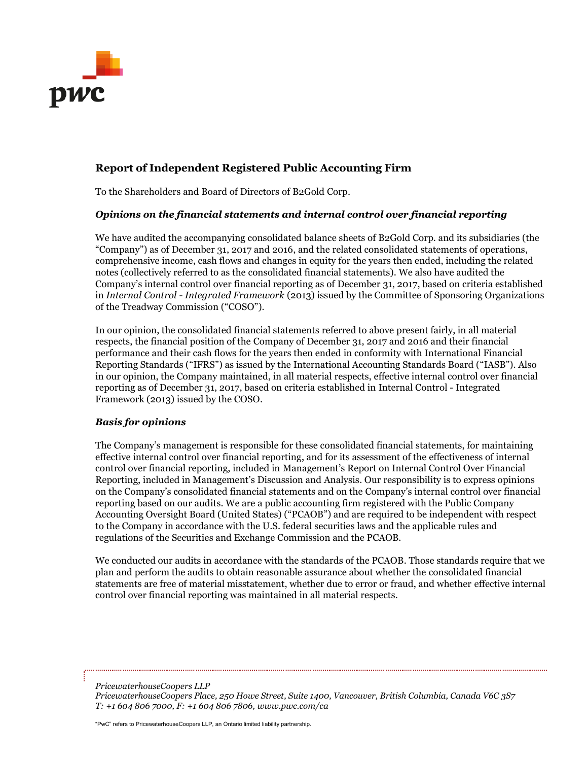## Report of Independent Registered Public Accounting Firm

To the Shareholders and Board of Directors of B2Gold Corp.

### *Opinions on the financial statements and internal control over financial reporting*

We have audited the accompanying consolidated balance sheets of B2Gold Corp. and its subsidiaries (the "Company") as of December 31, 2017 and 2016, and the related consolidated statements of operations, comprehensive income, cash flows and changes in equity for the years then ended, including the related notes (collectively referred to as the consolidated financial statements). We also have audited the Company's internal control over financial reporting as of December 31, 2017, based on criteria established in *Internal Control - Integrated Framework* (2013) issued by the Committee of Sponsoring Organizations of the Treadway Commission ("COSO").

In our opinion, the consolidated financial statements referred to above present fairly, in all material respects, the financial position of the Company of December 31, 2017 and 2016 and their financial performance and their cash flows for the years then ended in conformity with International Financial Reporting Standards ("IFRS") as issued by the International Accounting Standards Board ("IASB"). Also in our opinion, the Company maintained, in all material respects, effective internal control over financial reporting as of December 31, 2017, based on criteria established in Internal Control - Integrated Framework (2013) issued by the COSO.

### *Basis for opinions*

The Company's management is responsible for these consolidated financial statements, for maintaining effective internal control over financial reporting, and for its assessment of the effectiveness of internal control over financial reporting, included in Management's Report on Internal Control Over Financial Reporting, included in Management's Discussion and Analysis. Our responsibility is to express opinions on the Company's consolidated financial statements and on the Company's internal control over financial reporting based on our audits. We are a public accounting firm registered with the Public Company Accounting Oversight Board (United States) ("PCAOB") and are required to be independent with respect to the Company in accordance with the U.S. federal securities laws and the applicable rules and regulations of the Securities and Exchange Commission and the PCAOB.

We conducted our audits in accordance with the standards of the PCAOB. Those standards require that we plan and perform the audits to obtain reasonable assurance about whether the consolidated financial statements are free of material misstatement, whether due to error or fraud, and whether effective internal control over financial reporting was maintained in all material respects.

*PricewaterhouseCoopers LLP*
*PricewaterhouseCoopers Place, 250 Howe Street, Suite 1400, Vancouver, British Columbia, Canada V6C 3S7*
*T: +1 604 806 7000, F: +1 604 806 7806, www.pwc.com/ca*

"PwC" refers to PricewaterhouseCoopers LLP, an Ontario limited liability partnership.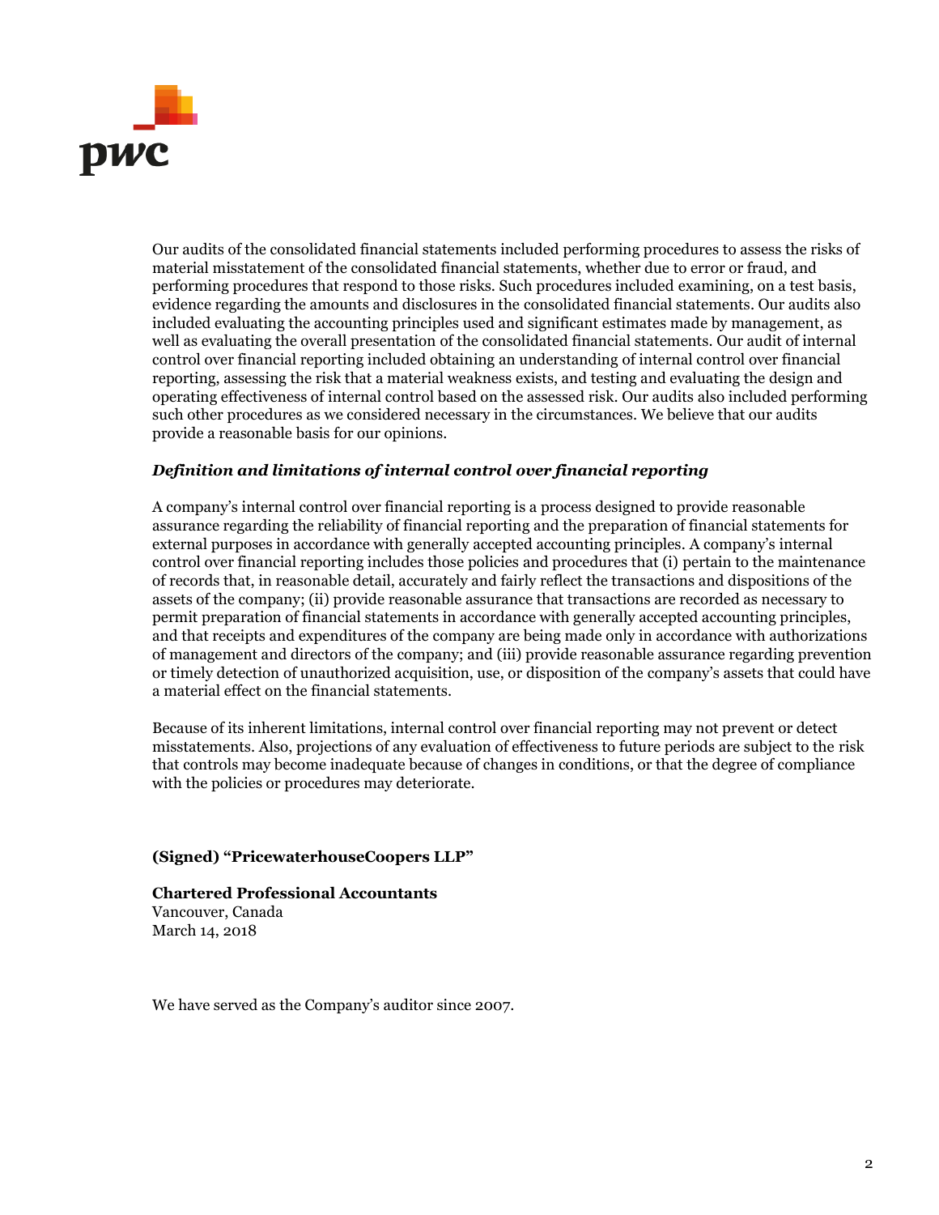Our audits of the consolidated financial statements included performing procedures to assess the risks of material misstatement of the consolidated financial statements, whether due to error or fraud, and performing procedures that respond to those risks. Such procedures included examining, on a test basis, evidence regarding the amounts and disclosures in the consolidated financial statements. Our audits also included evaluating the accounting principles used and significant estimates made by management, as well as evaluating the overall presentation of the consolidated financial statements. Our audit of internal control over financial reporting included obtaining an understanding of internal control over financial reporting, assessing the risk that a material weakness exists, and testing and evaluating the design and operating effectiveness of internal control based on the assessed risk. Our audits also included performing such other procedures as we considered necessary in the circumstances. We believe that our audits provide a reasonable basis for our opinions.

***Definition and limitations of internal control over financial reporting***

A company's internal control over financial reporting is a process designed to provide reasonable assurance regarding the reliability of financial reporting and the preparation of financial statements for external purposes in accordance with generally accepted accounting principles. A company's internal control over financial reporting includes those policies and procedures that (i) pertain to the maintenance of records that, in reasonable detail, accurately and fairly reflect the transactions and dispositions of the assets of the company; (ii) provide reasonable assurance that transactions are recorded as necessary to permit preparation of financial statements in accordance with generally accepted accounting principles, and that receipts and expenditures of the company are being made only in accordance with authorizations of management and directors of the company; and (iii) provide reasonable assurance regarding prevention or timely detection of unauthorized acquisition, use, or disposition of the company's assets that could have a material effect on the financial statements.

Because of its inherent limitations, internal control over financial reporting may not prevent or detect misstatements. Also, projections of any evaluation of effectiveness to future periods are subject to the risk that controls may become inadequate because of changes in conditions, or that the degree of compliance with the policies or procedures may deteriorate.

**(Signed) "PricewaterhouseCoopers LLP"**

**Chartered Professional Accountants**
Vancouver, Canada
March 14, 2018

We have served as the Company's auditor since 2007.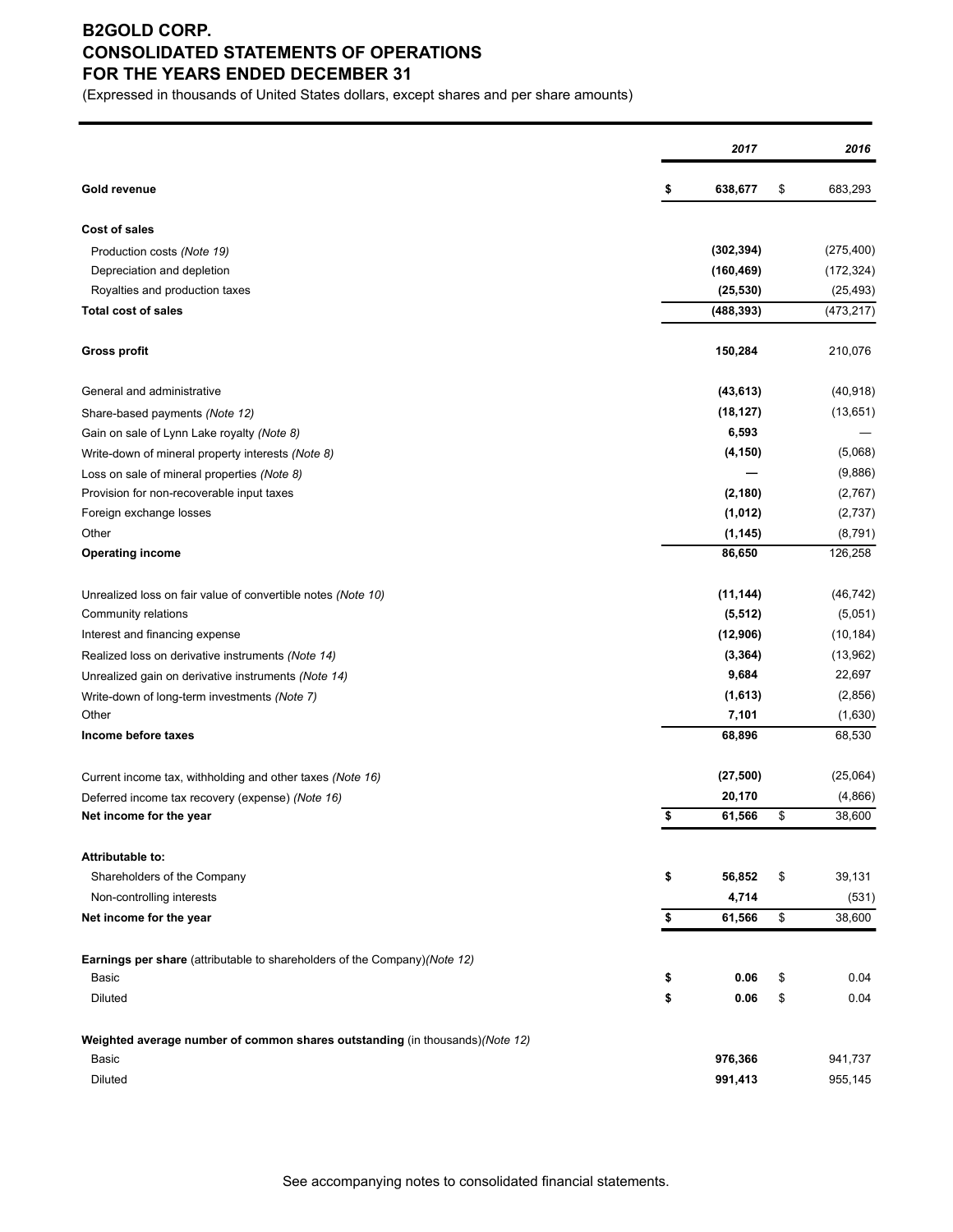# B2GOLD CORP.
# CONSOLIDATED STATEMENTS OF OPERATIONS
# FOR THE YEARS ENDED DECEMBER 31

(Expressed in thousands of United States dollars, except shares and per share amounts)

| | *2017* | *2016* |
|---|---|---|
| **Gold revenue** | **$ 638,677** | $ 683,293 |
| **Cost of sales** | | |
| Production costs *(Note 19)* | **(302,394)** | (275,400) |
| Depreciation and depletion | **(160,469)** | (172,324) |
| Royalties and production taxes | **(25,530)** | (25,493) |
| **Total cost of sales** | **(488,393)** | (473,217) |
| **Gross profit** | **150,284** | 210,076 |
| General and administrative | **(43,613)** | (40,918) |
| Share-based payments *(Note 12)* | **(18,127)** | (13,651) |
| Gain on sale of Lynn Lake royalty *(Note 8)* | **6,593** | — |
| Write-down of mineral property interests *(Note 8)* | **(4,150)** | (5,068) |
| Loss on sale of mineral properties *(Note 8)* | **—** | (9,886) |
| Provision for non-recoverable input taxes | **(2,180)** | (2,767) |
| Foreign exchange losses | **(1,012)** | (2,737) |
| Other | **(1,145)** | (8,791) |
| **Operating income** | **86,650** | 126,258 |
| Unrealized loss on fair value of convertible notes *(Note 10)* | **(11,144)** | (46,742) |
| Community relations | **(5,512)** | (5,051) |
| Interest and financing expense | **(12,906)** | (10,184) |
| Realized loss on derivative instruments *(Note 14)* | **(3,364)** | (13,962) |
| Unrealized gain on derivative instruments *(Note 14)* | **9,684** | 22,697 |
| Write-down of long-term investments *(Note 7)* | **(1,613)** | (2,856) |
| Other | **7,101** | (1,630) |
| **Income before taxes** | **68,896** | 68,530 |
| Current income tax, withholding and other taxes *(Note 16)* | **(27,500)** | (25,064) |
| Deferred income tax recovery (expense) *(Note 16)* | **20,170** | (4,866) |
| **Net income for the year** | **$ 61,566** | $ 38,600 |
| **Attributable to:** | | |
| Shareholders of the Company | **$ 56,852** | $ 39,131 |
| Non-controlling interests | **4,714** | (531) |
| **Net income for the year** | **$ 61,566** | $ 38,600 |
| **Earnings per share** (attributable to shareholders of the Company)*(Note 12)* | | |
| Basic | **$ 0.06** | $ 0.04 |
| Diluted | **$ 0.06** | $ 0.04 |
| **Weighted average number of common shares outstanding** (in thousands)*(Note 12)* | | |
| Basic | **976,366** | 941,737 |
| Diluted | **991,413** | 955,145 |

See accompanying notes to consolidated financial statements.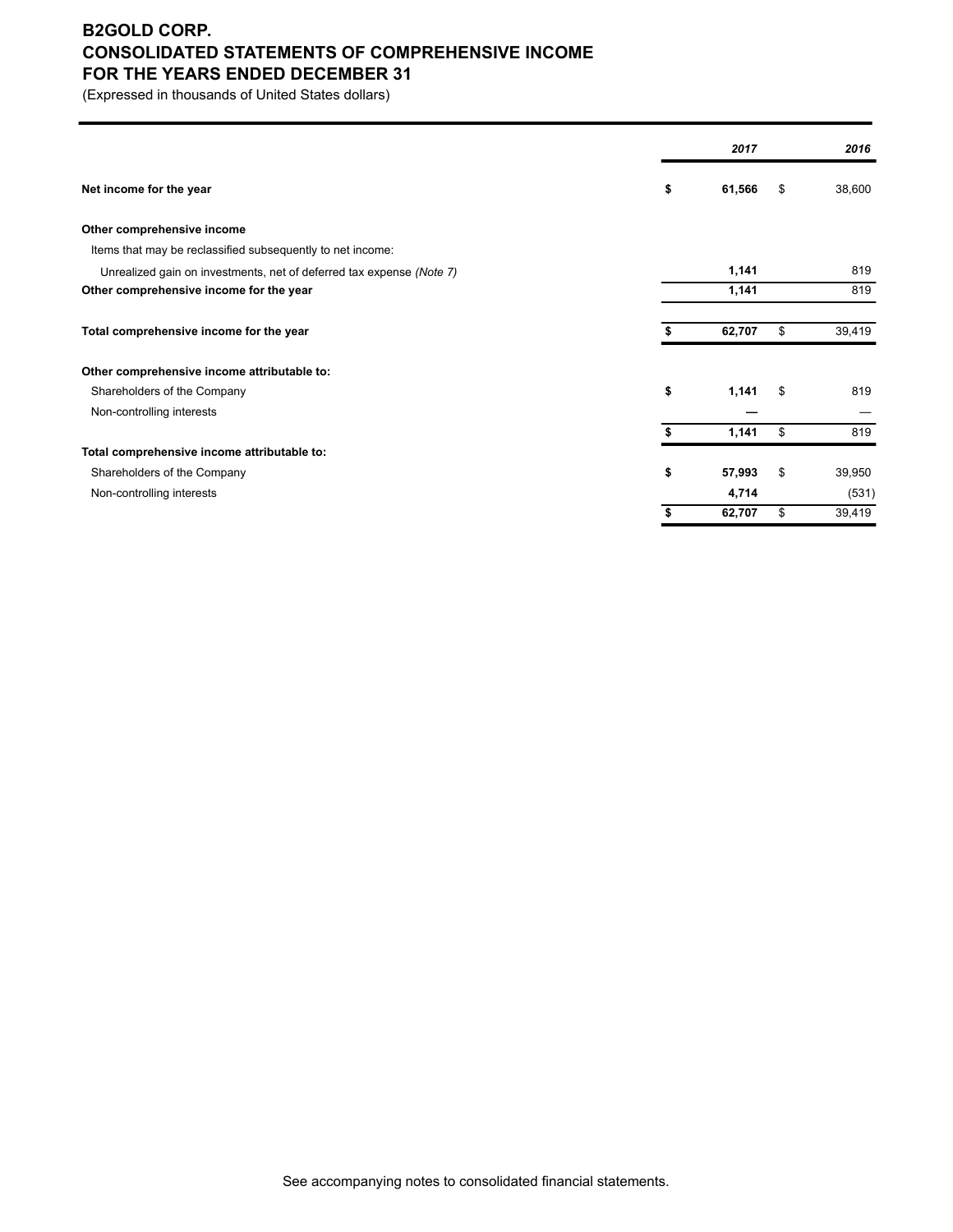# B2GOLD CORP.
# CONSOLIDATED STATEMENTS OF COMPREHENSIVE INCOME
# FOR THE YEARS ENDED DECEMBER 31

(Expressed in thousands of United States dollars)

| | *2017* | *2016* |
|---|---|---|
| **Net income for the year** | **$ 61,566** | $ 38,600 |
| **Other comprehensive income** | | |
| Items that may be reclassified subsequently to net income: | | |
| Unrealized gain on investments, net of deferred tax expense *(Note 7)* | **1,141** | 819 |
| **Other comprehensive income for the year** | **1,141** | 819 |
| **Total comprehensive income for the year** | **$ 62,707** | $ 39,419 |
| **Other comprehensive income attributable to:** | | |
| Shareholders of the Company | **$ 1,141** | $ 819 |
| Non-controlling interests | **—** | — |
| | **$ 1,141** | $ 819 |
| **Total comprehensive income attributable to:** | | |
| Shareholders of the Company | **$ 57,993** | $ 39,950 |
| Non-controlling interests | **4,714** | (531) |
| | **$ 62,707** | $ 39,419 |

See accompanying notes to consolidated financial statements.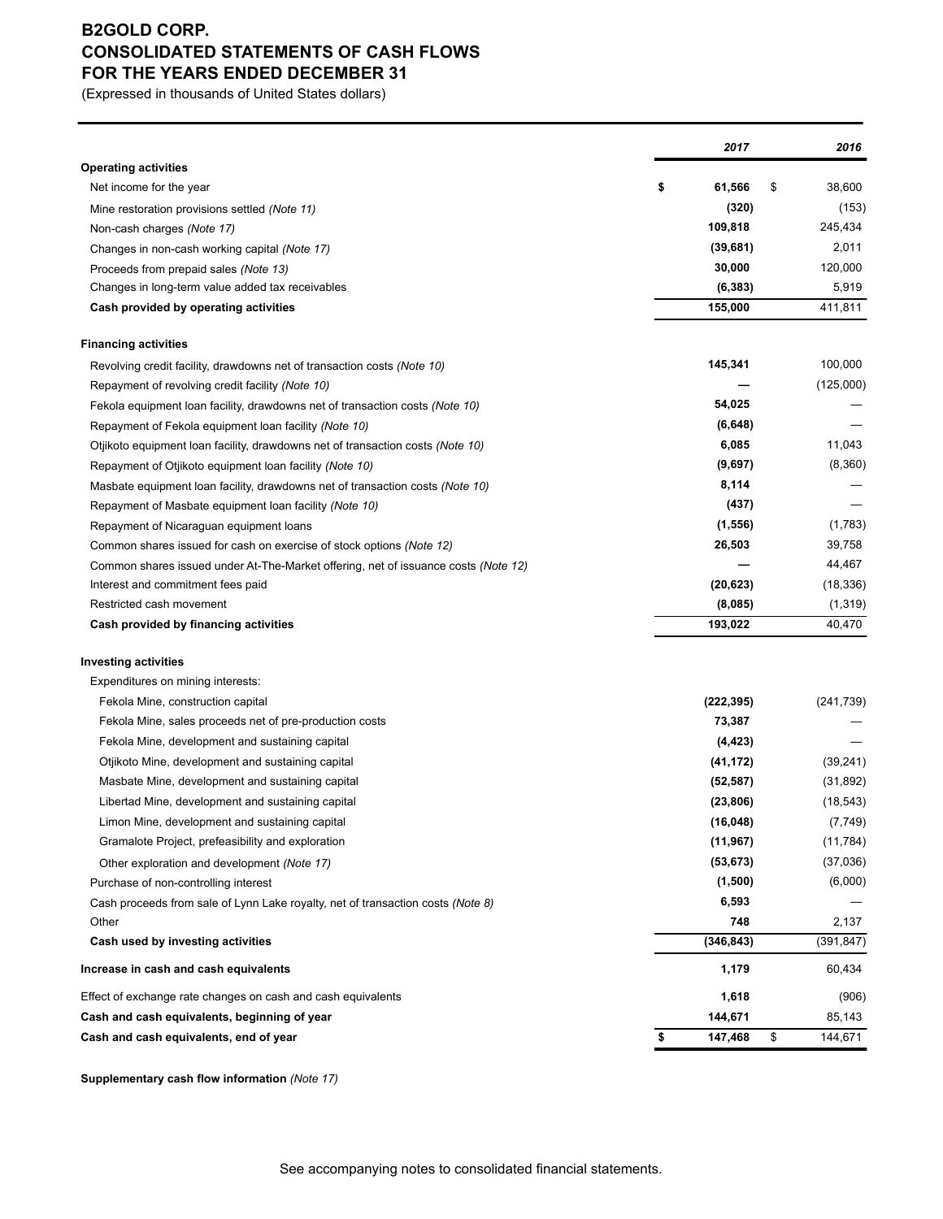# B2GOLD CORP.
# CONSOLIDATED STATEMENTS OF CASH FLOWS
# FOR THE YEARS ENDED DECEMBER 31

(Expressed in thousands of United States dollars)

| | **2017** | **2016** |
|---|---|---|
| **Operating activities** | | |
| Net income for the year | **$ 61,566** | $ 38,600 |
| Mine restoration provisions settled *(Note 11)* | **(320)** | (153) |
| Non-cash charges *(Note 17)* | **109,818** | 245,434 |
| Changes in non-cash working capital *(Note 17)* | **(39,681)** | 2,011 |
| Proceeds from prepaid sales *(Note 13)* | **30,000** | 120,000 |
| Changes in long-term value added tax receivables | **(6,383)** | 5,919 |
| **Cash provided by operating activities** | **155,000** | 411,811 |
| **Financing activities** | | |
| Revolving credit facility, drawdowns net of transaction costs *(Note 10)* | **145,341** | 100,000 |
| Repayment of revolving credit facility *(Note 10)* | **—** | (125,000) |
| Fekola equipment loan facility, drawdowns net of transaction costs *(Note 10)* | **54,025** | — |
| Repayment of Fekola equipment loan facility *(Note 10)* | **(6,648)** | — |
| Otjikoto equipment loan facility, drawdowns net of transaction costs *(Note 10)* | **6,085** | 11,043 |
| Repayment of Otjikoto equipment loan facility *(Note 10)* | **(9,697)** | (8,360) |
| Masbate equipment loan facility, drawdowns net of transaction costs *(Note 10)* | **8,114** | — |
| Repayment of Masbate equipment loan facility *(Note 10)* | **(437)** | — |
| Repayment of Nicaraguan equipment loans | **(1,556)** | (1,783) |
| Common shares issued for cash on exercise of stock options *(Note 12)* | **26,503** | 39,758 |
| Common shares issued under At-The-Market offering, net of issuance costs *(Note 12)* | **—** | 44,467 |
| Interest and commitment fees paid | **(20,623)** | (18,336) |
| Restricted cash movement | **(8,085)** | (1,319) |
| **Cash provided by financing activities** | **193,022** | 40,470 |
| **Investing activities** | | |
| Expenditures on mining interests: | | |
| Fekola Mine, construction capital | **(222,395)** | (241,739) |
| Fekola Mine, sales proceeds net of pre-production costs | **73,387** | — |
| Fekola Mine, development and sustaining capital | **(4,423)** | — |
| Otjikoto Mine, development and sustaining capital | **(41,172)** | (39,241) |
| Masbate Mine, development and sustaining capital | **(52,587)** | (31,892) |
| Libertad Mine, development and sustaining capital | **(23,806)** | (18,543) |
| Limon Mine, development and sustaining capital | **(16,048)** | (7,749) |
| Gramalote Project, prefeasibility and exploration | **(11,967)** | (11,784) |
| Other exploration and development *(Note 17)* | **(53,673)** | (37,036) |
| Purchase of non-controlling interest | **(1,500)** | (6,000) |
| Cash proceeds from sale of Lynn Lake royalty, net of transaction costs *(Note 8)* | **6,593** | — |
| Other | **748** | 2,137 |
| **Cash used by investing activities** | **(346,843)** | (391,847) |
| **Increase in cash and cash equivalents** | **1,179** | 60,434 |
| Effect of exchange rate changes on cash and cash equivalents | **1,618** | (906) |
| **Cash and cash equivalents, beginning of year** | **144,671** | 85,143 |
| **Cash and cash equivalents, end of year** | **$ 147,468** | $ 144,671 |

**Supplementary cash flow information** *(Note 17)*

See accompanying notes to consolidated financial statements.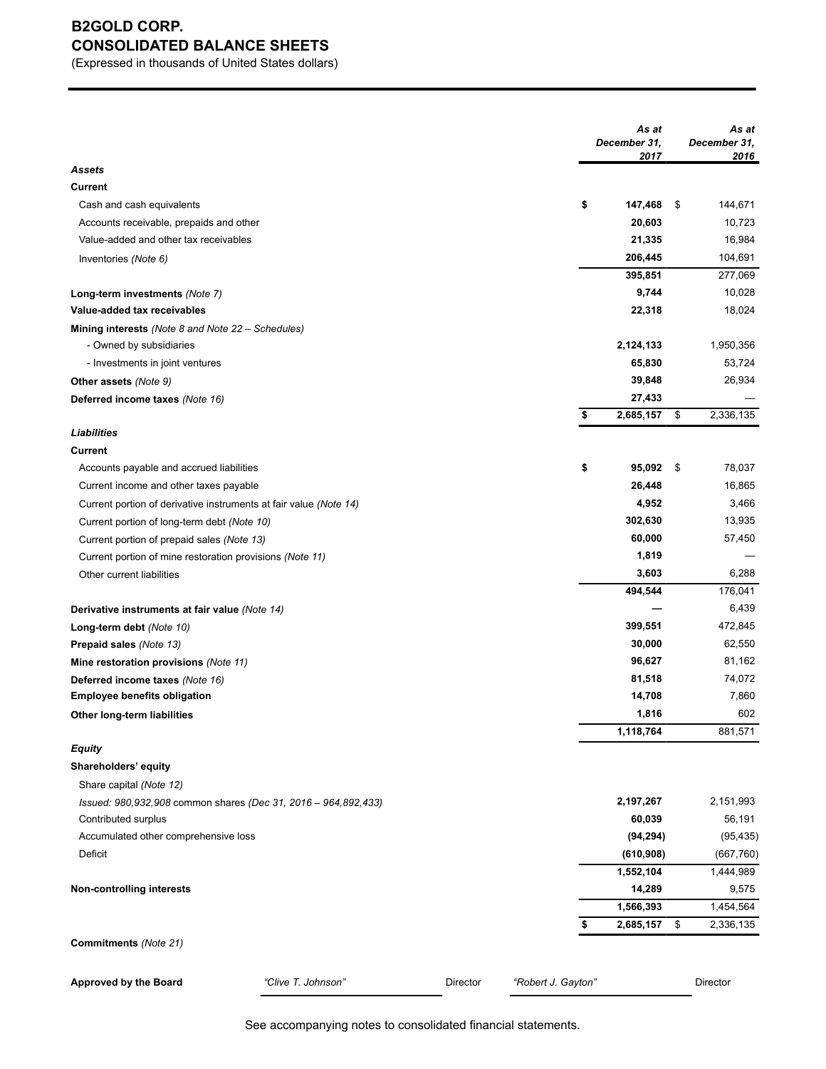# B2GOLD CORP.
## CONSOLIDATED BALANCE SHEETS
(Expressed in thousands of United States dollars)

| | *As at December 31, 2017* | *As at December 31, 2016* |
|---|---|---|
| ***Assets*** | | |
| **Current** | | |
| Cash and cash equivalents | **$ 147,468** | $ 144,671 |
| Accounts receivable, prepaids and other | **20,603** | 10,723 |
| Value-added and other tax receivables | **21,335** | 16,984 |
| Inventories *(Note 6)* | **206,445** | 104,691 |
| | **395,851** | 277,069 |
| **Long-term investments** *(Note 7)* | **9,744** | 10,028 |
| **Value-added tax receivables** | **22,318** | 18,024 |
| **Mining interests** *(Note 8 and Note 22 – Schedules)* | | |
| - Owned by subsidiaries | **2,124,133** | 1,950,356 |
| - Investments in joint ventures | **65,830** | 53,724 |
| **Other assets** *(Note 9)* | **39,848** | 26,934 |
| **Deferred income taxes** *(Note 16)* | **27,433** | — |
| | **$ 2,685,157** | $ 2,336,135 |
| ***Liabilities*** | | |
| **Current** | | |
| Accounts payable and accrued liabilities | **$ 95,092** | $ 78,037 |
| Current income and other taxes payable | **26,448** | 16,865 |
| Current portion of derivative instruments at fair value *(Note 14)* | **4,952** | 3,466 |
| Current portion of long-term debt *(Note 10)* | **302,630** | 13,935 |
| Current portion of prepaid sales *(Note 13)* | **60,000** | 57,450 |
| Current portion of mine restoration provisions *(Note 11)* | **1,819** | — |
| Other current liabilities | **3,603** | 6,288 |
| | **494,544** | 176,041 |
| **Derivative instruments at fair value** *(Note 14)* | **—** | 6,439 |
| **Long-term debt** *(Note 10)* | **399,551** | 472,845 |
| **Prepaid sales** *(Note 13)* | **30,000** | 62,550 |
| **Mine restoration provisions** *(Note 11)* | **96,627** | 81,162 |
| **Deferred income taxes** *(Note 16)* | **81,518** | 74,072 |
| **Employee benefits obligation** | **14,708** | 7,860 |
| **Other long-term liabilities** | **1,816** | 602 |
| | **1,118,764** | 881,571 |
| ***Equity*** | | |
| **Shareholders' equity** | | |
| Share capital *(Note 12)* | | |
| *Issued: 980,932,908* common shares *(Dec 31, 2016 – 964,892,433)* | **2,197,267** | 2,151,993 |
| Contributed surplus | **60,039** | 56,191 |
| Accumulated other comprehensive loss | **(94,294)** | (95,435) |
| Deficit | **(610,908)** | (667,760) |
| | **1,552,104** | 1,444,989 |
| **Non-controlling interests** | **14,289** | 9,575 |
| | **1,566,393** | 1,454,564 |
| | **$ 2,685,157** | $ 2,336,135 |

**Commitments** *(Note 21)*

**Approved by the Board** *"Clive T. Johnson"* Director *"Robert J. Gayton"* Director

See accompanying notes to consolidated financial statements.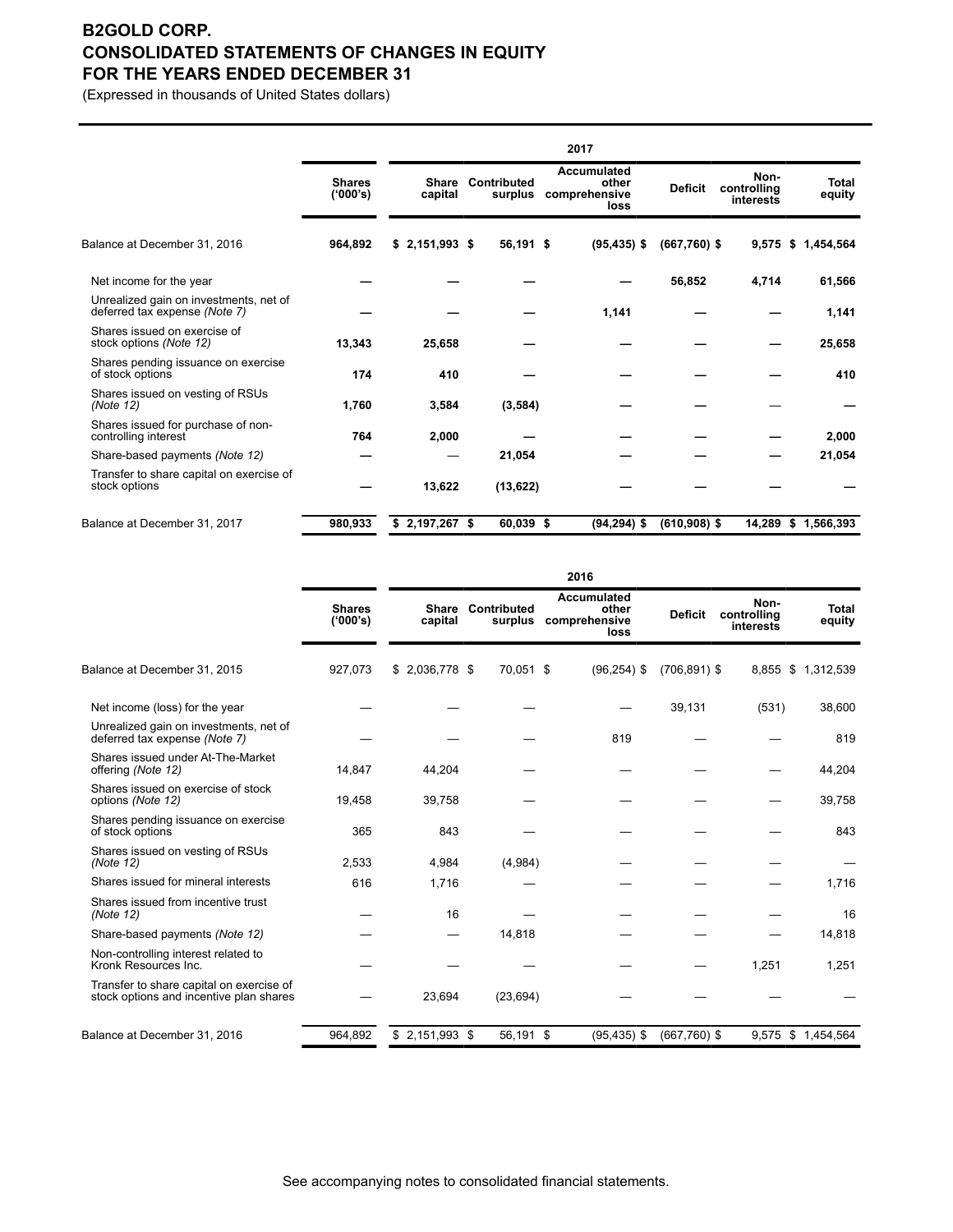# B2GOLD CORP.
# CONSOLIDATED STATEMENTS OF CHANGES IN EQUITY
# FOR THE YEARS ENDED DECEMBER 31

(Expressed in thousands of United States dollars)

| | | 2017 | | | | | |
|---|---|---|---|---|---|---|---|
| | **Shares ('000's)** | **Share capital** | **Contributed surplus** | **Accumulated other comprehensive loss** | **Deficit** | **Non-controlling interests** | **Total equity** |
| Balance at December 31, 2016 | **964,892** | **$ 2,151,993** | **$ 56,191** | **$ (95,435)** | **$ (667,760)** | **$ 9,575** | **$ 1,454,564** |
| Net income for the year | **—** | **—** | **—** | **—** | **56,852** | **4,714** | **61,566** |
| Unrealized gain on investments, net of deferred tax expense *(Note 7)* | **—** | **—** | **—** | **1,141** | **—** | **—** | **1,141** |
| Shares issued on exercise of stock options *(Note 12)* | **13,343** | **25,658** | **—** | **—** | **—** | **—** | **25,658** |
| Shares pending issuance on exercise of stock options | **174** | **410** | **—** | **—** | **—** | **—** | **410** |
| Shares issued on vesting of RSUs *(Note 12)* | **1,760** | **3,584** | **(3,584)** | **—** | **—** | — | **—** |
| Shares issued for purchase of non-controlling interest | **764** | **2,000** | **—** | **—** | **—** | **—** | **2,000** |
| Share-based payments *(Note 12)* | **—** | — | **21,054** | **—** | **—** | **—** | **21,054** |
| Transfer to share capital on exercise of stock options | **—** | **13,622** | **(13,622)** | **—** | **—** | **—** | **—** |
| Balance at December 31, 2017 | **980,933** | **$ 2,197,267** | **$ 60,039** | **$ (94,294)** | **$ (610,908)** | **$ 14,289** | **$ 1,566,393** |

| | | 2016 | | | | | |
|---|---|---|---|---|---|---|---|
| | **Shares ('000's)** | **Share capital** | **Contributed surplus** | **Accumulated other comprehensive loss** | **Deficit** | **Non-controlling interests** | **Total equity** |
| Balance at December 31, 2015 | 927,073 | $ 2,036,778 | $ 70,051 | $ (96,254) | $ (706,891) | $ 8,855 | $ 1,312,539 |
| Net income (loss) for the year | — | — | — | — | 39,131 | (531) | 38,600 |
| Unrealized gain on investments, net of deferred tax expense *(Note 7)* | — | — | — | 819 | — | — | 819 |
| Shares issued under At-The-Market offering *(Note 12)* | 14,847 | 44,204 | — | — | — | — | 44,204 |
| Shares issued on exercise of stock options *(Note 12)* | 19,458 | 39,758 | — | — | — | — | 39,758 |
| Shares pending issuance on exercise of stock options | 365 | 843 | — | — | — | — | 843 |
| Shares issued on vesting of RSUs *(Note 12)* | 2,533 | 4,984 | (4,984) | — | — | — | — |
| Shares issued for mineral interests | 616 | 1,716 | — | — | — | — | 1,716 |
| Shares issued from incentive trust *(Note 12)* | — | 16 | — | — | — | — | 16 |
| Share-based payments *(Note 12)* | — | — | 14,818 | — | — | — | 14,818 |
| Non-controlling interest related to Kronk Resources Inc. | — | — | — | — | — | 1,251 | 1,251 |
| Transfer to share capital on exercise of stock options and incentive plan shares | — | 23,694 | (23,694) | — | — | — | — |
| Balance at December 31, 2016 | 964,892 | $ 2,151,993 | $ 56,191 | $ (95,435) | $ (667,760) | $ 9,575 | $ 1,454,564 |

See accompanying notes to consolidated financial statements.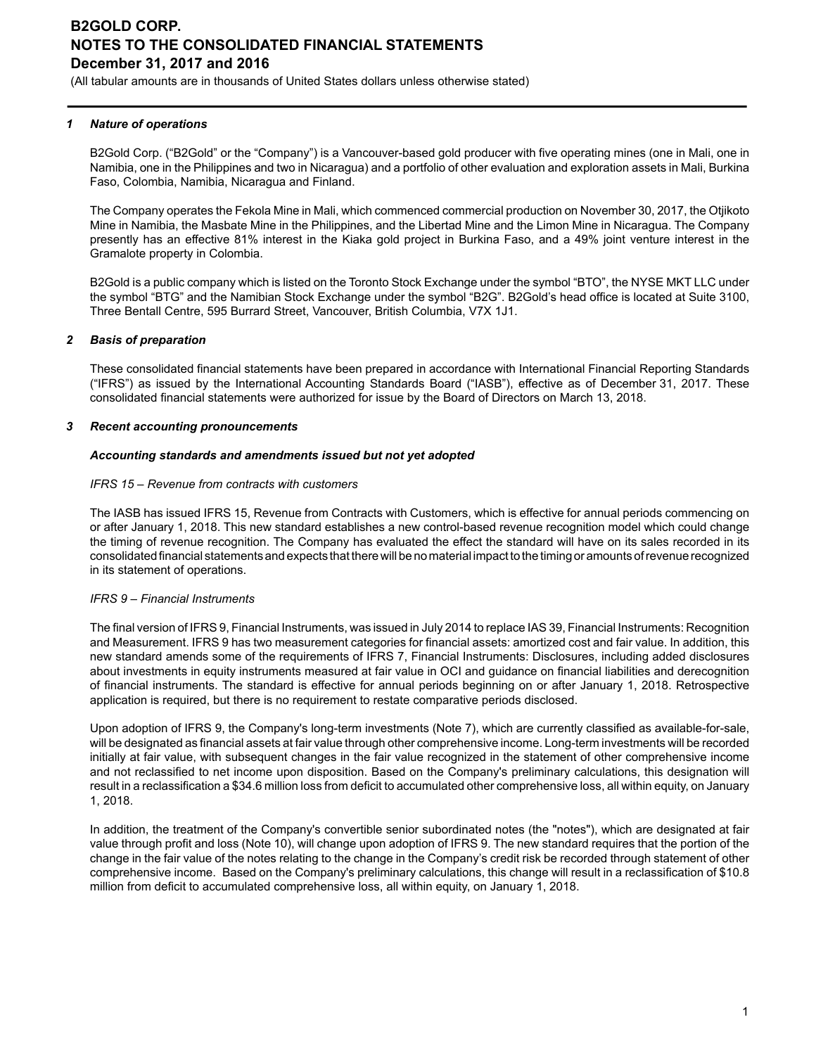### 1 *Nature of operations*

B2Gold Corp. ("B2Gold" or the "Company") is a Vancouver-based gold producer with five operating mines (one in Mali, one in Namibia, one in the Philippines and two in Nicaragua) and a portfolio of other evaluation and exploration assets in Mali, Burkina Faso, Colombia, Namibia, Nicaragua and Finland.

The Company operates the Fekola Mine in Mali, which commenced commercial production on November 30, 2017, the Otjikoto Mine in Namibia, the Masbate Mine in the Philippines, and the Libertad Mine and the Limon Mine in Nicaragua. The Company presently has an effective 81% interest in the Kiaka gold project in Burkina Faso, and a 49% joint venture interest in the Gramalote property in Colombia.

B2Gold is a public company which is listed on the Toronto Stock Exchange under the symbol "BTO", the NYSE MKT LLC under the symbol "BTG" and the Namibian Stock Exchange under the symbol "B2G". B2Gold's head office is located at Suite 3100, Three Bentall Centre, 595 Burrard Street, Vancouver, British Columbia, V7X 1J1.

### 2 *Basis of preparation*

These consolidated financial statements have been prepared in accordance with International Financial Reporting Standards ("IFRS") as issued by the International Accounting Standards Board ("IASB"), effective as of December 31, 2017. These consolidated financial statements were authorized for issue by the Board of Directors on March 13, 2018.

### 3 *Recent accounting pronouncements*

***Accounting standards and amendments issued but not yet adopted***

*IFRS 15 – Revenue from contracts with customers*

The IASB has issued IFRS 15, Revenue from Contracts with Customers, which is effective for annual periods commencing on or after January 1, 2018. This new standard establishes a new control-based revenue recognition model which could change the timing of revenue recognition. The Company has evaluated the effect the standard will have on its sales recorded in its consolidated financial statements and expects that there will be no material impact to the timing or amounts of revenue recognized in its statement of operations.

*IFRS 9 – Financial Instruments*

The final version of IFRS 9, Financial Instruments, was issued in July 2014 to replace IAS 39, Financial Instruments: Recognition and Measurement. IFRS 9 has two measurement categories for financial assets: amortized cost and fair value. In addition, this new standard amends some of the requirements of IFRS 7, Financial Instruments: Disclosures, including added disclosures about investments in equity instruments measured at fair value in OCI and guidance on financial liabilities and derecognition of financial instruments. The standard is effective for annual periods beginning on or after January 1, 2018. Retrospective application is required, but there is no requirement to restate comparative periods disclosed.

Upon adoption of IFRS 9, the Company's long-term investments (Note 7), which are currently classified as available-for-sale, will be designated as financial assets at fair value through other comprehensive income. Long-term investments will be recorded initially at fair value, with subsequent changes in the fair value recognized in the statement of other comprehensive income and not reclassified to net income upon disposition. Based on the Company's preliminary calculations, this designation will result in a reclassification a $34.6 million loss from deficit to accumulated other comprehensive loss, all within equity, on January 1, 2018.

In addition, the treatment of the Company's convertible senior subordinated notes (the "notes"), which are designated at fair value through profit and loss (Note 10), will change upon adoption of IFRS 9. The new standard requires that the portion of the change in the fair value of the notes relating to the change in the Company's credit risk be recorded through statement of other comprehensive income. Based on the Company's preliminary calculations, this change will result in a reclassification of $10.8 million from deficit to accumulated comprehensive loss, all within equity, on January 1, 2018.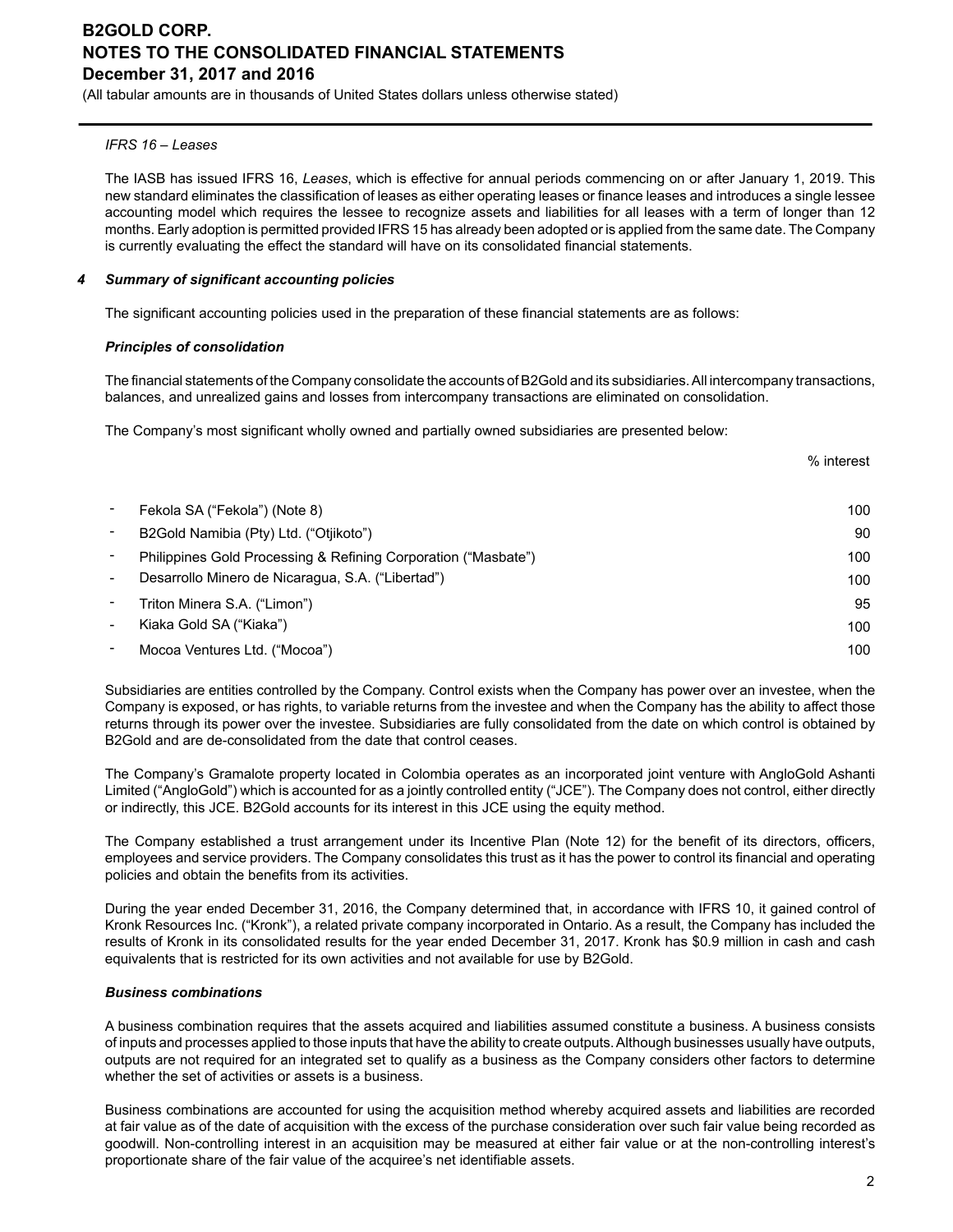*IFRS 16 – Leases*

The IASB has issued IFRS 16, *Leases*, which is effective for annual periods commencing on or after January 1, 2019. This new standard eliminates the classification of leases as either operating leases or finance leases and introduces a single lessee accounting model which requires the lessee to recognize assets and liabilities for all leases with a term of longer than 12 months. Early adoption is permitted provided IFRS 15 has already been adopted or is applied from the same date. The Company is currently evaluating the effect the standard will have on its consolidated financial statements.

### 4 Summary of significant accounting policies

The significant accounting policies used in the preparation of these financial statements are as follows:

***Principles of consolidation***

The financial statements of the Company consolidate the accounts of B2Gold and its subsidiaries. All intercompany transactions, balances, and unrealized gains and losses from intercompany transactions are eliminated on consolidation.

The Company's most significant wholly owned and partially owned subsidiaries are presented below:

| | % interest |
|---|---|
| - Fekola SA ("Fekola") (Note 8) | 100 |
| - B2Gold Namibia (Pty) Ltd. ("Otjikoto") | 90 |
| - Philippines Gold Processing & Refining Corporation ("Masbate") | 100 |
| - Desarrollo Minero de Nicaragua, S.A. ("Libertad") | 100 |
| - Triton Minera S.A. ("Limon") | 95 |
| - Kiaka Gold SA ("Kiaka") | 100 |
| - Mocoa Ventures Ltd. ("Mocoa") | 100 |

Subsidiaries are entities controlled by the Company. Control exists when the Company has power over an investee, when the Company is exposed, or has rights, to variable returns from the investee and when the Company has the ability to affect those returns through its power over the investee. Subsidiaries are fully consolidated from the date on which control is obtained by B2Gold and are de-consolidated from the date that control ceases.

The Company's Gramalote property located in Colombia operates as an incorporated joint venture with AngloGold Ashanti Limited ("AngloGold") which is accounted for as a jointly controlled entity ("JCE"). The Company does not control, either directly or indirectly, this JCE. B2Gold accounts for its interest in this JCE using the equity method.

The Company established a trust arrangement under its Incentive Plan (Note 12) for the benefit of its directors, officers, employees and service providers. The Company consolidates this trust as it has the power to control its financial and operating policies and obtain the benefits from its activities.

During the year ended December 31, 2016, the Company determined that, in accordance with IFRS 10, it gained control of Kronk Resources Inc. ("Kronk"), a related private company incorporated in Ontario. As a result, the Company has included the results of Kronk in its consolidated results for the year ended December 31, 2017. Kronk has $0.9 million in cash and cash equivalents that is restricted for its own activities and not available for use by B2Gold.

***Business combinations***

A business combination requires that the assets acquired and liabilities assumed constitute a business. A business consists of inputs and processes applied to those inputs that have the ability to create outputs. Although businesses usually have outputs, outputs are not required for an integrated set to qualify as a business as the Company considers other factors to determine whether the set of activities or assets is a business.

Business combinations are accounted for using the acquisition method whereby acquired assets and liabilities are recorded at fair value as of the date of acquisition with the excess of the purchase consideration over such fair value being recorded as goodwill. Non-controlling interest in an acquisition may be measured at either fair value or at the non-controlling interest's proportionate share of the fair value of the acquiree's net identifiable assets.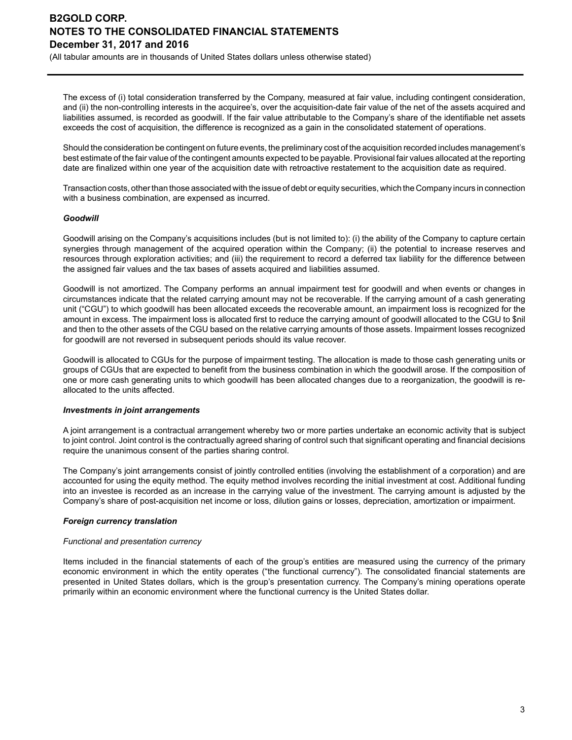The excess of (i) total consideration transferred by the Company, measured at fair value, including contingent consideration, and (ii) the non-controlling interests in the acquiree's, over the acquisition-date fair value of the net of the assets acquired and liabilities assumed, is recorded as goodwill. If the fair value attributable to the Company's share of the identifiable net assets exceeds the cost of acquisition, the difference is recognized as a gain in the consolidated statement of operations.

Should the consideration be contingent on future events, the preliminary cost of the acquisition recorded includes management's best estimate of the fair value of the contingent amounts expected to be payable. Provisional fair values allocated at the reporting date are finalized within one year of the acquisition date with retroactive restatement to the acquisition date as required.

Transaction costs, other than those associated with the issue of debt or equity securities, which the Company incurs in connection with a business combination, are expensed as incurred.

***Goodwill***

Goodwill arising on the Company's acquisitions includes (but is not limited to): (i) the ability of the Company to capture certain synergies through management of the acquired operation within the Company; (ii) the potential to increase reserves and resources through exploration activities; and (iii) the requirement to record a deferred tax liability for the difference between the assigned fair values and the tax bases of assets acquired and liabilities assumed.

Goodwill is not amortized. The Company performs an annual impairment test for goodwill and when events or changes in circumstances indicate that the related carrying amount may not be recoverable. If the carrying amount of a cash generating unit ("CGU") to which goodwill has been allocated exceeds the recoverable amount, an impairment loss is recognized for the amount in excess. The impairment loss is allocated first to reduce the carrying amount of goodwill allocated to the CGU to $nil and then to the other assets of the CGU based on the relative carrying amounts of those assets. Impairment losses recognized for goodwill are not reversed in subsequent periods should its value recover.

Goodwill is allocated to CGUs for the purpose of impairment testing. The allocation is made to those cash generating units or groups of CGUs that are expected to benefit from the business combination in which the goodwill arose. If the composition of one or more cash generating units to which goodwill has been allocated changes due to a reorganization, the goodwill is re-allocated to the units affected.

***Investments in joint arrangements***

A joint arrangement is a contractual arrangement whereby two or more parties undertake an economic activity that is subject to joint control. Joint control is the contractually agreed sharing of control such that significant operating and financial decisions require the unanimous consent of the parties sharing control.

The Company's joint arrangements consist of jointly controlled entities (involving the establishment of a corporation) and are accounted for using the equity method. The equity method involves recording the initial investment at cost. Additional funding into an investee is recorded as an increase in the carrying value of the investment. The carrying amount is adjusted by the Company's share of post-acquisition net income or loss, dilution gains or losses, depreciation, amortization or impairment.

***Foreign currency translation***

*Functional and presentation currency*

Items included in the financial statements of each of the group's entities are measured using the currency of the primary economic environment in which the entity operates ("the functional currency"). The consolidated financial statements are presented in United States dollars, which is the group's presentation currency. The Company's mining operations operate primarily within an economic environment where the functional currency is the United States dollar.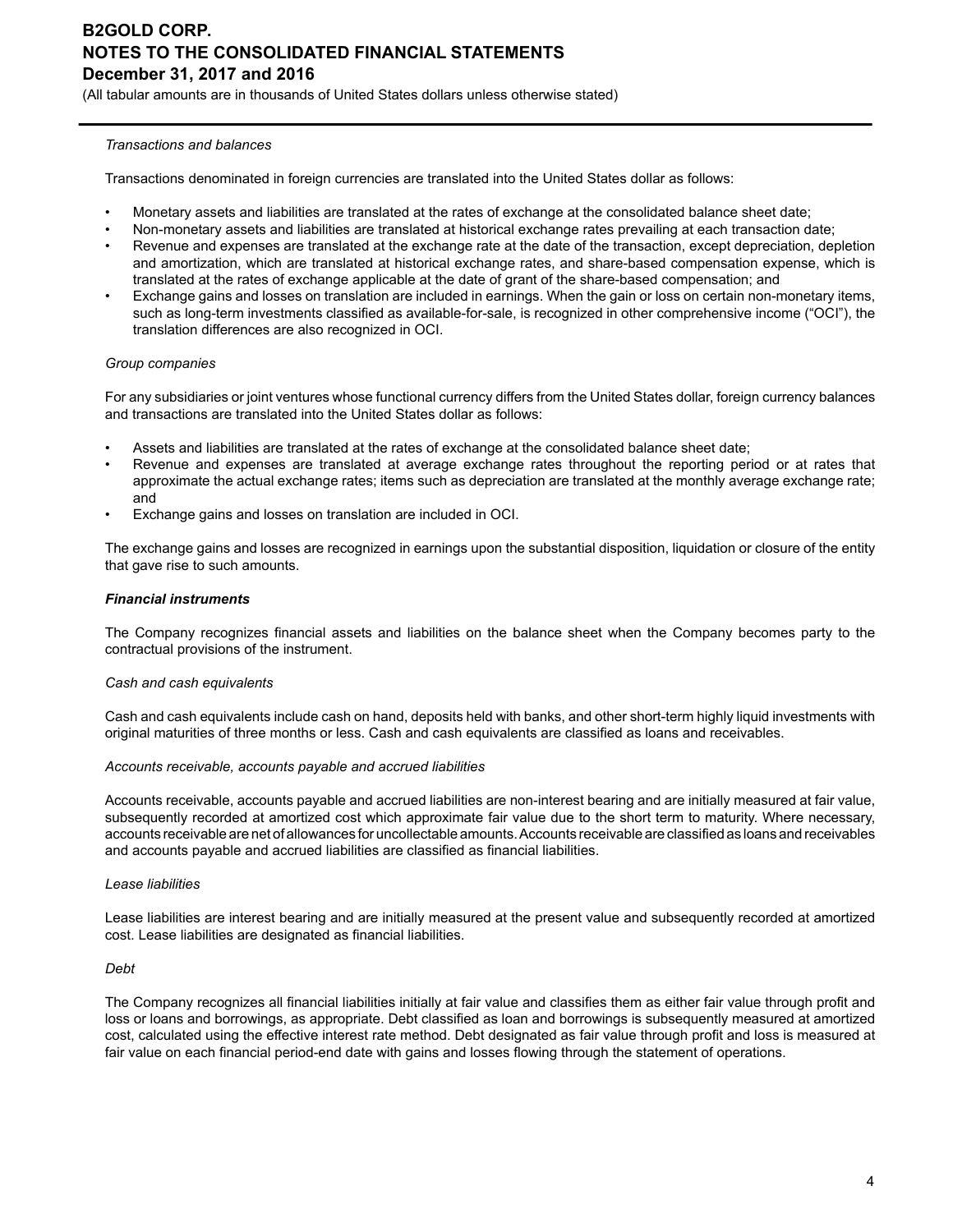*Transactions and balances*

Transactions denominated in foreign currencies are translated into the United States dollar as follows:

- Monetary assets and liabilities are translated at the rates of exchange at the consolidated balance sheet date;
- Non-monetary assets and liabilities are translated at historical exchange rates prevailing at each transaction date;
- Revenue and expenses are translated at the exchange rate at the date of the transaction, except depreciation, depletion and amortization, which are translated at historical exchange rates, and share-based compensation expense, which is translated at the rates of exchange applicable at the date of grant of the share-based compensation; and
- Exchange gains and losses on translation are included in earnings. When the gain or loss on certain non-monetary items, such as long-term investments classified as available-for-sale, is recognized in other comprehensive income ("OCI"), the translation differences are also recognized in OCI.

*Group companies*

For any subsidiaries or joint ventures whose functional currency differs from the United States dollar, foreign currency balances and transactions are translated into the United States dollar as follows:

- Assets and liabilities are translated at the rates of exchange at the consolidated balance sheet date;
- Revenue and expenses are translated at average exchange rates throughout the reporting period or at rates that approximate the actual exchange rates; items such as depreciation are translated at the monthly average exchange rate; and
- Exchange gains and losses on translation are included in OCI.

The exchange gains and losses are recognized in earnings upon the substantial disposition, liquidation or closure of the entity that gave rise to such amounts.

***Financial instruments***

The Company recognizes financial assets and liabilities on the balance sheet when the Company becomes party to the contractual provisions of the instrument.

*Cash and cash equivalents*

Cash and cash equivalents include cash on hand, deposits held with banks, and other short-term highly liquid investments with original maturities of three months or less. Cash and cash equivalents are classified as loans and receivables.

*Accounts receivable, accounts payable and accrued liabilities*

Accounts receivable, accounts payable and accrued liabilities are non-interest bearing and are initially measured at fair value, subsequently recorded at amortized cost which approximate fair value due to the short term to maturity. Where necessary, accounts receivable are net of allowances for uncollectable amounts. Accounts receivable are classified as loans and receivables and accounts payable and accrued liabilities are classified as financial liabilities.

*Lease liabilities*

Lease liabilities are interest bearing and are initially measured at the present value and subsequently recorded at amortized cost. Lease liabilities are designated as financial liabilities.

*Debt*

The Company recognizes all financial liabilities initially at fair value and classifies them as either fair value through profit and loss or loans and borrowings, as appropriate. Debt classified as loan and borrowings is subsequently measured at amortized cost, calculated using the effective interest rate method. Debt designated as fair value through profit and loss is measured at fair value on each financial period-end date with gains and losses flowing through the statement of operations.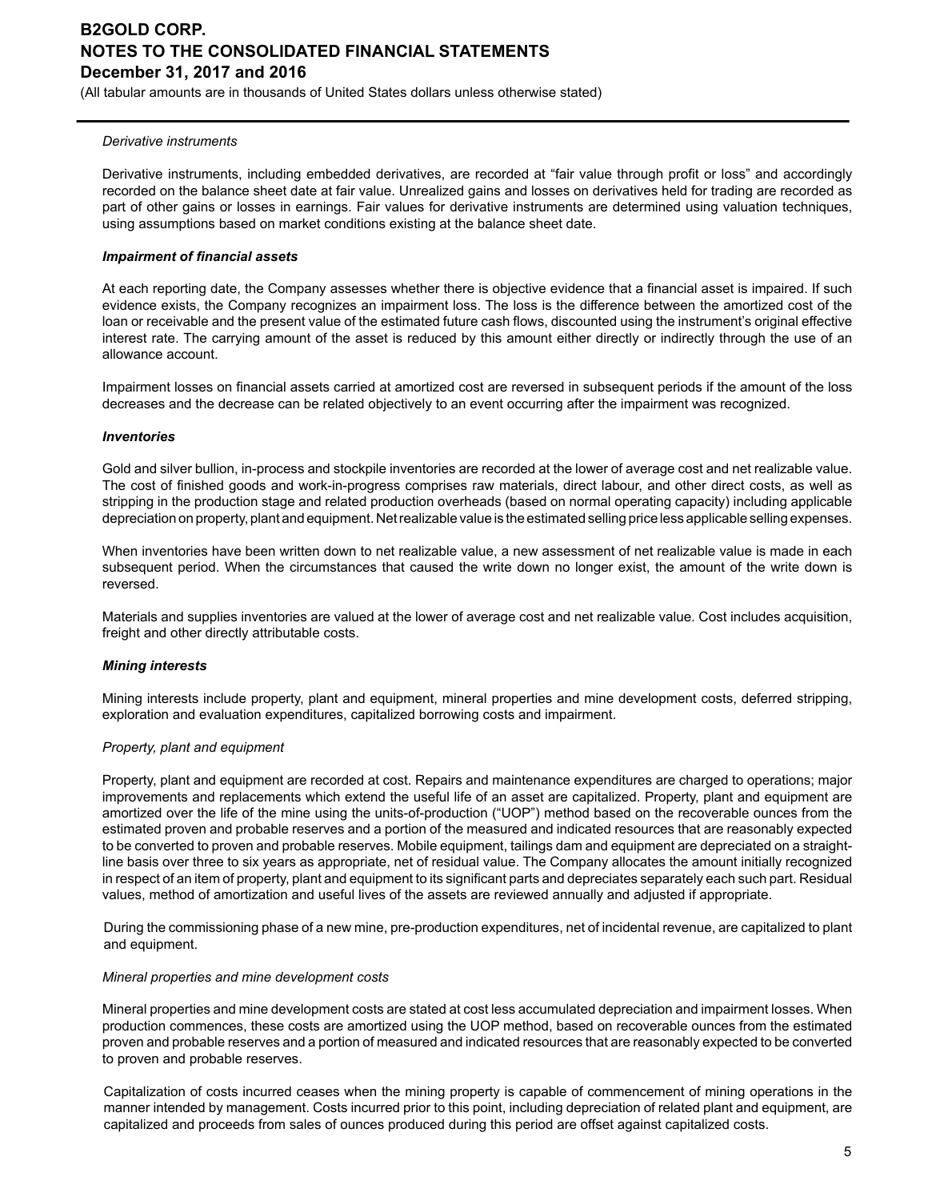*Derivative instruments*

Derivative instruments, including embedded derivatives, are recorded at "fair value through profit or loss" and accordingly recorded on the balance sheet date at fair value. Unrealized gains and losses on derivatives held for trading are recorded as part of other gains or losses in earnings. Fair values for derivative instruments are determined using valuation techniques, using assumptions based on market conditions existing at the balance sheet date.

***Impairment of financial assets***

At each reporting date, the Company assesses whether there is objective evidence that a financial asset is impaired. If such evidence exists, the Company recognizes an impairment loss. The loss is the difference between the amortized cost of the loan or receivable and the present value of the estimated future cash flows, discounted using the instrument's original effective interest rate. The carrying amount of the asset is reduced by this amount either directly or indirectly through the use of an allowance account.

Impairment losses on financial assets carried at amortized cost are reversed in subsequent periods if the amount of the loss decreases and the decrease can be related objectively to an event occurring after the impairment was recognized.

***Inventories***

Gold and silver bullion, in-process and stockpile inventories are recorded at the lower of average cost and net realizable value. The cost of finished goods and work-in-progress comprises raw materials, direct labour, and other direct costs, as well as stripping in the production stage and related production overheads (based on normal operating capacity) including applicable depreciation on property, plant and equipment. Net realizable value is the estimated selling price less applicable selling expenses.

When inventories have been written down to net realizable value, a new assessment of net realizable value is made in each subsequent period. When the circumstances that caused the write down no longer exist, the amount of the write down is reversed.

Materials and supplies inventories are valued at the lower of average cost and net realizable value. Cost includes acquisition, freight and other directly attributable costs.

***Mining interests***

Mining interests include property, plant and equipment, mineral properties and mine development costs, deferred stripping, exploration and evaluation expenditures, capitalized borrowing costs and impairment.

*Property, plant and equipment*

Property, plant and equipment are recorded at cost. Repairs and maintenance expenditures are charged to operations; major improvements and replacements which extend the useful life of an asset are capitalized. Property, plant and equipment are amortized over the life of the mine using the units-of-production ("UOP") method based on the recoverable ounces from the estimated proven and probable reserves and a portion of the measured and indicated resources that are reasonably expected to be converted to proven and probable reserves. Mobile equipment, tailings dam and equipment are depreciated on a straight-line basis over three to six years as appropriate, net of residual value. The Company allocates the amount initially recognized in respect of an item of property, plant and equipment to its significant parts and depreciates separately each such part. Residual values, method of amortization and useful lives of the assets are reviewed annually and adjusted if appropriate.

During the commissioning phase of a new mine, pre-production expenditures, net of incidental revenue, are capitalized to plant and equipment.

*Mineral properties and mine development costs*

Mineral properties and mine development costs are stated at cost less accumulated depreciation and impairment losses. When production commences, these costs are amortized using the UOP method, based on recoverable ounces from the estimated proven and probable reserves and a portion of measured and indicated resources that are reasonably expected to be converted to proven and probable reserves.

Capitalization of costs incurred ceases when the mining property is capable of commencement of mining operations in the manner intended by management. Costs incurred prior to this point, including depreciation of related plant and equipment, are capitalized and proceeds from sales of ounces produced during this period are offset against capitalized costs.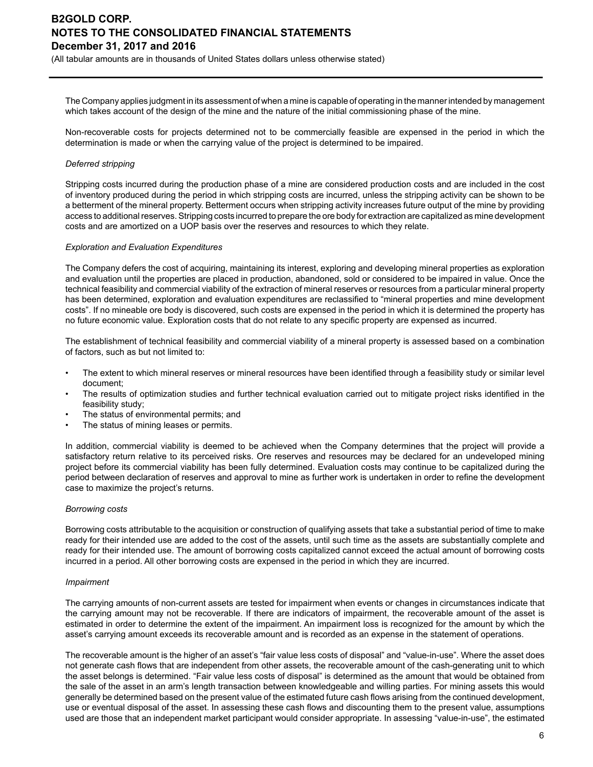The Company applies judgment in its assessment of when a mine is capable of operating in the manner intended by management which takes account of the design of the mine and the nature of the initial commissioning phase of the mine.

Non-recoverable costs for projects determined not to be commercially feasible are expensed in the period in which the determination is made or when the carrying value of the project is determined to be impaired.

*Deferred stripping*

Stripping costs incurred during the production phase of a mine are considered production costs and are included in the cost of inventory produced during the period in which stripping costs are incurred, unless the stripping activity can be shown to be a betterment of the mineral property. Betterment occurs when stripping activity increases future output of the mine by providing access to additional reserves. Stripping costs incurred to prepare the ore body for extraction are capitalized as mine development costs and are amortized on a UOP basis over the reserves and resources to which they relate.

*Exploration and Evaluation Expenditures*

The Company defers the cost of acquiring, maintaining its interest, exploring and developing mineral properties as exploration and evaluation until the properties are placed in production, abandoned, sold or considered to be impaired in value. Once the technical feasibility and commercial viability of the extraction of mineral reserves or resources from a particular mineral property has been determined, exploration and evaluation expenditures are reclassified to "mineral properties and mine development costs". If no mineable ore body is discovered, such costs are expensed in the period in which it is determined the property has no future economic value. Exploration costs that do not relate to any specific property are expensed as incurred.

The establishment of technical feasibility and commercial viability of a mineral property is assessed based on a combination of factors, such as but not limited to:

- The extent to which mineral reserves or mineral resources have been identified through a feasibility study or similar level document;
- The results of optimization studies and further technical evaluation carried out to mitigate project risks identified in the feasibility study;
- The status of environmental permits; and
- The status of mining leases or permits.

In addition, commercial viability is deemed to be achieved when the Company determines that the project will provide a satisfactory return relative to its perceived risks. Ore reserves and resources may be declared for an undeveloped mining project before its commercial viability has been fully determined. Evaluation costs may continue to be capitalized during the period between declaration of reserves and approval to mine as further work is undertaken in order to refine the development case to maximize the project's returns.

*Borrowing costs*

Borrowing costs attributable to the acquisition or construction of qualifying assets that take a substantial period of time to make ready for their intended use are added to the cost of the assets, until such time as the assets are substantially complete and ready for their intended use. The amount of borrowing costs capitalized cannot exceed the actual amount of borrowing costs incurred in a period. All other borrowing costs are expensed in the period in which they are incurred.

*Impairment*

The carrying amounts of non-current assets are tested for impairment when events or changes in circumstances indicate that the carrying amount may not be recoverable. If there are indicators of impairment, the recoverable amount of the asset is estimated in order to determine the extent of the impairment. An impairment loss is recognized for the amount by which the asset's carrying amount exceeds its recoverable amount and is recorded as an expense in the statement of operations.

The recoverable amount is the higher of an asset's "fair value less costs of disposal" and "value-in-use". Where the asset does not generate cash flows that are independent from other assets, the recoverable amount of the cash-generating unit to which the asset belongs is determined. "Fair value less costs of disposal" is determined as the amount that would be obtained from the sale of the asset in an arm's length transaction between knowledgeable and willing parties. For mining assets this would generally be determined based on the present value of the estimated future cash flows arising from the continued development, use or eventual disposal of the asset. In assessing these cash flows and discounting them to the present value, assumptions used are those that an independent market participant would consider appropriate. In assessing "value-in-use", the estimated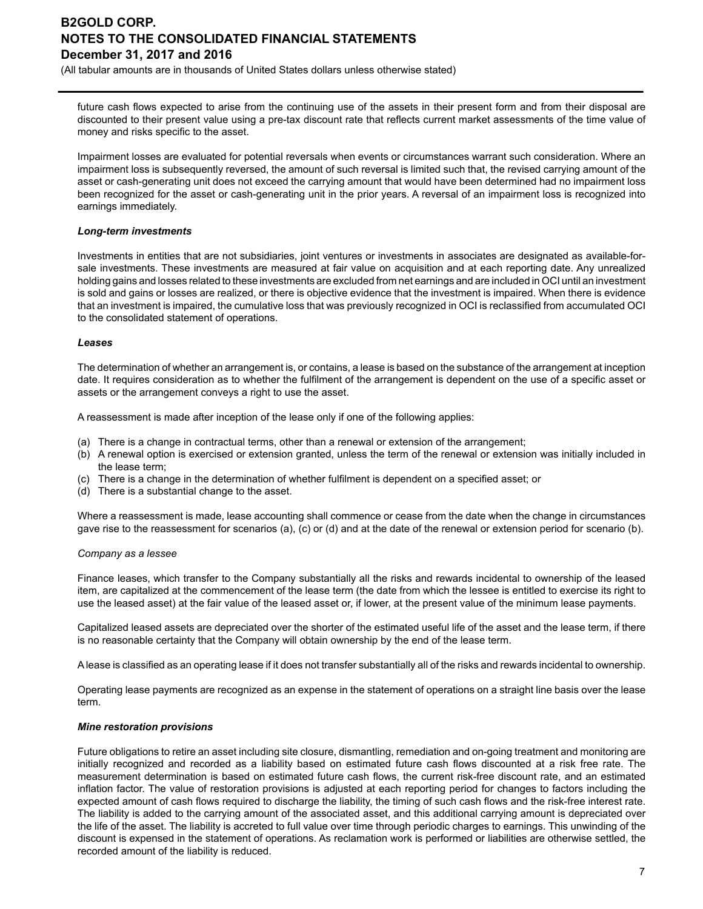future cash flows expected to arise from the continuing use of the assets in their present form and from their disposal are discounted to their present value using a pre-tax discount rate that reflects current market assessments of the time value of money and risks specific to the asset.

Impairment losses are evaluated for potential reversals when events or circumstances warrant such consideration. Where an impairment loss is subsequently reversed, the amount of such reversal is limited such that, the revised carrying amount of the asset or cash-generating unit does not exceed the carrying amount that would have been determined had no impairment loss been recognized for the asset or cash-generating unit in the prior years. A reversal of an impairment loss is recognized into earnings immediately.

***Long-term investments***

Investments in entities that are not subsidiaries, joint ventures or investments in associates are designated as available-for-sale investments. These investments are measured at fair value on acquisition and at each reporting date. Any unrealized holding gains and losses related to these investments are excluded from net earnings and are included in OCI until an investment is sold and gains or losses are realized, or there is objective evidence that the investment is impaired. When there is evidence that an investment is impaired, the cumulative loss that was previously recognized in OCI is reclassified from accumulated OCI to the consolidated statement of operations.

***Leases***

The determination of whether an arrangement is, or contains, a lease is based on the substance of the arrangement at inception date. It requires consideration as to whether the fulfilment of the arrangement is dependent on the use of a specific asset or assets or the arrangement conveys a right to use the asset.

A reassessment is made after inception of the lease only if one of the following applies:

(a) There is a change in contractual terms, other than a renewal or extension of the arrangement;
(b) A renewal option is exercised or extension granted, unless the term of the renewal or extension was initially included in the lease term;
(c) There is a change in the determination of whether fulfilment is dependent on a specified asset; or
(d) There is a substantial change to the asset.

Where a reassessment is made, lease accounting shall commence or cease from the date when the change in circumstances gave rise to the reassessment for scenarios (a), (c) or (d) and at the date of the renewal or extension period for scenario (b).

*Company as a lessee*

Finance leases, which transfer to the Company substantially all the risks and rewards incidental to ownership of the leased item, are capitalized at the commencement of the lease term (the date from which the lessee is entitled to exercise its right to use the leased asset) at the fair value of the leased asset or, if lower, at the present value of the minimum lease payments.

Capitalized leased assets are depreciated over the shorter of the estimated useful life of the asset and the lease term, if there is no reasonable certainty that the Company will obtain ownership by the end of the lease term.

A lease is classified as an operating lease if it does not transfer substantially all of the risks and rewards incidental to ownership.

Operating lease payments are recognized as an expense in the statement of operations on a straight line basis over the lease term.

***Mine restoration provisions***

Future obligations to retire an asset including site closure, dismantling, remediation and on-going treatment and monitoring are initially recognized and recorded as a liability based on estimated future cash flows discounted at a risk free rate. The measurement determination is based on estimated future cash flows, the current risk-free discount rate, and an estimated inflation factor. The value of restoration provisions is adjusted at each reporting period for changes to factors including the expected amount of cash flows required to discharge the liability, the timing of such cash flows and the risk-free interest rate. The liability is added to the carrying amount of the associated asset, and this additional carrying amount is depreciated over the life of the asset. The liability is accreted to full value over time through periodic charges to earnings. This unwinding of the discount is expensed in the statement of operations. As reclamation work is performed or liabilities are otherwise settled, the recorded amount of the liability is reduced.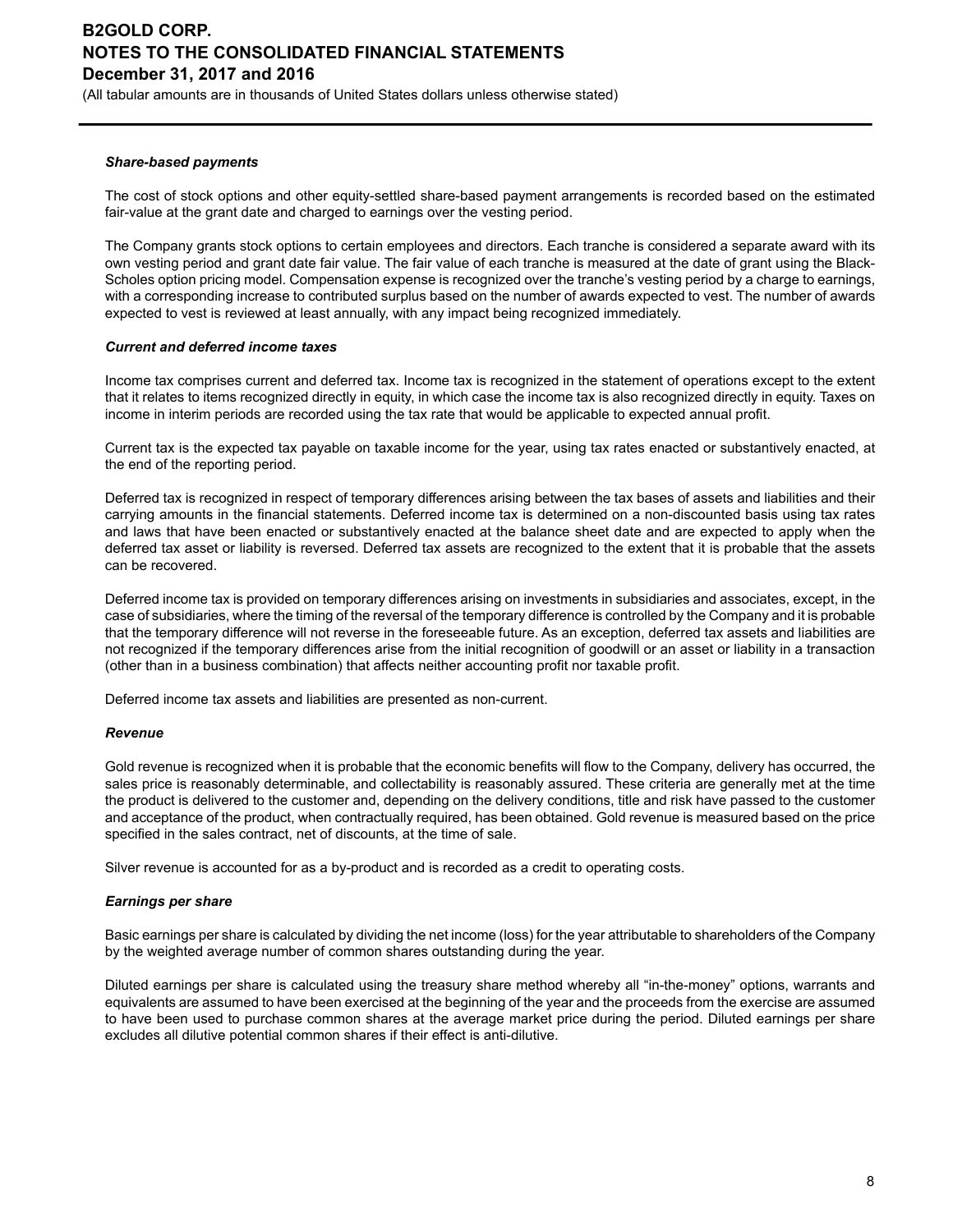***Share-based payments***

The cost of stock options and other equity-settled share-based payment arrangements is recorded based on the estimated fair-value at the grant date and charged to earnings over the vesting period.

The Company grants stock options to certain employees and directors. Each tranche is considered a separate award with its own vesting period and grant date fair value. The fair value of each tranche is measured at the date of grant using the Black-Scholes option pricing model. Compensation expense is recognized over the tranche's vesting period by a charge to earnings, with a corresponding increase to contributed surplus based on the number of awards expected to vest. The number of awards expected to vest is reviewed at least annually, with any impact being recognized immediately.

***Current and deferred income taxes***

Income tax comprises current and deferred tax. Income tax is recognized in the statement of operations except to the extent that it relates to items recognized directly in equity, in which case the income tax is also recognized directly in equity. Taxes on income in interim periods are recorded using the tax rate that would be applicable to expected annual profit.

Current tax is the expected tax payable on taxable income for the year, using tax rates enacted or substantively enacted, at the end of the reporting period.

Deferred tax is recognized in respect of temporary differences arising between the tax bases of assets and liabilities and their carrying amounts in the financial statements. Deferred income tax is determined on a non-discounted basis using tax rates and laws that have been enacted or substantively enacted at the balance sheet date and are expected to apply when the deferred tax asset or liability is reversed. Deferred tax assets are recognized to the extent that it is probable that the assets can be recovered.

Deferred income tax is provided on temporary differences arising on investments in subsidiaries and associates, except, in the case of subsidiaries, where the timing of the reversal of the temporary difference is controlled by the Company and it is probable that the temporary difference will not reverse in the foreseeable future. As an exception, deferred tax assets and liabilities are not recognized if the temporary differences arise from the initial recognition of goodwill or an asset or liability in a transaction (other than in a business combination) that affects neither accounting profit nor taxable profit.

Deferred income tax assets and liabilities are presented as non-current.

***Revenue***

Gold revenue is recognized when it is probable that the economic benefits will flow to the Company, delivery has occurred, the sales price is reasonably determinable, and collectability is reasonably assured. These criteria are generally met at the time the product is delivered to the customer and, depending on the delivery conditions, title and risk have passed to the customer and acceptance of the product, when contractually required, has been obtained. Gold revenue is measured based on the price specified in the sales contract, net of discounts, at the time of sale.

Silver revenue is accounted for as a by-product and is recorded as a credit to operating costs.

***Earnings per share***

Basic earnings per share is calculated by dividing the net income (loss) for the year attributable to shareholders of the Company by the weighted average number of common shares outstanding during the year.

Diluted earnings per share is calculated using the treasury share method whereby all "in-the-money" options, warrants and equivalents are assumed to have been exercised at the beginning of the year and the proceeds from the exercise are assumed to have been used to purchase common shares at the average market price during the period. Diluted earnings per share excludes all dilutive potential common shares if their effect is anti-dilutive.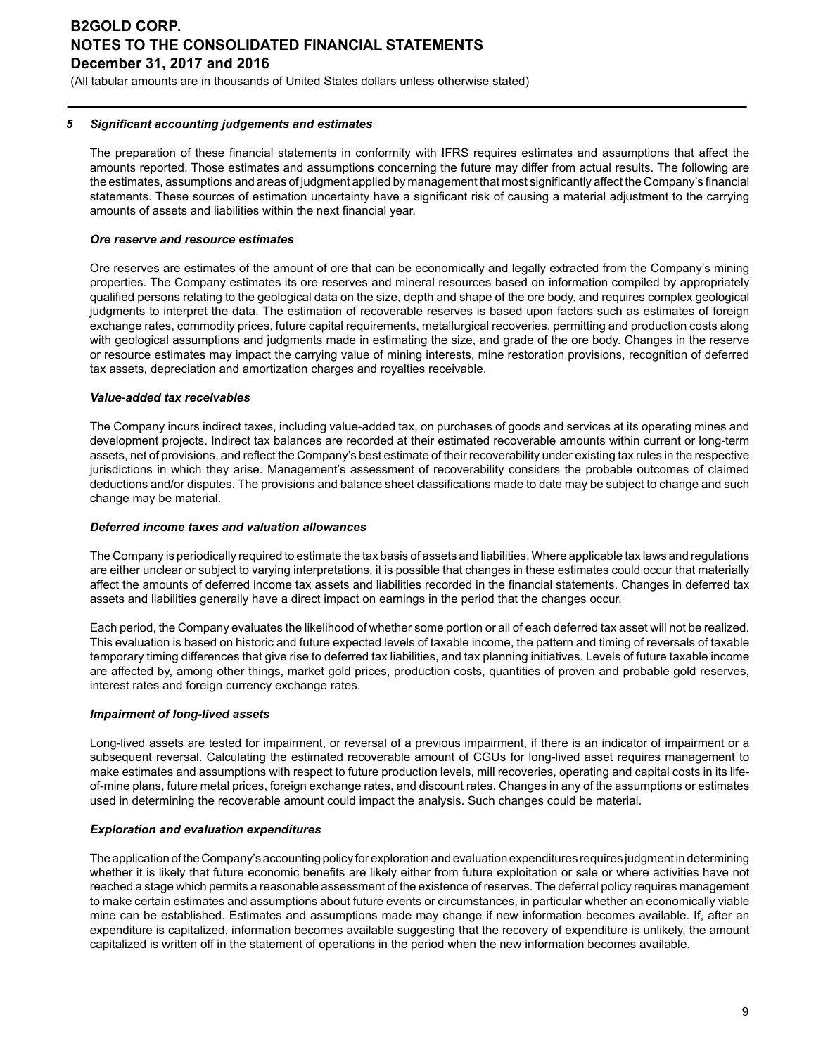## 5 *Significant accounting judgements and estimates*

The preparation of these financial statements in conformity with IFRS requires estimates and assumptions that affect the amounts reported. Those estimates and assumptions concerning the future may differ from actual results. The following are the estimates, assumptions and areas of judgment applied by management that most significantly affect the Company's financial statements. These sources of estimation uncertainty have a significant risk of causing a material adjustment to the carrying amounts of assets and liabilities within the next financial year.

### *Ore reserve and resource estimates*

Ore reserves are estimates of the amount of ore that can be economically and legally extracted from the Company's mining properties. The Company estimates its ore reserves and mineral resources based on information compiled by appropriately qualified persons relating to the geological data on the size, depth and shape of the ore body, and requires complex geological judgments to interpret the data. The estimation of recoverable reserves is based upon factors such as estimates of foreign exchange rates, commodity prices, future capital requirements, metallurgical recoveries, permitting and production costs along with geological assumptions and judgments made in estimating the size, and grade of the ore body. Changes in the reserve or resource estimates may impact the carrying value of mining interests, mine restoration provisions, recognition of deferred tax assets, depreciation and amortization charges and royalties receivable.

### *Value-added tax receivables*

The Company incurs indirect taxes, including value-added tax, on purchases of goods and services at its operating mines and development projects. Indirect tax balances are recorded at their estimated recoverable amounts within current or long-term assets, net of provisions, and reflect the Company's best estimate of their recoverability under existing tax rules in the respective jurisdictions in which they arise. Management's assessment of recoverability considers the probable outcomes of claimed deductions and/or disputes. The provisions and balance sheet classifications made to date may be subject to change and such change may be material.

### *Deferred income taxes and valuation allowances*

The Company is periodically required to estimate the tax basis of assets and liabilities. Where applicable tax laws and regulations are either unclear or subject to varying interpretations, it is possible that changes in these estimates could occur that materially affect the amounts of deferred income tax assets and liabilities recorded in the financial statements. Changes in deferred tax assets and liabilities generally have a direct impact on earnings in the period that the changes occur.

Each period, the Company evaluates the likelihood of whether some portion or all of each deferred tax asset will not be realized. This evaluation is based on historic and future expected levels of taxable income, the pattern and timing of reversals of taxable temporary timing differences that give rise to deferred tax liabilities, and tax planning initiatives. Levels of future taxable income are affected by, among other things, market gold prices, production costs, quantities of proven and probable gold reserves, interest rates and foreign currency exchange rates.

### *Impairment of long-lived assets*

Long-lived assets are tested for impairment, or reversal of a previous impairment, if there is an indicator of impairment or a subsequent reversal. Calculating the estimated recoverable amount of CGUs for long-lived asset requires management to make estimates and assumptions with respect to future production levels, mill recoveries, operating and capital costs in its life-of-mine plans, future metal prices, foreign exchange rates, and discount rates. Changes in any of the assumptions or estimates used in determining the recoverable amount could impact the analysis. Such changes could be material.

### *Exploration and evaluation expenditures*

The application of the Company's accounting policy for exploration and evaluation expenditures requires judgment in determining whether it is likely that future economic benefits are likely either from future exploitation or sale or where activities have not reached a stage which permits a reasonable assessment of the existence of reserves. The deferral policy requires management to make certain estimates and assumptions about future events or circumstances, in particular whether an economically viable mine can be established. Estimates and assumptions made may change if new information becomes available. If, after an expenditure is capitalized, information becomes available suggesting that the recovery of expenditure is unlikely, the amount capitalized is written off in the statement of operations in the period when the new information becomes available.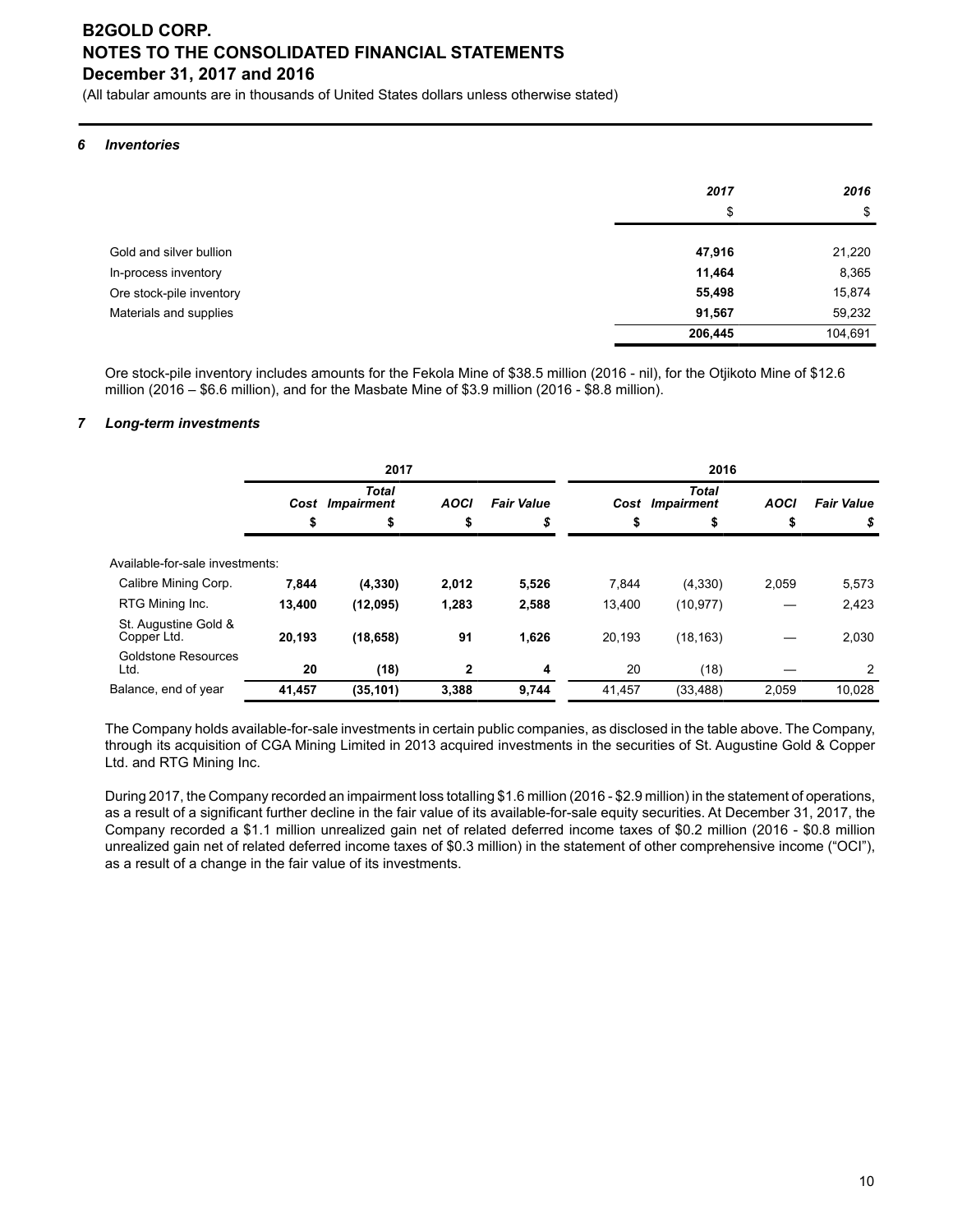# B2GOLD CORP.
# NOTES TO THE CONSOLIDATED FINANCIAL STATEMENTS
# December 31, 2017 and 2016

(All tabular amounts are in thousands of United States dollars unless otherwise stated)

### *6 Inventories*

| | 2017 | 2016 |
|---|---|---|
| | $ | $ |
| Gold and silver bullion | **47,916** | 21,220 |
| In-process inventory | **11,464** | 8,365 |
| Ore stock-pile inventory | **55,498** | 15,874 |
| Materials and supplies | **91,567** | 59,232 |
| | **206,445** | 104,691 |

Ore stock-pile inventory includes amounts for the Fekola Mine of $38.5 million (2016 - nil), for the Otjikoto Mine of $12.6 million (2016 – $6.6 million), and for the Masbate Mine of $3.9 million (2016 - $8.8 million).

### *7 Long-term investments*

| | 2017 | | | | 2016 | | | |
|---|---|---|---|---|---|---|---|---|
| | *Cost* | *Total Impairment* | *AOCI* | *Fair Value* | *Cost* | *Total Impairment* | *AOCI* | *Fair Value* |
| | $ | $ | $ | $ | $ | $ | $ | $ |
| Available-for-sale investments: | | | | | | | | |
| Calibre Mining Corp. | **7,844** | **(4,330)** | **2,012** | **5,526** | 7,844 | (4,330) | 2,059 | 5,573 |
| RTG Mining Inc. | **13,400** | **(12,095)** | **1,283** | **2,588** | 13,400 | (10,977) | — | 2,423 |
| St. Augustine Gold & Copper Ltd. | **20,193** | **(18,658)** | **91** | **1,626** | 20,193 | (18,163) | — | 2,030 |
| Goldstone Resources Ltd. | **20** | **(18)** | **2** | **4** | 20 | (18) | — | 2 |
| Balance, end of year | **41,457** | **(35,101)** | **3,388** | **9,744** | 41,457 | (33,488) | 2,059 | 10,028 |

The Company holds available-for-sale investments in certain public companies, as disclosed in the table above. The Company, through its acquisition of CGA Mining Limited in 2013 acquired investments in the securities of St. Augustine Gold & Copper Ltd. and RTG Mining Inc.

During 2017, the Company recorded an impairment loss totalling $1.6 million (2016 - $2.9 million) in the statement of operations, as a result of a significant further decline in the fair value of its available-for-sale equity securities. At December 31, 2017, the Company recorded a $1.1 million unrealized gain net of related deferred income taxes of $0.2 million (2016 - $0.8 million unrealized gain net of related deferred income taxes of $0.3 million) in the statement of other comprehensive income ("OCI"), as a result of a change in the fair value of its investments.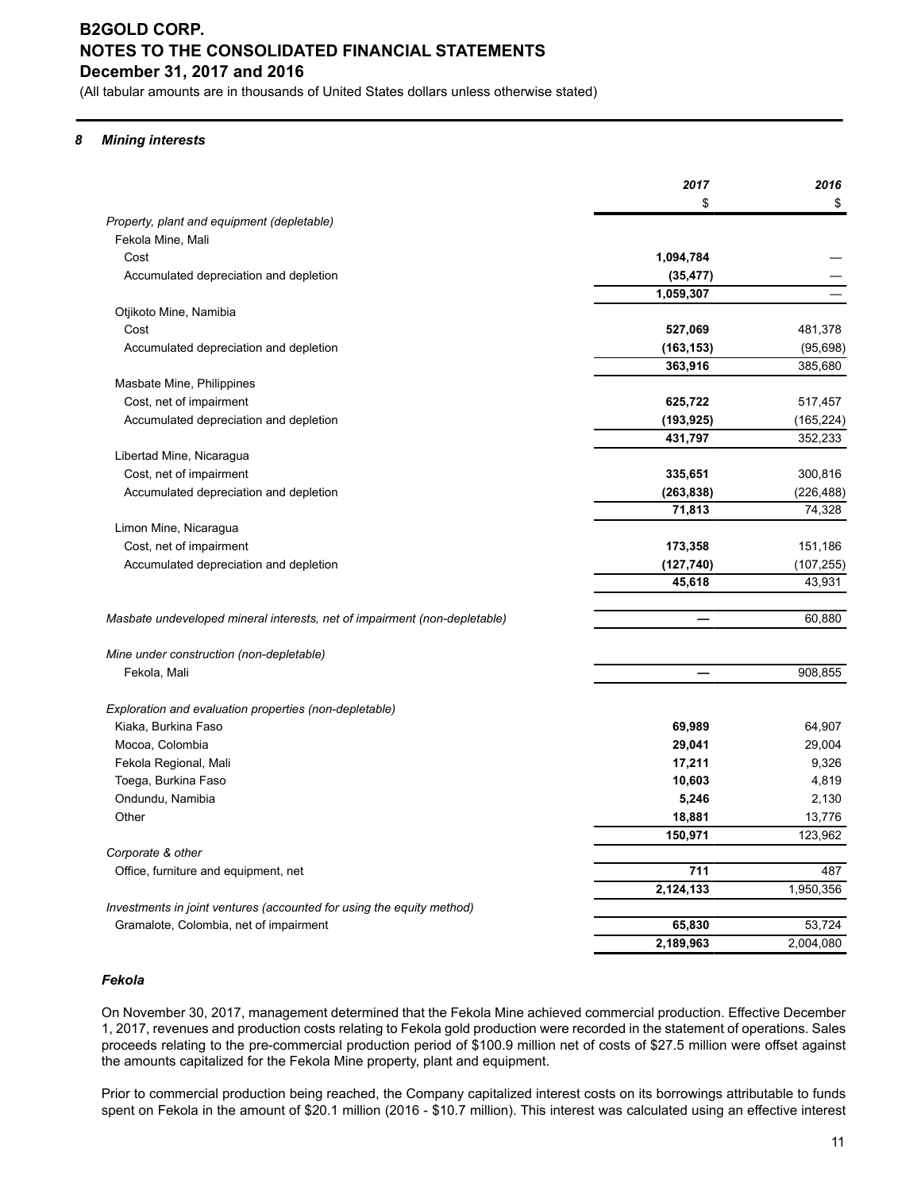## 8 Mining interests

| | 2017 | 2016 |
|---|---|---|
| | $ | $ |
| *Property, plant and equipment (depletable)* | | |
| Fekola Mine, Mali | | |
| Cost | **1,094,784** | — |
| Accumulated depreciation and depletion | **(35,477)** | — |
| | **1,059,307** | — |
| Otjikoto Mine, Namibia | | |
| Cost | **527,069** | 481,378 |
| Accumulated depreciation and depletion | **(163,153)** | (95,698) |
| | **363,916** | 385,680 |
| Masbate Mine, Philippines | | |
| Cost, net of impairment | **625,722** | 517,457 |
| Accumulated depreciation and depletion | **(193,925)** | (165,224) |
| | **431,797** | 352,233 |
| Libertad Mine, Nicaragua | | |
| Cost, net of impairment | **335,651** | 300,816 |
| Accumulated depreciation and depletion | **(263,838)** | (226,488) |
| | **71,813** | 74,328 |
| Limon Mine, Nicaragua | | |
| Cost, net of impairment | **173,358** | 151,186 |
| Accumulated depreciation and depletion | **(127,740)** | (107,255) |
| | **45,618** | 43,931 |
| *Masbate undeveloped mineral interests, net of impairment (non-depletable)* | **—** | 60,880 |
| *Mine under construction (non-depletable)* | | |
| Fekola, Mali | **—** | 908,855 |
| *Exploration and evaluation properties (non-depletable)* | | |
| Kiaka, Burkina Faso | **69,989** | 64,907 |
| Mocoa, Colombia | **29,041** | 29,004 |
| Fekola Regional, Mali | **17,211** | 9,326 |
| Toega, Burkina Faso | **10,603** | 4,819 |
| Ondundu, Namibia | **5,246** | 2,130 |
| Other | **18,881** | 13,776 |
| | **150,971** | 123,962 |
| *Corporate & other* | | |
| Office, furniture and equipment, net | **711** | 487 |
| | **2,124,133** | 1,950,356 |
| *Investments in joint ventures (accounted for using the equity method)* | | |
| Gramalote, Colombia, net of impairment | **65,830** | 53,724 |
| | **2,189,963** | 2,004,080 |

### *Fekola*

On November 30, 2017, management determined that the Fekola Mine achieved commercial production. Effective December 1, 2017, revenues and production costs relating to Fekola gold production were recorded in the statement of operations. Sales proceeds relating to the pre-commercial production period of $100.9 million net of costs of $27.5 million were offset against the amounts capitalized for the Fekola Mine property, plant and equipment.

Prior to commercial production being reached, the Company capitalized interest costs on its borrowings attributable to funds spent on Fekola in the amount of $20.1 million (2016 - $10.7 million). This interest was calculated using an effective interest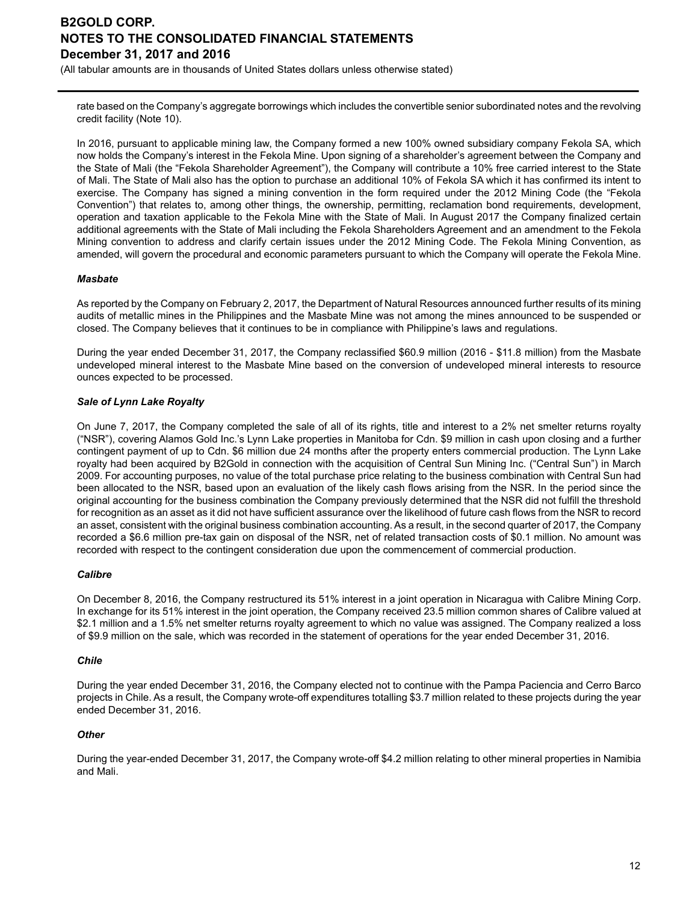rate based on the Company's aggregate borrowings which includes the convertible senior subordinated notes and the revolving credit facility (Note 10).

In 2016, pursuant to applicable mining law, the Company formed a new 100% owned subsidiary company Fekola SA, which now holds the Company's interest in the Fekola Mine. Upon signing of a shareholder's agreement between the Company and the State of Mali (the "Fekola Shareholder Agreement"), the Company will contribute a 10% free carried interest to the State of Mali. The State of Mali also has the option to purchase an additional 10% of Fekola SA which it has confirmed its intent to exercise. The Company has signed a mining convention in the form required under the 2012 Mining Code (the "Fekola Convention") that relates to, among other things, the ownership, permitting, reclamation bond requirements, development, operation and taxation applicable to the Fekola Mine with the State of Mali. In August 2017 the Company finalized certain additional agreements with the State of Mali including the Fekola Shareholders Agreement and an amendment to the Fekola Mining convention to address and clarify certain issues under the 2012 Mining Code. The Fekola Mining Convention, as amended, will govern the procedural and economic parameters pursuant to which the Company will operate the Fekola Mine.

***Masbate***

As reported by the Company on February 2, 2017, the Department of Natural Resources announced further results of its mining audits of metallic mines in the Philippines and the Masbate Mine was not among the mines announced to be suspended or closed. The Company believes that it continues to be in compliance with Philippine's laws and regulations.

During the year ended December 31, 2017, the Company reclassified $60.9 million (2016 - $11.8 million) from the Masbate undeveloped mineral interest to the Masbate Mine based on the conversion of undeveloped mineral interests to resource ounces expected to be processed.

***Sale of Lynn Lake Royalty***

On June 7, 2017, the Company completed the sale of all of its rights, title and interest to a 2% net smelter returns royalty ("NSR"), covering Alamos Gold Inc.'s Lynn Lake properties in Manitoba for Cdn. $9 million in cash upon closing and a further contingent payment of up to Cdn. $6 million due 24 months after the property enters commercial production. The Lynn Lake royalty had been acquired by B2Gold in connection with the acquisition of Central Sun Mining Inc. ("Central Sun") in March 2009. For accounting purposes, no value of the total purchase price relating to the business combination with Central Sun had been allocated to the NSR, based upon an evaluation of the likely cash flows arising from the NSR. In the period since the original accounting for the business combination the Company previously determined that the NSR did not fulfill the threshold for recognition as an asset as it did not have sufficient assurance over the likelihood of future cash flows from the NSR to record an asset, consistent with the original business combination accounting. As a result, in the second quarter of 2017, the Company recorded a $6.6 million pre-tax gain on disposal of the NSR, net of related transaction costs of $0.1 million. No amount was recorded with respect to the contingent consideration due upon the commencement of commercial production.

***Calibre***

On December 8, 2016, the Company restructured its 51% interest in a joint operation in Nicaragua with Calibre Mining Corp. In exchange for its 51% interest in the joint operation, the Company received 23.5 million common shares of Calibre valued at $2.1 million and a 1.5% net smelter returns royalty agreement to which no value was assigned. The Company realized a loss of $9.9 million on the sale, which was recorded in the statement of operations for the year ended December 31, 2016.

***Chile***

During the year ended December 31, 2016, the Company elected not to continue with the Pampa Paciencia and Cerro Barco projects in Chile. As a result, the Company wrote-off expenditures totalling $3.7 million related to these projects during the year ended December 31, 2016.

***Other***

During the year-ended December 31, 2017, the Company wrote-off $4.2 million relating to other mineral properties in Namibia and Mali.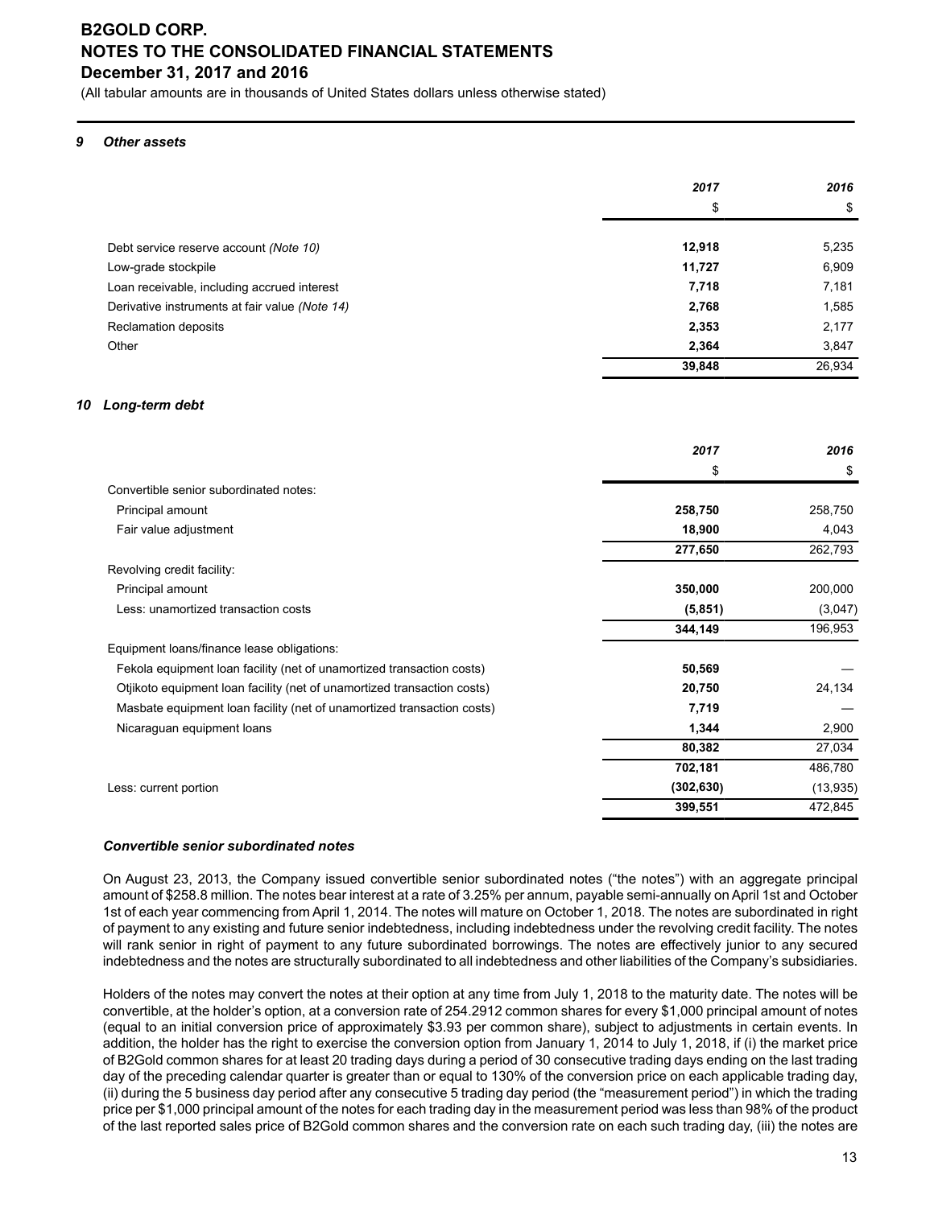## 9 Other assets

| | 2017 | 2016 |
|---|---|---|
| | $ | $ |
| Debt service reserve account *(Note 10)* | **12,918** | 5,235 |
| Low-grade stockpile | **11,727** | 6,909 |
| Loan receivable, including accrued interest | **7,718** | 7,181 |
| Derivative instruments at fair value *(Note 14)* | **2,768** | 1,585 |
| Reclamation deposits | **2,353** | 2,177 |
| Other | **2,364** | 3,847 |
| | **39,848** | 26,934 |

## 10 Long-term debt

| | 2017 | 2016 |
|---|---|---|
| | $ | $ |
| Convertible senior subordinated notes: | | |
| Principal amount | **258,750** | 258,750 |
| Fair value adjustment | **18,900** | 4,043 |
| | **277,650** | 262,793 |
| Revolving credit facility: | | |
| Principal amount | **350,000** | 200,000 |
| Less: unamortized transaction costs | **(5,851)** | (3,047) |
| | **344,149** | 196,953 |
| Equipment loans/finance lease obligations: | | |
| Fekola equipment loan facility (net of unamortized transaction costs) | **50,569** | — |
| Otjikoto equipment loan facility (net of unamortized transaction costs) | **20,750** | 24,134 |
| Masbate equipment loan facility (net of unamortized transaction costs) | **7,719** | — |
| Nicaraguan equipment loans | **1,344** | 2,900 |
| | **80,382** | 27,034 |
| | **702,181** | 486,780 |
| Less: current portion | **(302,630)** | (13,935) |
| | **399,551** | 472,845 |

### *Convertible senior subordinated notes*

On August 23, 2013, the Company issued convertible senior subordinated notes ("the notes") with an aggregate principal amount of $258.8 million. The notes bear interest at a rate of 3.25% per annum, payable semi-annually on April 1st and October 1st of each year commencing from April 1, 2014. The notes will mature on October 1, 2018. The notes are subordinated in right of payment to any existing and future senior indebtedness, including indebtedness under the revolving credit facility. The notes will rank senior in right of payment to any future subordinated borrowings. The notes are effectively junior to any secured indebtedness and the notes are structurally subordinated to all indebtedness and other liabilities of the Company's subsidiaries.

Holders of the notes may convert the notes at their option at any time from July 1, 2018 to the maturity date. The notes will be convertible, at the holder's option, at a conversion rate of 254.2912 common shares for every $1,000 principal amount of notes (equal to an initial conversion price of approximately $3.93 per common share), subject to adjustments in certain events. In addition, the holder has the right to exercise the conversion option from January 1, 2014 to July 1, 2018, if (i) the market price of B2Gold common shares for at least 20 trading days during a period of 30 consecutive trading days ending on the last trading day of the preceding calendar quarter is greater than or equal to 130% of the conversion price on each applicable trading day, (ii) during the 5 business day period after any consecutive 5 trading day period (the "measurement period") in which the trading price per $1,000 principal amount of the notes for each trading day in the measurement period was less than 98% of the product of the last reported sales price of B2Gold common shares and the conversion rate on each such trading day, (iii) the notes are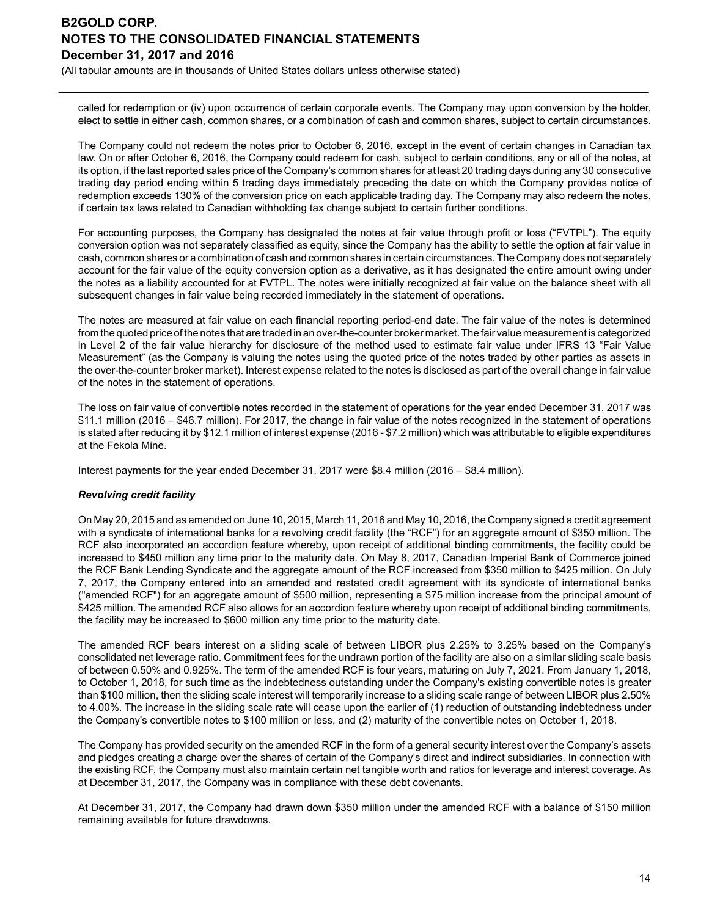called for redemption or (iv) upon occurrence of certain corporate events. The Company may upon conversion by the holder, elect to settle in either cash, common shares, or a combination of cash and common shares, subject to certain circumstances.

The Company could not redeem the notes prior to October 6, 2016, except in the event of certain changes in Canadian tax law. On or after October 6, 2016, the Company could redeem for cash, subject to certain conditions, any or all of the notes, at its option, if the last reported sales price of the Company's common shares for at least 20 trading days during any 30 consecutive trading day period ending within 5 trading days immediately preceding the date on which the Company provides notice of redemption exceeds 130% of the conversion price on each applicable trading day. The Company may also redeem the notes, if certain tax laws related to Canadian withholding tax change subject to certain further conditions.

For accounting purposes, the Company has designated the notes at fair value through profit or loss ("FVTPL"). The equity conversion option was not separately classified as equity, since the Company has the ability to settle the option at fair value in cash, common shares or a combination of cash and common shares in certain circumstances. The Company does not separately account for the fair value of the equity conversion option as a derivative, as it has designated the entire amount owing under the notes as a liability accounted for at FVTPL. The notes were initially recognized at fair value on the balance sheet with all subsequent changes in fair value being recorded immediately in the statement of operations.

The notes are measured at fair value on each financial reporting period-end date. The fair value of the notes is determined from the quoted price of the notes that are traded in an over-the-counter broker market. The fair value measurement is categorized in Level 2 of the fair value hierarchy for disclosure of the method used to estimate fair value under IFRS 13 "Fair Value Measurement" (as the Company is valuing the notes using the quoted price of the notes traded by other parties as assets in the over-the-counter broker market). Interest expense related to the notes is disclosed as part of the overall change in fair value of the notes in the statement of operations.

The loss on fair value of convertible notes recorded in the statement of operations for the year ended December 31, 2017 was \$11.1 million (2016 – \$46.7 million). For 2017, the change in fair value of the notes recognized in the statement of operations is stated after reducing it by \$12.1 million of interest expense (2016 - \$7.2 million) which was attributable to eligible expenditures at the Fekola Mine.

Interest payments for the year ended December 31, 2017 were \$8.4 million (2016 – \$8.4 million).

***Revolving credit facility***

On May 20, 2015 and as amended on June 10, 2015, March 11, 2016 and May 10, 2016, the Company signed a credit agreement with a syndicate of international banks for a revolving credit facility (the "RCF") for an aggregate amount of \$350 million. The RCF also incorporated an accordion feature whereby, upon receipt of additional binding commitments, the facility could be increased to \$450 million any time prior to the maturity date. On May 8, 2017, Canadian Imperial Bank of Commerce joined the RCF Bank Lending Syndicate and the aggregate amount of the RCF increased from \$350 million to \$425 million. On July 7, 2017, the Company entered into an amended and restated credit agreement with its syndicate of international banks ("amended RCF") for an aggregate amount of \$500 million, representing a \$75 million increase from the principal amount of \$425 million. The amended RCF also allows for an accordion feature whereby upon receipt of additional binding commitments, the facility may be increased to \$600 million any time prior to the maturity date.

The amended RCF bears interest on a sliding scale of between LIBOR plus 2.25% to 3.25% based on the Company's consolidated net leverage ratio. Commitment fees for the undrawn portion of the facility are also on a similar sliding scale basis of between 0.50% and 0.925%. The term of the amended RCF is four years, maturing on July 7, 2021. From January 1, 2018, to October 1, 2018, for such time as the indebtedness outstanding under the Company's existing convertible notes is greater than \$100 million, then the sliding scale interest will temporarily increase to a sliding scale range of between LIBOR plus 2.50% to 4.00%. The increase in the sliding scale rate will cease upon the earlier of (1) reduction of outstanding indebtedness under the Company's convertible notes to \$100 million or less, and (2) maturity of the convertible notes on October 1, 2018.

The Company has provided security on the amended RCF in the form of a general security interest over the Company's assets and pledges creating a charge over the shares of certain of the Company's direct and indirect subsidiaries. In connection with the existing RCF, the Company must also maintain certain net tangible worth and ratios for leverage and interest coverage. As at December 31, 2017, the Company was in compliance with these debt covenants.

At December 31, 2017, the Company had drawn down \$350 million under the amended RCF with a balance of \$150 million remaining available for future drawdowns.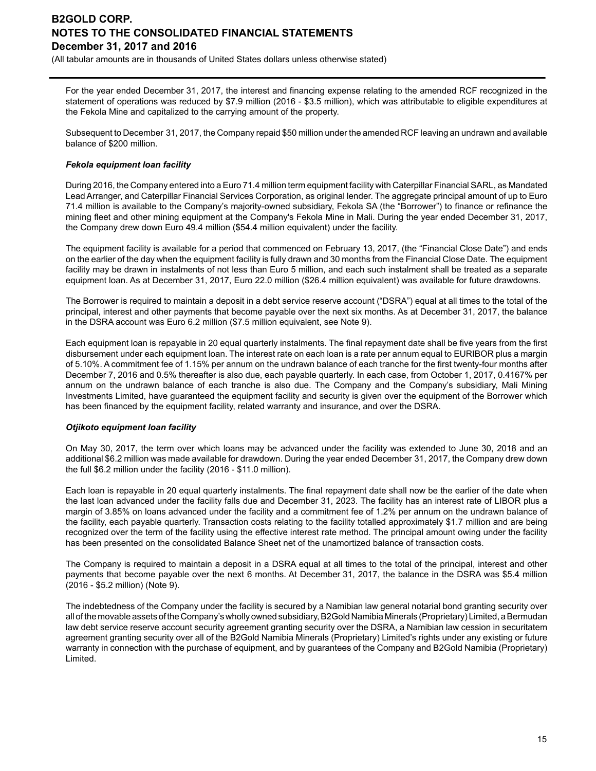For the year ended December 31, 2017, the interest and financing expense relating to the amended RCF recognized in the statement of operations was reduced by $7.9 million (2016 - $3.5 million), which was attributable to eligible expenditures at the Fekola Mine and capitalized to the carrying amount of the property.

Subsequent to December 31, 2017, the Company repaid $50 million under the amended RCF leaving an undrawn and available balance of $200 million.

***Fekola equipment loan facility***

During 2016, the Company entered into a Euro 71.4 million term equipment facility with Caterpillar Financial SARL, as Mandated Lead Arranger, and Caterpillar Financial Services Corporation, as original lender. The aggregate principal amount of up to Euro 71.4 million is available to the Company's majority-owned subsidiary, Fekola SA (the "Borrower") to finance or refinance the mining fleet and other mining equipment at the Company's Fekola Mine in Mali. During the year ended December 31, 2017, the Company drew down Euro 49.4 million ($54.4 million equivalent) under the facility.

The equipment facility is available for a period that commenced on February 13, 2017, (the "Financial Close Date") and ends on the earlier of the day when the equipment facility is fully drawn and 30 months from the Financial Close Date. The equipment facility may be drawn in instalments of not less than Euro 5 million, and each such instalment shall be treated as a separate equipment loan. As at December 31, 2017, Euro 22.0 million ($26.4 million equivalent) was available for future drawdowns.

The Borrower is required to maintain a deposit in a debt service reserve account ("DSRA") equal at all times to the total of the principal, interest and other payments that become payable over the next six months. As at December 31, 2017, the balance in the DSRA account was Euro 6.2 million ($7.5 million equivalent, see Note 9).

Each equipment loan is repayable in 20 equal quarterly instalments. The final repayment date shall be five years from the first disbursement under each equipment loan. The interest rate on each loan is a rate per annum equal to EURIBOR plus a margin of 5.10%. A commitment fee of 1.15% per annum on the undrawn balance of each tranche for the first twenty-four months after December 7, 2016 and 0.5% thereafter is also due, each payable quarterly. In each case, from October 1, 2017, 0.4167% per annum on the undrawn balance of each tranche is also due. The Company and the Company's subsidiary, Mali Mining Investments Limited, have guaranteed the equipment facility and security is given over the equipment of the Borrower which has been financed by the equipment facility, related warranty and insurance, and over the DSRA.

***Otjikoto equipment loan facility***

On May 30, 2017, the term over which loans may be advanced under the facility was extended to June 30, 2018 and an additional $6.2 million was made available for drawdown. During the year ended December 31, 2017, the Company drew down the full $6.2 million under the facility (2016 - $11.0 million).

Each loan is repayable in 20 equal quarterly instalments. The final repayment date shall now be the earlier of the date when the last loan advanced under the facility falls due and December 31, 2023. The facility has an interest rate of LIBOR plus a margin of 3.85% on loans advanced under the facility and a commitment fee of 1.2% per annum on the undrawn balance of the facility, each payable quarterly. Transaction costs relating to the facility totalled approximately $1.7 million and are being recognized over the term of the facility using the effective interest rate method. The principal amount owing under the facility has been presented on the consolidated Balance Sheet net of the unamortized balance of transaction costs.

The Company is required to maintain a deposit in a DSRA equal at all times to the total of the principal, interest and other payments that become payable over the next 6 months. At December 31, 2017, the balance in the DSRA was $5.4 million (2016 - $5.2 million) (Note 9).

The indebtedness of the Company under the facility is secured by a Namibian law general notarial bond granting security over all of the movable assets of the Company's wholly owned subsidiary, B2Gold Namibia Minerals (Proprietary) Limited, a Bermudan law debt service reserve account security agreement granting security over the DSRA, a Namibian law cession in securitatem agreement granting security over all of the B2Gold Namibia Minerals (Proprietary) Limited's rights under any existing or future warranty in connection with the purchase of equipment, and by guarantees of the Company and B2Gold Namibia (Proprietary) Limited.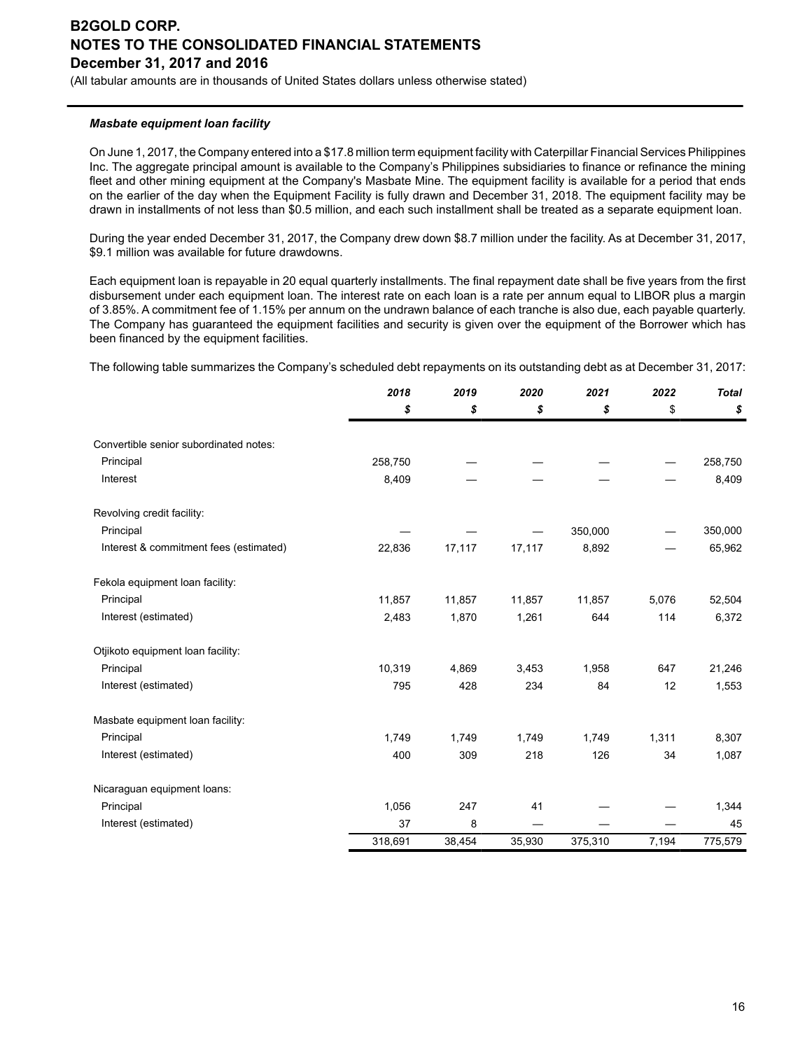***Masbate equipment loan facility***

On June 1, 2017, the Company entered into a $17.8 million term equipment facility with Caterpillar Financial Services Philippines Inc. The aggregate principal amount is available to the Company's Philippines subsidiaries to finance or refinance the mining fleet and other mining equipment at the Company's Masbate Mine. The equipment facility is available for a period that ends on the earlier of the day when the Equipment Facility is fully drawn and December 31, 2018. The equipment facility may be drawn in installments of not less than $0.5 million, and each such installment shall be treated as a separate equipment loan.

During the year ended December 31, 2017, the Company drew down $8.7 million under the facility. As at December 31, 2017, $9.1 million was available for future drawdowns.

Each equipment loan is repayable in 20 equal quarterly installments. The final repayment date shall be five years from the first disbursement under each equipment loan. The interest rate on each loan is a rate per annum equal to LIBOR plus a margin of 3.85%. A commitment fee of 1.15% per annum on the undrawn balance of each tranche is also due, each payable quarterly. The Company has guaranteed the equipment facilities and security is given over the equipment of the Borrower which has been financed by the equipment facilities.

The following table summarizes the Company's scheduled debt repayments on its outstanding debt as at December 31, 2017:

| | ***2018*** | ***2019*** | ***2020*** | ***2021*** | ***2022*** | ***Total*** |
|---|---|---|---|---|---|---|
| | ***$*** | ***$*** | ***$*** | ***$*** | $ | ***$*** |
| Convertible senior subordinated notes: | | | | | | |
| Principal | 258,750 | — | — | — | — | 258,750 |
| Interest | 8,409 | — | — | — | — | 8,409 |
| Revolving credit facility: | | | | | | |
| Principal | — | — | — | 350,000 | — | 350,000 |
| Interest & commitment fees (estimated) | 22,836 | 17,117 | 17,117 | 8,892 | — | 65,962 |
| Fekola equipment loan facility: | | | | | | |
| Principal | 11,857 | 11,857 | 11,857 | 11,857 | 5,076 | 52,504 |
| Interest (estimated) | 2,483 | 1,870 | 1,261 | 644 | 114 | 6,372 |
| Otjikoto equipment loan facility: | | | | | | |
| Principal | 10,319 | 4,869 | 3,453 | 1,958 | 647 | 21,246 |
| Interest (estimated) | 795 | 428 | 234 | 84 | 12 | 1,553 |
| Masbate equipment loan facility: | | | | | | |
| Principal | 1,749 | 1,749 | 1,749 | 1,749 | 1,311 | 8,307 |
| Interest (estimated) | 400 | 309 | 218 | 126 | 34 | 1,087 |
| Nicaraguan equipment loans: | | | | | | |
| Principal | 1,056 | 247 | 41 | — | — | 1,344 |
| Interest (estimated) | 37 | 8 | — | — | — | 45 |
| | 318,691 | 38,454 | 35,930 | 375,310 | 7,194 | 775,579 |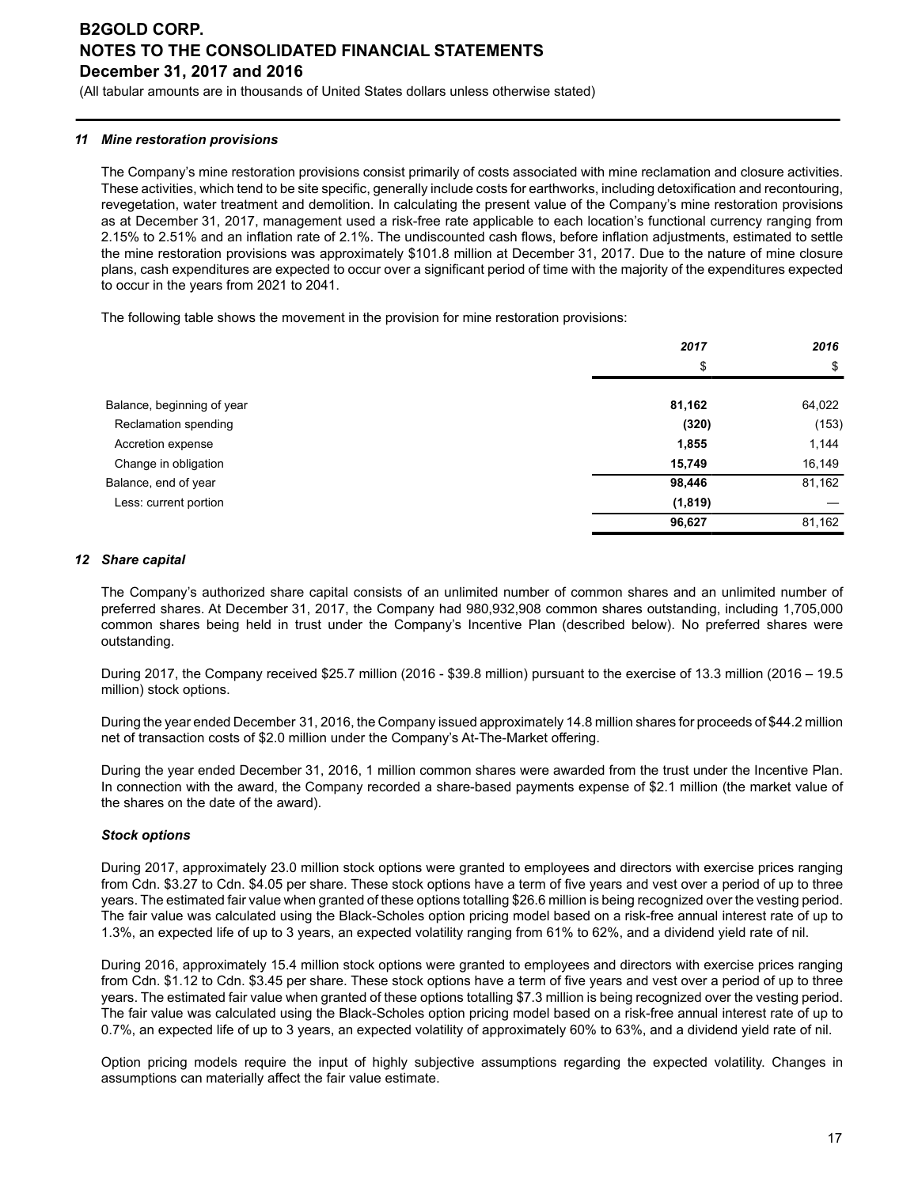### 11 Mine restoration provisions

The Company's mine restoration provisions consist primarily of costs associated with mine reclamation and closure activities. These activities, which tend to be site specific, generally include costs for earthworks, including detoxification and recontouring, revegetation, water treatment and demolition. In calculating the present value of the Company's mine restoration provisions as at December 31, 2017, management used a risk-free rate applicable to each location's functional currency ranging from 2.15% to 2.51% and an inflation rate of 2.1%. The undiscounted cash flows, before inflation adjustments, estimated to settle the mine restoration provisions was approximately $101.8 million at December 31, 2017. Due to the nature of mine closure plans, cash expenditures are expected to occur over a significant period of time with the majority of the expenditures expected to occur in the years from 2021 to 2041.

The following table shows the movement in the provision for mine restoration provisions:

| | **2017** | **2016** |
|---|---|---|
| | $ | $ |
| Balance, beginning of year | **81,162** | 64,022 |
| Reclamation spending | **(320)** | (153) |
| Accretion expense | **1,855** | 1,144 |
| Change in obligation | **15,749** | 16,149 |
| Balance, end of year | **98,446** | 81,162 |
| Less: current portion | **(1,819)** | — |
| | **96,627** | 81,162 |

### 12 Share capital

The Company's authorized share capital consists of an unlimited number of common shares and an unlimited number of preferred shares. At December 31, 2017, the Company had 980,932,908 common shares outstanding, including 1,705,000 common shares being held in trust under the Company's Incentive Plan (described below). No preferred shares were outstanding.

During 2017, the Company received $25.7 million (2016 - $39.8 million) pursuant to the exercise of 13.3 million (2016 – 19.5 million) stock options.

During the year ended December 31, 2016, the Company issued approximately 14.8 million shares for proceeds of $44.2 million net of transaction costs of $2.0 million under the Company's At-The-Market offering.

During the year ended December 31, 2016, 1 million common shares were awarded from the trust under the Incentive Plan. In connection with the award, the Company recorded a share-based payments expense of $2.1 million (the market value of the shares on the date of the award).

#### *Stock options*

During 2017, approximately 23.0 million stock options were granted to employees and directors with exercise prices ranging from Cdn. $3.27 to Cdn. $4.05 per share. These stock options have a term of five years and vest over a period of up to three years. The estimated fair value when granted of these options totalling $26.6 million is being recognized over the vesting period. The fair value was calculated using the Black-Scholes option pricing model based on a risk-free annual interest rate of up to 1.3%, an expected life of up to 3 years, an expected volatility ranging from 61% to 62%, and a dividend yield rate of nil.

During 2016, approximately 15.4 million stock options were granted to employees and directors with exercise prices ranging from Cdn. $1.12 to Cdn. $3.45 per share. These stock options have a term of five years and vest over a period of up to three years. The estimated fair value when granted of these options totalling $7.3 million is being recognized over the vesting period. The fair value was calculated using the Black-Scholes option pricing model based on a risk-free annual interest rate of up to 0.7%, an expected life of up to 3 years, an expected volatility of approximately 60% to 63%, and a dividend yield rate of nil.

Option pricing models require the input of highly subjective assumptions regarding the expected volatility. Changes in assumptions can materially affect the fair value estimate.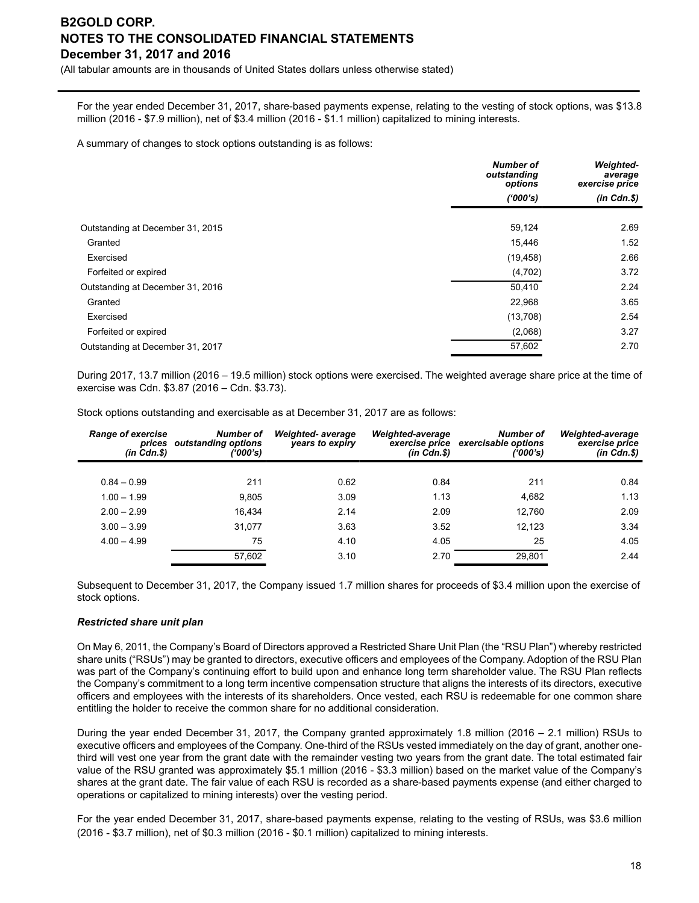For the year ended December 31, 2017, share-based payments expense, relating to the vesting of stock options, was $13.8 million (2016 - $7.9 million), net of $3.4 million (2016 - $1.1 million) capitalized to mining interests.

A summary of changes to stock options outstanding is as follows:

| | *Number of outstanding options* *('000's)* | *Weighted-average exercise price* *(in Cdn.$)* |
|---|---|---|
| Outstanding at December 31, 2015 | 59,124 | 2.69 |
| Granted | 15,446 | 1.52 |
| Exercised | (19,458) | 2.66 |
| Forfeited or expired | (4,702) | 3.72 |
| Outstanding at December 31, 2016 | 50,410 | 2.24 |
| Granted | 22,968 | 3.65 |
| Exercised | (13,708) | 2.54 |
| Forfeited or expired | (2,068) | 3.27 |
| Outstanding at December 31, 2017 | 57,602 | 2.70 |

During 2017, 13.7 million (2016 – 19.5 million) stock options were exercised. The weighted average share price at the time of exercise was Cdn. $3.87 (2016 – Cdn. $3.73).

Stock options outstanding and exercisable as at December 31, 2017 are as follows:

| *Range of exercise prices (in Cdn.$)* | *Number of outstanding options ('000's)* | *Weighted- average years to expiry* | *Weighted-average exercise price (in Cdn.$)* | *Number of exercisable options ('000's)* | *Weighted-average exercise price (in Cdn.$)* |
|---|---|---|---|---|---|
| 0.84 – 0.99 | 211 | 0.62 | 0.84 | 211 | 0.84 |
| 1.00 – 1.99 | 9,805 | 3.09 | 1.13 | 4,682 | 1.13 |
| 2.00 – 2.99 | 16,434 | 2.14 | 2.09 | 12,760 | 2.09 |
| 3.00 – 3.99 | 31,077 | 3.63 | 3.52 | 12,123 | 3.34 |
| 4.00 – 4.99 | 75 | 4.10 | 4.05 | 25 | 4.05 |
| | 57,602 | 3.10 | 2.70 | 29,801 | 2.44 |

Subsequent to December 31, 2017, the Company issued 1.7 million shares for proceeds of $3.4 million upon the exercise of stock options.

***Restricted share unit plan***

On May 6, 2011, the Company's Board of Directors approved a Restricted Share Unit Plan (the "RSU Plan") whereby restricted share units ("RSUs") may be granted to directors, executive officers and employees of the Company. Adoption of the RSU Plan was part of the Company's continuing effort to build upon and enhance long term shareholder value. The RSU Plan reflects the Company's commitment to a long term incentive compensation structure that aligns the interests of its directors, executive officers and employees with the interests of its shareholders. Once vested, each RSU is redeemable for one common share entitling the holder to receive the common share for no additional consideration.

During the year ended December 31, 2017, the Company granted approximately 1.8 million (2016 – 2.1 million) RSUs to executive officers and employees of the Company. One-third of the RSUs vested immediately on the day of grant, another one-third will vest one year from the grant date with the remainder vesting two years from the grant date. The total estimated fair value of the RSU granted was approximately $5.1 million (2016 - $3.3 million) based on the market value of the Company's shares at the grant date. The fair value of each RSU is recorded as a share-based payments expense (and either charged to operations or capitalized to mining interests) over the vesting period.

For the year ended December 31, 2017, share-based payments expense, relating to the vesting of RSUs, was $3.6 million (2016 - $3.7 million), net of $0.3 million (2016 - $0.1 million) capitalized to mining interests.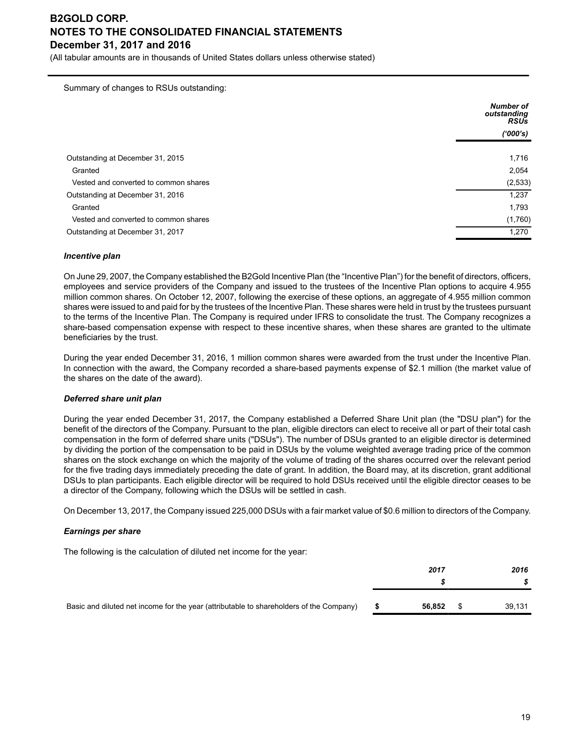Summary of changes to RSUs outstanding:

| | Number of outstanding RSUs ('000's) |
|---|---|
| Outstanding at December 31, 2015 | 1,716 |
| Granted | 2,054 |
| Vested and converted to common shares | (2,533) |
| Outstanding at December 31, 2016 | 1,237 |
| Granted | 1,793 |
| Vested and converted to common shares | (1,760) |
| Outstanding at December 31, 2017 | 1,270 |

### *Incentive plan*

On June 29, 2007, the Company established the B2Gold Incentive Plan (the "Incentive Plan") for the benefit of directors, officers, employees and service providers of the Company and issued to the trustees of the Incentive Plan options to acquire 4.955 million common shares. On October 12, 2007, following the exercise of these options, an aggregate of 4.955 million common shares were issued to and paid for by the trustees of the Incentive Plan. These shares were held in trust by the trustees pursuant to the terms of the Incentive Plan. The Company is required under IFRS to consolidate the trust. The Company recognizes a share-based compensation expense with respect to these incentive shares, when these shares are granted to the ultimate beneficiaries by the trust.

During the year ended December 31, 2016, 1 million common shares were awarded from the trust under the Incentive Plan. In connection with the award, the Company recorded a share-based payments expense of $2.1 million (the market value of the shares on the date of the award).

### *Deferred share unit plan*

During the year ended December 31, 2017, the Company established a Deferred Share Unit plan (the "DSU plan") for the benefit of the directors of the Company. Pursuant to the plan, eligible directors can elect to receive all or part of their total cash compensation in the form of deferred share units ("DSUs"). The number of DSUs granted to an eligible director is determined by dividing the portion of the compensation to be paid in DSUs by the volume weighted average trading price of the common shares on the stock exchange on which the majority of the volume of trading of the shares occurred over the relevant period for the five trading days immediately preceding the date of grant. In addition, the Board may, at its discretion, grant additional DSUs to plan participants. Each eligible director will be required to hold DSUs received until the eligible director ceases to be a director of the Company, following which the DSUs will be settled in cash.

On December 13, 2017, the Company issued 225,000 DSUs with a fair market value of $0.6 million to directors of the Company.

### *Earnings per share*

The following is the calculation of diluted net income for the year:

| | 2017 $ | 2016 $ |
|---|---|---|
| Basic and diluted net income for the year (attributable to shareholders of the Company) | **$ 56,852** | $ 39,131 |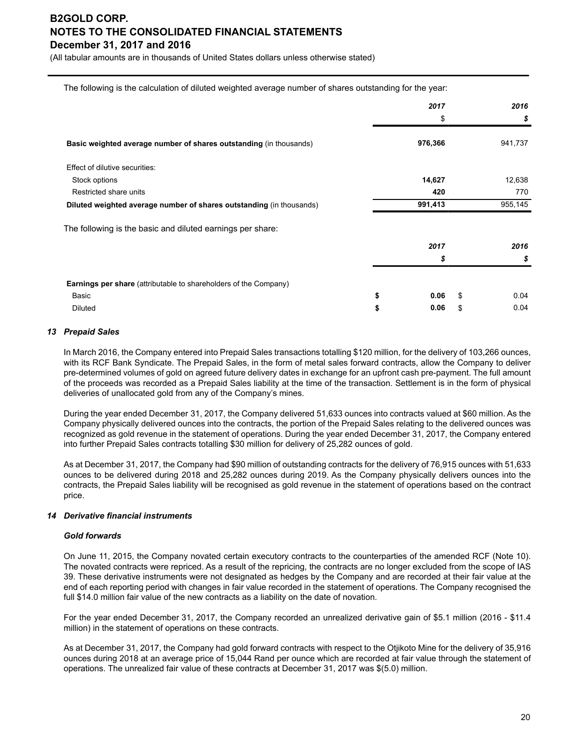The following is the calculation of diluted weighted average number of shares outstanding for the year:

| | 2017 | 2016 |
|---|---|---|
| | $ | $ |
| **Basic weighted average number of shares outstanding** (in thousands) | **976,366** | 941,737 |
| Effect of dilutive securities: | | |
| Stock options | **14,627** | 12,638 |
| Restricted share units | **420** | 770 |
| **Diluted weighted average number of shares outstanding** (in thousands) | **991,413** | 955,145 |

The following is the basic and diluted earnings per share:

| | 2017 | 2016 |
|---|---|---|
| | $ | $ |
| **Earnings per share** (attributable to shareholders of the Company) | | |
| Basic | **$ 0.06** | $ 0.04 |
| Diluted | **$ 0.06** | $ 0.04 |

### 13 Prepaid Sales

In March 2016, the Company entered into Prepaid Sales transactions totalling $120 million, for the delivery of 103,266 ounces, with its RCF Bank Syndicate. The Prepaid Sales, in the form of metal sales forward contracts, allow the Company to deliver pre-determined volumes of gold on agreed future delivery dates in exchange for an upfront cash pre-payment. The full amount of the proceeds was recorded as a Prepaid Sales liability at the time of the transaction. Settlement is in the form of physical deliveries of unallocated gold from any of the Company's mines.

During the year ended December 31, 2017, the Company delivered 51,633 ounces into contracts valued at $60 million. As the Company physically delivered ounces into the contracts, the portion of the Prepaid Sales relating to the delivered ounces was recognized as gold revenue in the statement of operations. During the year ended December 31, 2017, the Company entered into further Prepaid Sales contracts totalling $30 million for delivery of 25,282 ounces of gold.

As at December 31, 2017, the Company had $90 million of outstanding contracts for the delivery of 76,915 ounces with 51,633 ounces to be delivered during 2018 and 25,282 ounces during 2019. As the Company physically delivers ounces into the contracts, the Prepaid Sales liability will be recognised as gold revenue in the statement of operations based on the contract price.

### 14 Derivative financial instruments

#### Gold forwards

On June 11, 2015, the Company novated certain executory contracts to the counterparties of the amended RCF (Note 10). The novated contracts were repriced. As a result of the repricing, the contracts are no longer excluded from the scope of IAS 39. These derivative instruments were not designated as hedges by the Company and are recorded at their fair value at the end of each reporting period with changes in fair value recorded in the statement of operations. The Company recognised the full $14.0 million fair value of the new contracts as a liability on the date of novation.

For the year ended December 31, 2017, the Company recorded an unrealized derivative gain of $5.1 million (2016 - $11.4 million) in the statement of operations on these contracts.

As at December 31, 2017, the Company had gold forward contracts with respect to the Otjikoto Mine for the delivery of 35,916 ounces during 2018 at an average price of 15,044 Rand per ounce which are recorded at fair value through the statement of operations. The unrealized fair value of these contracts at December 31, 2017 was $(5.0) million.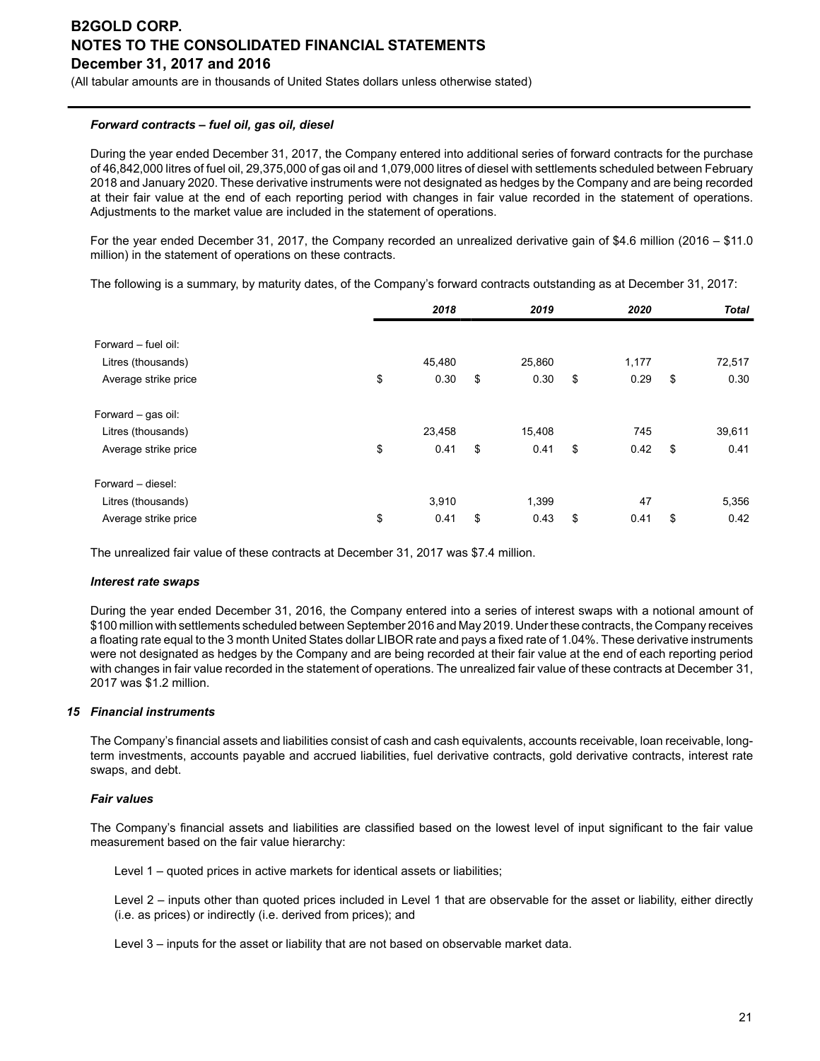***Forward contracts – fuel oil, gas oil, diesel***

During the year ended December 31, 2017, the Company entered into additional series of forward contracts for the purchase of 46,842,000 litres of fuel oil, 29,375,000 of gas oil and 1,079,000 litres of diesel with settlements scheduled between February 2018 and January 2020. These derivative instruments were not designated as hedges by the Company and are being recorded at their fair value at the end of each reporting period with changes in fair value recorded in the statement of operations. Adjustments to the market value are included in the statement of operations.

For the year ended December 31, 2017, the Company recorded an unrealized derivative gain of $4.6 million (2016 – $11.0 million) in the statement of operations on these contracts.

The following is a summary, by maturity dates, of the Company's forward contracts outstanding as at December 31, 2017:

| | *2018* | *2019* | *2020* | *Total* |
|---|---|---|---|---|
| Forward – fuel oil: | | | | |
| Litres (thousands) | 45,480 | 25,860 | 1,177 | 72,517 |
| Average strike price | $ 0.30 | $ 0.30 | $ 0.29 | $ 0.30 |
| Forward – gas oil: | | | | |
| Litres (thousands) | 23,458 | 15,408 | 745 | 39,611 |
| Average strike price | $ 0.41 | $ 0.41 | $ 0.42 | $ 0.41 |
| Forward – diesel: | | | | |
| Litres (thousands) | 3,910 | 1,399 | 47 | 5,356 |
| Average strike price | $ 0.41 | $ 0.43 | $ 0.41 | $ 0.42 |

The unrealized fair value of these contracts at December 31, 2017 was $7.4 million.

***Interest rate swaps***

During the year ended December 31, 2016, the Company entered into a series of interest swaps with a notional amount of $100 million with settlements scheduled between September 2016 and May 2019. Under these contracts, the Company receives a floating rate equal to the 3 month United States dollar LIBOR rate and pays a fixed rate of 1.04%. These derivative instruments were not designated as hedges by the Company and are being recorded at their fair value at the end of each reporting period with changes in fair value recorded in the statement of operations. The unrealized fair value of these contracts at December 31, 2017 was $1.2 million.

## *15 Financial instruments*

The Company's financial assets and liabilities consist of cash and cash equivalents, accounts receivable, loan receivable, long-term investments, accounts payable and accrued liabilities, fuel derivative contracts, gold derivative contracts, interest rate swaps, and debt.

***Fair values***

The Company's financial assets and liabilities are classified based on the lowest level of input significant to the fair value measurement based on the fair value hierarchy:

Level 1 – quoted prices in active markets for identical assets or liabilities;

Level 2 – inputs other than quoted prices included in Level 1 that are observable for the asset or liability, either directly (i.e. as prices) or indirectly (i.e. derived from prices); and

Level 3 – inputs for the asset or liability that are not based on observable market data.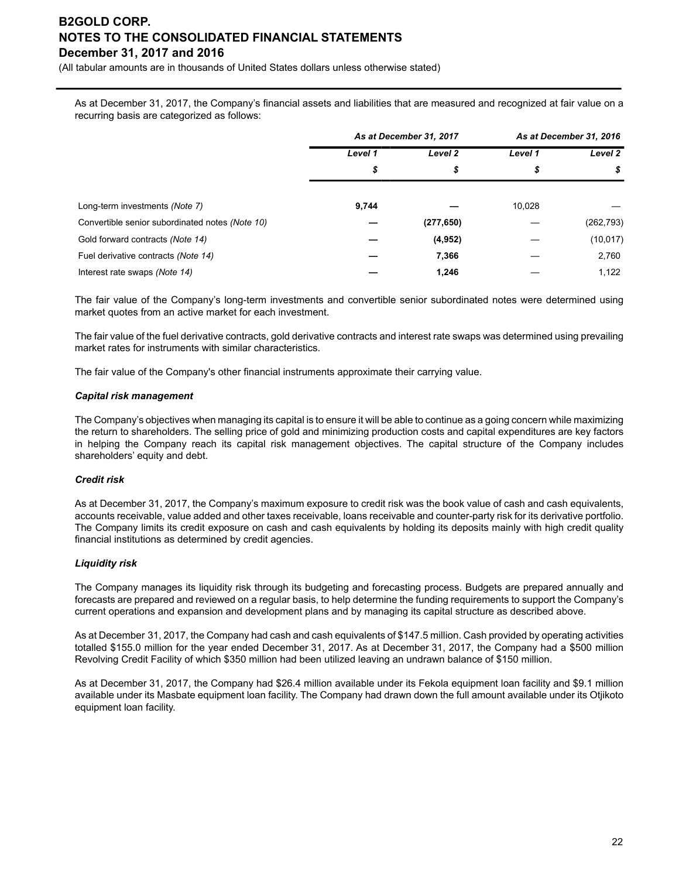As at December 31, 2017, the Company's financial assets and liabilities that are measured and recognized at fair value on a recurring basis are categorized as follows:

| | *As at December 31, 2017* | | *As at December 31, 2016* | |
|---|---|---|---|---|
| | *Level 1* | *Level 2* | *Level 1* | *Level 2* |
| | *$* | *$* | *$* | *$* |
| Long-term investments *(Note 7)* | **9,744** | **—** | 10,028 | — |
| Convertible senior subordinated notes *(Note 10)* | **—** | **(277,650)** | — | (262,793) |
| Gold forward contracts *(Note 14)* | **—** | **(4,952)** | — | (10,017) |
| Fuel derivative contracts *(Note 14)* | **—** | **7,366** | — | 2,760 |
| Interest rate swaps *(Note 14)* | **—** | **1,246** | — | 1,122 |

The fair value of the Company's long-term investments and convertible senior subordinated notes were determined using market quotes from an active market for each investment.

The fair value of the fuel derivative contracts, gold derivative contracts and interest rate swaps was determined using prevailing market rates for instruments with similar characteristics.

The fair value of the Company's other financial instruments approximate their carrying value.

***Capital risk management***

The Company's objectives when managing its capital is to ensure it will be able to continue as a going concern while maximizing the return to shareholders. The selling price of gold and minimizing production costs and capital expenditures are key factors in helping the Company reach its capital risk management objectives. The capital structure of the Company includes shareholders' equity and debt.

***Credit risk***

As at December 31, 2017, the Company's maximum exposure to credit risk was the book value of cash and cash equivalents, accounts receivable, value added and other taxes receivable, loans receivable and counter-party risk for its derivative portfolio. The Company limits its credit exposure on cash and cash equivalents by holding its deposits mainly with high credit quality financial institutions as determined by credit agencies.

***Liquidity risk***

The Company manages its liquidity risk through its budgeting and forecasting process. Budgets are prepared annually and forecasts are prepared and reviewed on a regular basis, to help determine the funding requirements to support the Company's current operations and expansion and development plans and by managing its capital structure as described above.

As at December 31, 2017, the Company had cash and cash equivalents of $147.5 million. Cash provided by operating activities totalled $155.0 million for the year ended December 31, 2017. As at December 31, 2017, the Company had a $500 million Revolving Credit Facility of which $350 million had been utilized leaving an undrawn balance of $150 million.

As at December 31, 2017, the Company had $26.4 million available under its Fekola equipment loan facility and $9.1 million available under its Masbate equipment loan facility. The Company had drawn down the full amount available under its Otjikoto equipment loan facility.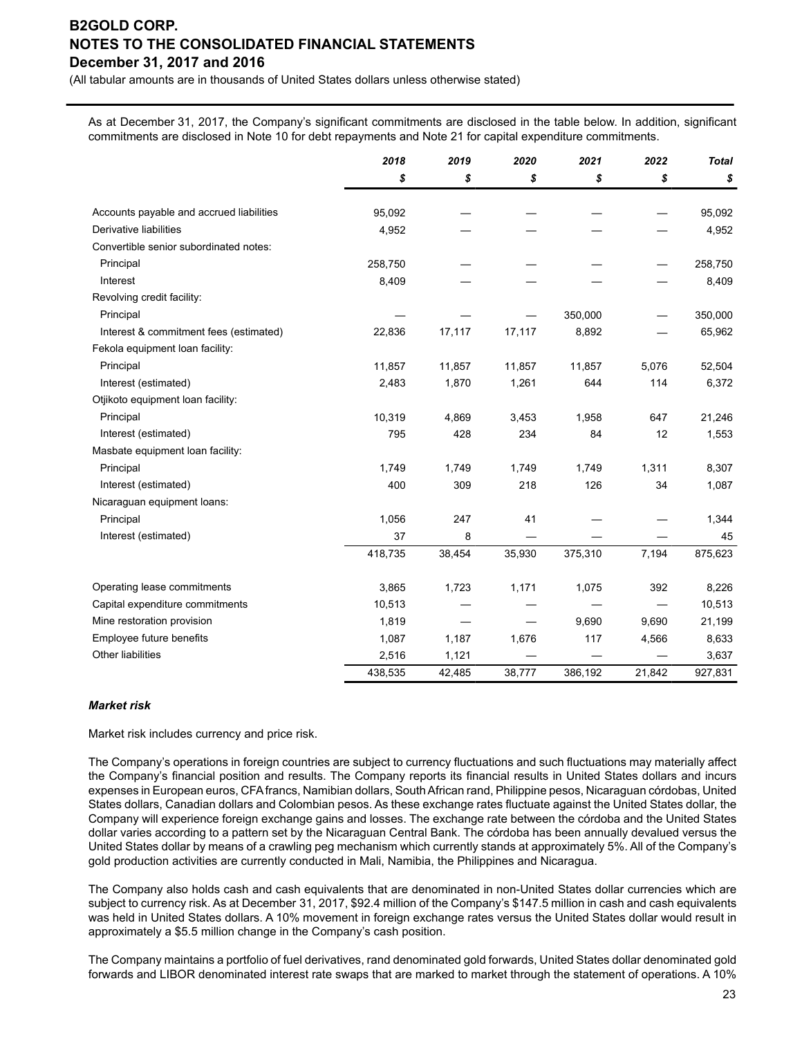As at December 31, 2017, the Company's significant commitments are disclosed in the table below. In addition, significant commitments are disclosed in Note 10 for debt repayments and Note 21 for capital expenditure commitments.

| | *2018* | *2019* | *2020* | *2021* | *2022* | *Total* |
|---|---|---|---|---|---|---|
| | *$* | *$* | *$* | *$* | *$* | *$* |
| Accounts payable and accrued liabilities | 95,092 | — | — | — | — | 95,092 |
| Derivative liabilities | 4,952 | — | — | — | — | 4,952 |
| Convertible senior subordinated notes: | | | | | | |
| Principal | 258,750 | — | — | — | — | 258,750 |
| Interest | 8,409 | — | — | — | — | 8,409 |
| Revolving credit facility: | | | | | | |
| Principal | — | — | — | 350,000 | — | 350,000 |
| Interest & commitment fees (estimated) | 22,836 | 17,117 | 17,117 | 8,892 | — | 65,962 |
| Fekola equipment loan facility: | | | | | | |
| Principal | 11,857 | 11,857 | 11,857 | 11,857 | 5,076 | 52,504 |
| Interest (estimated) | 2,483 | 1,870 | 1,261 | 644 | 114 | 6,372 |
| Otjikoto equipment loan facility: | | | | | | |
| Principal | 10,319 | 4,869 | 3,453 | 1,958 | 647 | 21,246 |
| Interest (estimated) | 795 | 428 | 234 | 84 | 12 | 1,553 |
| Masbate equipment loan facility: | | | | | | |
| Principal | 1,749 | 1,749 | 1,749 | 1,749 | 1,311 | 8,307 |
| Interest (estimated) | 400 | 309 | 218 | 126 | 34 | 1,087 |
| Nicaraguan equipment loans: | | | | | | |
| Principal | 1,056 | 247 | 41 | — | — | 1,344 |
| Interest (estimated) | 37 | 8 | — | — | — | 45 |
| | 418,735 | 38,454 | 35,930 | 375,310 | 7,194 | 875,623 |
| Operating lease commitments | 3,865 | 1,723 | 1,171 | 1,075 | 392 | 8,226 |
| Capital expenditure commitments | 10,513 | — | — | — | — | 10,513 |
| Mine restoration provision | 1,819 | — | — | 9,690 | 9,690 | 21,199 |
| Employee future benefits | 1,087 | 1,187 | 1,676 | 117 | 4,566 | 8,633 |
| Other liabilities | 2,516 | 1,121 | — | — | — | 3,637 |
| | 438,535 | 42,485 | 38,777 | 386,192 | 21,842 | 927,831 |

***Market risk***

Market risk includes currency and price risk.

The Company's operations in foreign countries are subject to currency fluctuations and such fluctuations may materially affect the Company's financial position and results. The Company reports its financial results in United States dollars and incurs expenses in European euros, CFA francs, Namibian dollars, South African rand, Philippine pesos, Nicaraguan córdobas, United States dollars, Canadian dollars and Colombian pesos. As these exchange rates fluctuate against the United States dollar, the Company will experience foreign exchange gains and losses. The exchange rate between the córdoba and the United States dollar varies according to a pattern set by the Nicaraguan Central Bank. The córdoba has been annually devalued versus the United States dollar by means of a crawling peg mechanism which currently stands at approximately 5%. All of the Company's gold production activities are currently conducted in Mali, Namibia, the Philippines and Nicaragua.

The Company also holds cash and cash equivalents that are denominated in non-United States dollar currencies which are subject to currency risk. As at December 31, 2017, $92.4 million of the Company's $147.5 million in cash and cash equivalents was held in United States dollars. A 10% movement in foreign exchange rates versus the United States dollar would result in approximately a $5.5 million change in the Company's cash position.

The Company maintains a portfolio of fuel derivatives, rand denominated gold forwards, United States dollar denominated gold forwards and LIBOR denominated interest rate swaps that are marked to market through the statement of operations. A 10%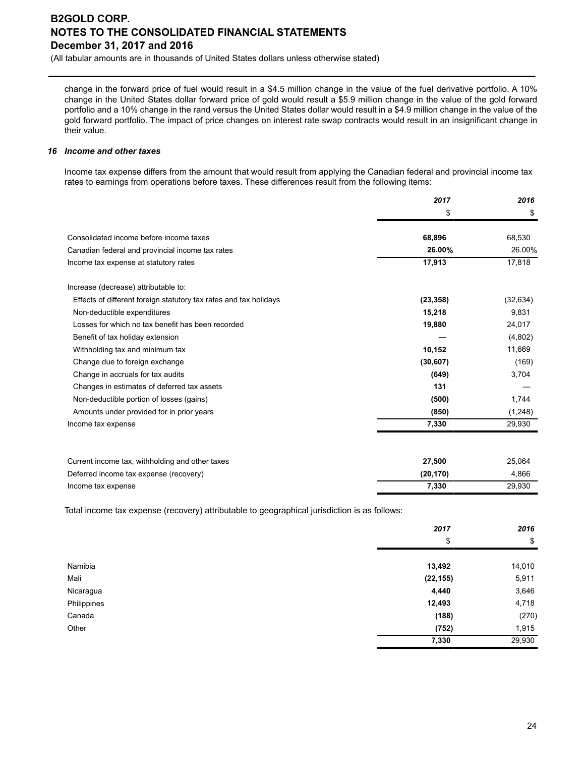change in the forward price of fuel would result in a $4.5 million change in the value of the fuel derivative portfolio. A 10% change in the United States dollar forward price of gold would result a $5.9 million change in the value of the gold forward portfolio and a 10% change in the rand versus the United States dollar would result in a $4.9 million change in the value of the gold forward portfolio. The impact of price changes on interest rate swap contracts would result in an insignificant change in their value.

### *16 Income and other taxes*

Income tax expense differs from the amount that would result from applying the Canadian federal and provincial income tax rates to earnings from operations before taxes. These differences result from the following items:

| | *2017* | *2016* |
|---|---|---|
| | $ | $ |
| Consolidated income before income taxes | **68,896** | 68,530 |
| Canadian federal and provincial income tax rates | **26.00%** | 26.00% |
| Income tax expense at statutory rates | **17,913** | 17,818 |
| | | |
| Increase (decrease) attributable to: | | |
| Effects of different foreign statutory tax rates and tax holidays | **(23,358)** | (32,634) |
| Non-deductible expenditures | **15,218** | 9,831 |
| Losses for which no tax benefit has been recorded | **19,880** | 24,017 |
| Benefit of tax holiday extension | **—** | (4,802) |
| Withholding tax and minimum tax | **10,152** | 11,669 |
| Change due to foreign exchange | **(30,607)** | (169) |
| Change in accruals for tax audits | **(649)** | 3,704 |
| Changes in estimates of deferred tax assets | **131** | — |
| Non-deductible portion of losses (gains) | **(500)** | 1,744 |
| Amounts under provided for in prior years | **(850)** | (1,248) |
| Income tax expense | **7,330** | 29,930 |

| | *2017* | *2016* |
|---|---|---|
| Current income tax, withholding and other taxes | **27,500** | 25,064 |
| Deferred income tax expense (recovery) | **(20,170)** | 4,866 |
| Income tax expense | **7,330** | 29,930 |

Total income tax expense (recovery) attributable to geographical jurisdiction is as follows:

| | *2017* | *2016* |
|---|---|---|
| | $ | $ |
| Namibia | **13,492** | 14,010 |
| Mali | **(22,155)** | 5,911 |
| Nicaragua | **4,440** | 3,646 |
| Philippines | **12,493** | 4,718 |
| Canada | **(188)** | (270) |
| Other | **(752)** | 1,915 |
| | **7,330** | 29,930 |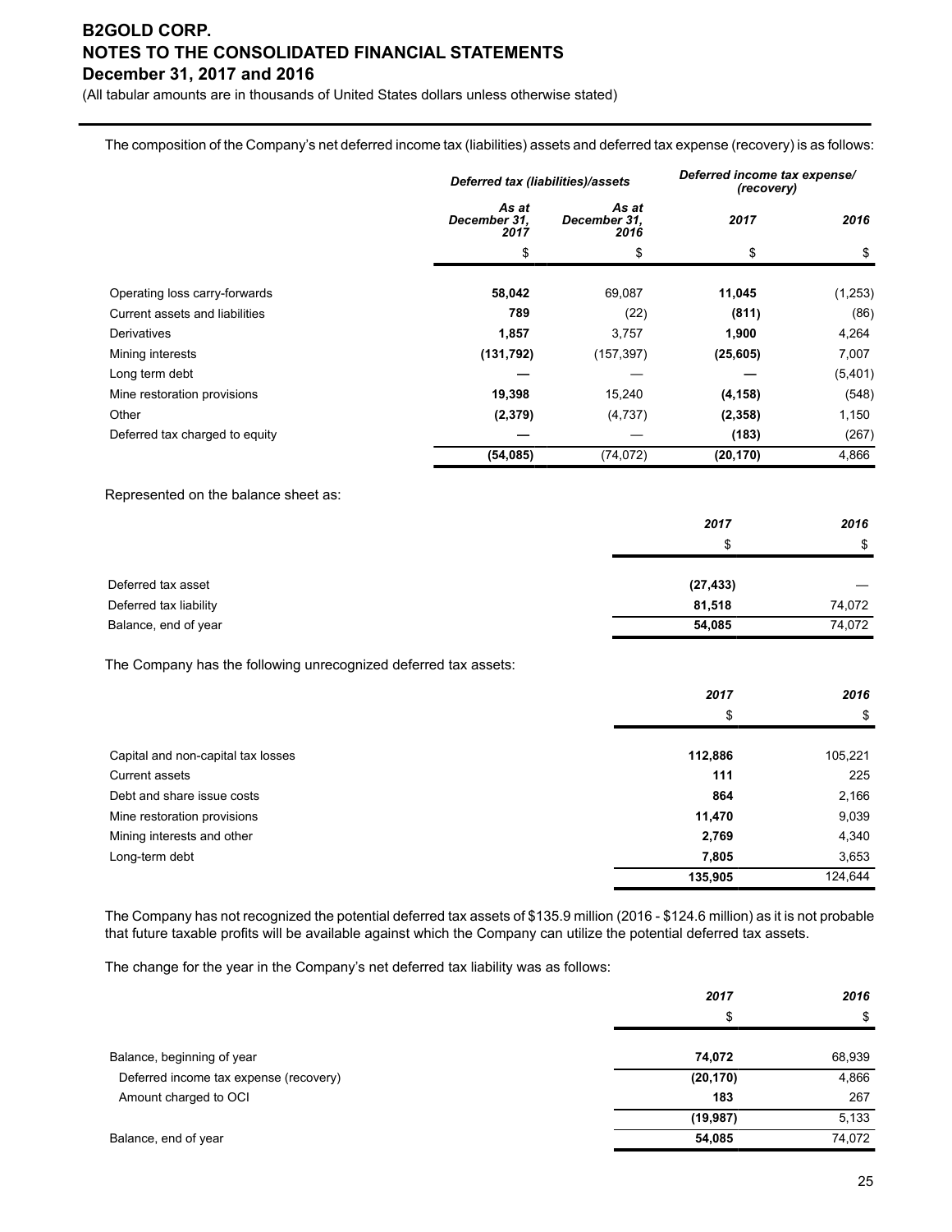The composition of the Company's net deferred income tax (liabilities) assets and deferred tax expense (recovery) is as follows:

| | *Deferred tax (liabilities)/assets* | | *Deferred income tax expense/ (recovery)* | |
|---|---|---|---|---|
| | *As at December 31, 2017* | *As at December 31, 2016* | *2017* | *2016* |
| | $ | $ | $ | $ |
| Operating loss carry-forwards | **58,042** | 69,087 | **11,045** | (1,253) |
| Current assets and liabilities | **789** | (22) | **(811)** | (86) |
| Derivatives | **1,857** | 3,757 | **1,900** | 4,264 |
| Mining interests | **(131,792)** | (157,397) | **(25,605)** | 7,007 |
| Long term debt | **—** | — | **—** | (5,401) |
| Mine restoration provisions | **19,398** | 15,240 | **(4,158)** | (548) |
| Other | **(2,379)** | (4,737) | **(2,358)** | 1,150 |
| Deferred tax charged to equity | **—** | — | **(183)** | (267) |
| | **(54,085)** | (74,072) | **(20,170)** | 4,866 |

Represented on the balance sheet as:

| | *2017* | *2016* |
|---|---|---|
| | $ | $ |
| Deferred tax asset | **(27,433)** | — |
| Deferred tax liability | **81,518** | 74,072 |
| Balance, end of year | **54,085** | 74,072 |

The Company has the following unrecognized deferred tax assets:

| | *2017* | *2016* |
|---|---|---|
| | $ | $ |
| Capital and non-capital tax losses | **112,886** | 105,221 |
| Current assets | **111** | 225 |
| Debt and share issue costs | **864** | 2,166 |
| Mine restoration provisions | **11,470** | 9,039 |
| Mining interests and other | **2,769** | 4,340 |
| Long-term debt | **7,805** | 3,653 |
| | **135,905** | 124,644 |

The Company has not recognized the potential deferred tax assets of $135.9 million (2016 - $124.6 million) as it is not probable that future taxable profits will be available against which the Company can utilize the potential deferred tax assets.

The change for the year in the Company's net deferred tax liability was as follows:

| | *2017* | *2016* |
|---|---|---|
| | $ | $ |
| Balance, beginning of year | **74,072** | 68,939 |
| Deferred income tax expense (recovery) | **(20,170)** | 4,866 |
| Amount charged to OCI | **183** | 267 |
| | **(19,987)** | 5,133 |
| Balance, end of year | **54,085** | 74,072 |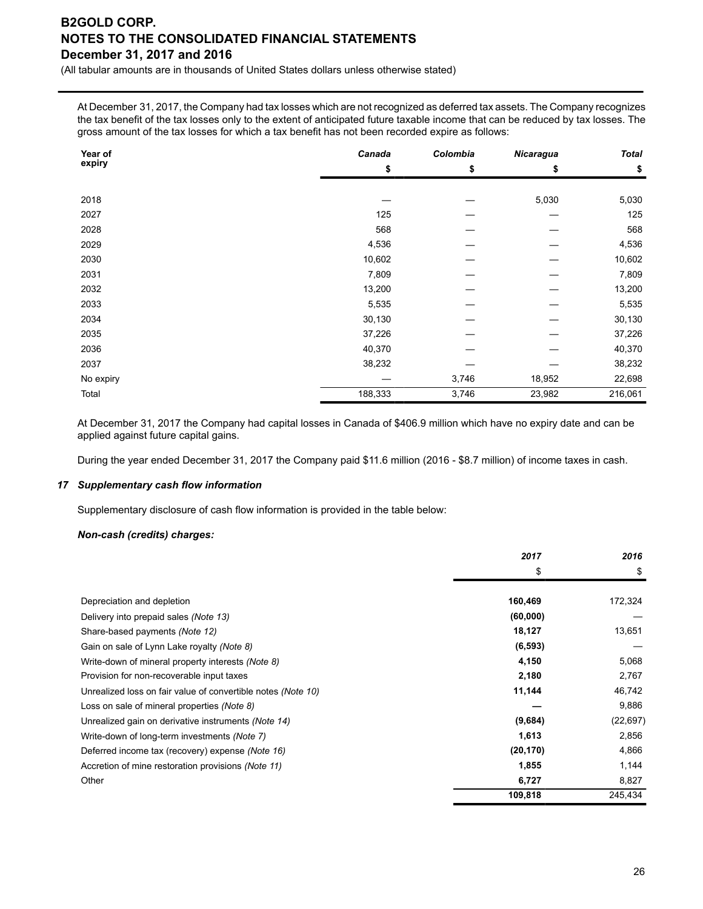At December 31, 2017, the Company had tax losses which are not recognized as deferred tax assets. The Company recognizes the tax benefit of the tax losses only to the extent of anticipated future taxable income that can be reduced by tax losses. The gross amount of the tax losses for which a tax benefit has not been recorded expire as follows:

| Year of expiry | *Canada* | *Colombia* | *Nicaragua* | *Total* |
|---|---|---|---|---|
| | $ | $ | $ | $ |
| 2018 | — | — | 5,030 | 5,030 |
| 2027 | 125 | — | — | 125 |
| 2028 | 568 | — | — | 568 |
| 2029 | 4,536 | — | — | 4,536 |
| 2030 | 10,602 | — | — | 10,602 |
| 2031 | 7,809 | — | — | 7,809 |
| 2032 | 13,200 | — | — | 13,200 |
| 2033 | 5,535 | — | — | 5,535 |
| 2034 | 30,130 | — | — | 30,130 |
| 2035 | 37,226 | — | — | 37,226 |
| 2036 | 40,370 | — | — | 40,370 |
| 2037 | 38,232 | — | — | 38,232 |
| No expiry | — | 3,746 | 18,952 | 22,698 |
| Total | 188,333 | 3,746 | 23,982 | 216,061 |

At December 31, 2017 the Company had capital losses in Canada of $406.9 million which have no expiry date and can be applied against future capital gains.

During the year ended December 31, 2017 the Company paid $11.6 million (2016 - $8.7 million) of income taxes in cash.

### 17 *Supplementary cash flow information*

Supplementary disclosure of cash flow information is provided in the table below:

***Non-cash (credits) charges:***

| | *2017* | *2016* |
|---|---|---|
| | $ | $ |
| Depreciation and depletion | **160,469** | 172,324 |
| Delivery into prepaid sales *(Note 13)* | **(60,000)** | — |
| Share-based payments *(Note 12)* | **18,127** | 13,651 |
| Gain on sale of Lynn Lake royalty *(Note 8)* | **(6,593)** | — |
| Write-down of mineral property interests *(Note 8)* | **4,150** | 5,068 |
| Provision for non-recoverable input taxes | **2,180** | 2,767 |
| Unrealized loss on fair value of convertible notes *(Note 10)* | **11,144** | 46,742 |
| Loss on sale of mineral properties *(Note 8)* | **—** | 9,886 |
| Unrealized gain on derivative instruments *(Note 14)* | **(9,684)** | (22,697) |
| Write-down of long-term investments *(Note 7)* | **1,613** | 2,856 |
| Deferred income tax (recovery) expense *(Note 16)* | **(20,170)** | 4,866 |
| Accretion of mine restoration provisions *(Note 11)* | **1,855** | 1,144 |
| Other | **6,727** | 8,827 |
| | **109,818** | 245,434 |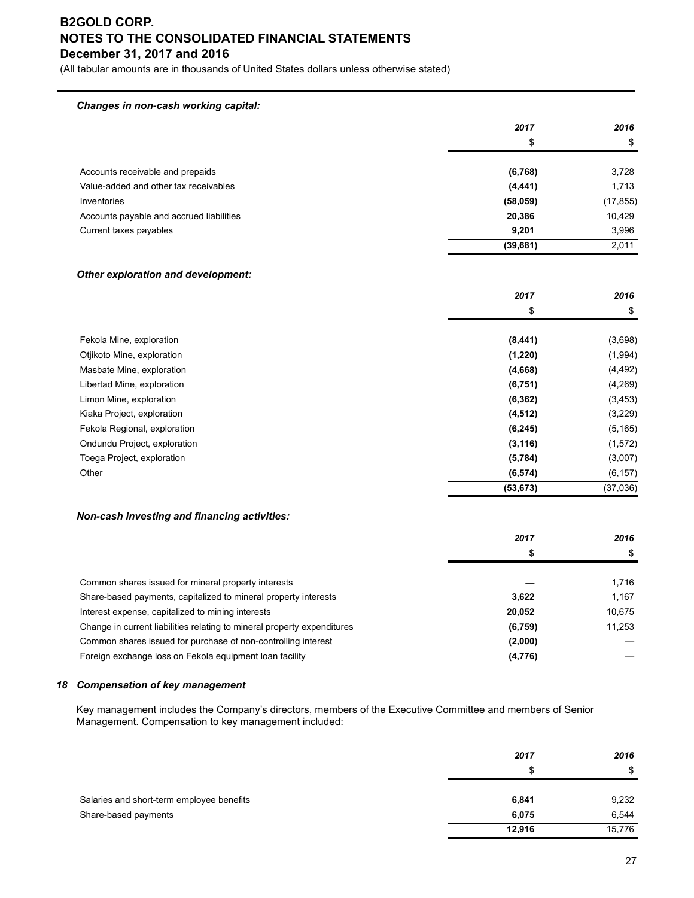***Changes in non-cash working capital:***

| | 2017 | 2016 |
|---|---|---|
| | $ | $ |
| Accounts receivable and prepaids | **(6,768)** | 3,728 |
| Value-added and other tax receivables | **(4,441)** | 1,713 |
| Inventories | **(58,059)** | (17,855) |
| Accounts payable and accrued liabilities | **20,386** | 10,429 |
| Current taxes payables | **9,201** | 3,996 |
| | **(39,681)** | 2,011 |

***Other exploration and development:***

| | 2017 | 2016 |
|---|---|---|
| | $ | $ |
| Fekola Mine, exploration | **(8,441)** | (3,698) |
| Otjikoto Mine, exploration | **(1,220)** | (1,994) |
| Masbate Mine, exploration | **(4,668)** | (4,492) |
| Libertad Mine, exploration | **(6,751)** | (4,269) |
| Limon Mine, exploration | **(6,362)** | (3,453) |
| Kiaka Project, exploration | **(4,512)** | (3,229) |
| Fekola Regional, exploration | **(6,245)** | (5,165) |
| Ondundu Project, exploration | **(3,116)** | (1,572) |
| Toega Project, exploration | **(5,784)** | (3,007) |
| Other | **(6,574)** | (6,157) |
| | **(53,673)** | (37,036) |

***Non-cash investing and financing activities:***

| | 2017 | 2016 |
|---|---|---|
| | $ | $ |
| Common shares issued for mineral property interests | **—** | 1,716 |
| Share-based payments, capitalized to mineral property interests | **3,622** | 1,167 |
| Interest expense, capitalized to mining interests | **20,052** | 10,675 |
| Change in current liabilities relating to mineral property expenditures | **(6,759)** | 11,253 |
| Common shares issued for purchase of non-controlling interest | **(2,000)** | — |
| Foreign exchange loss on Fekola equipment loan facility | **(4,776)** | — |

### 18 Compensation of key management

Key management includes the Company's directors, members of the Executive Committee and members of Senior Management. Compensation to key management included:

| | 2017 | 2016 |
|---|---|---|
| | $ | $ |
| Salaries and short-term employee benefits | **6,841** | 9,232 |
| Share-based payments | **6,075** | 6,544 |
| | **12,916** | 15,776 |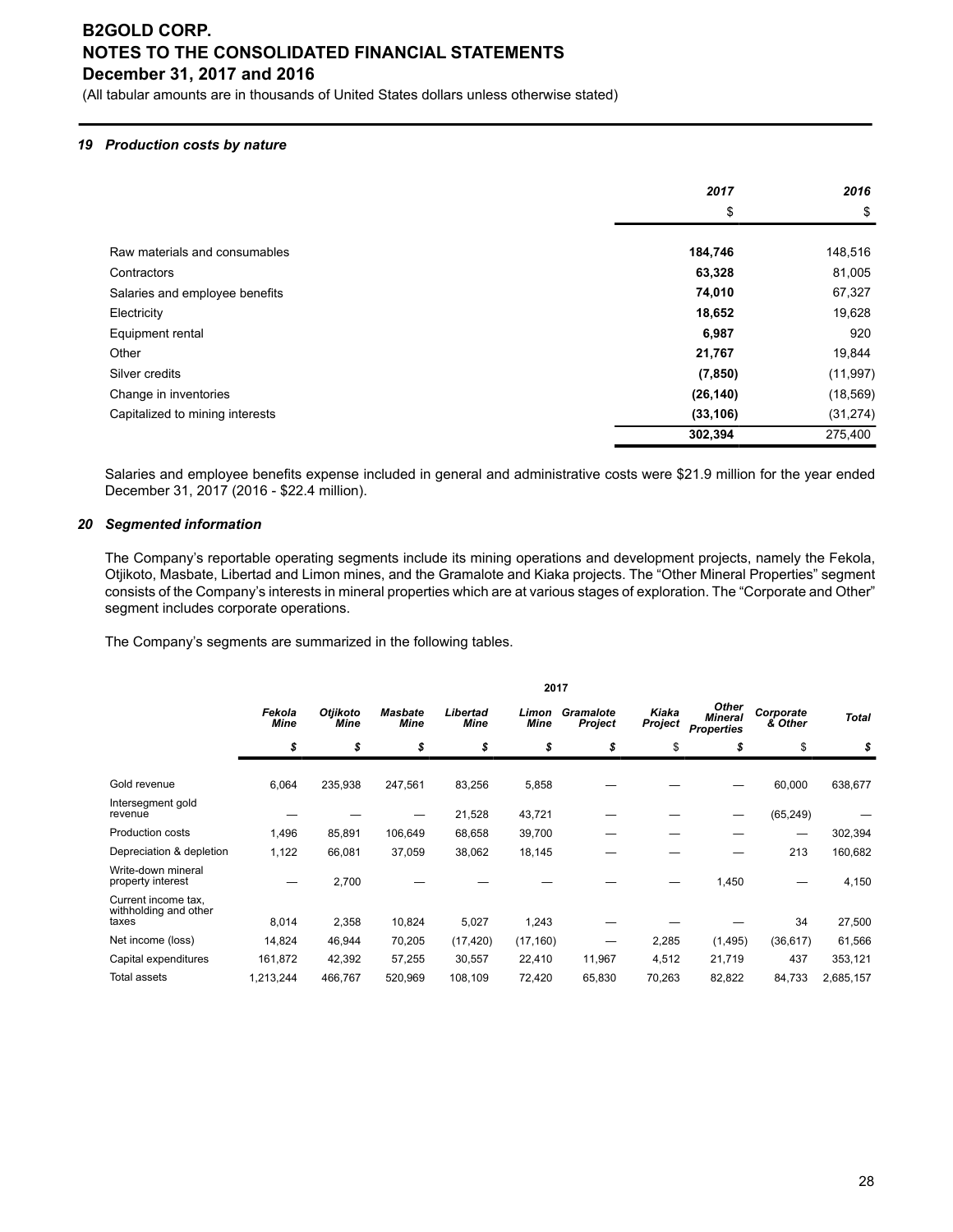### 19 Production costs by nature

| | 2017 | 2016 |
|---|---|---|
| | $ | $ |
| Raw materials and consumables | **184,746** | 148,516 |
| Contractors | **63,328** | 81,005 |
| Salaries and employee benefits | **74,010** | 67,327 |
| Electricity | **18,652** | 19,628 |
| Equipment rental | **6,987** | 920 |
| Other | **21,767** | 19,844 |
| Silver credits | **(7,850)** | (11,997) |
| Change in inventories | **(26,140)** | (18,569) |
| Capitalized to mining interests | **(33,106)** | (31,274) |
| | **302,394** | 275,400 |

Salaries and employee benefits expense included in general and administrative costs were $21.9 million for the year ended December 31, 2017 (2016 - $22.4 million).

### 20 Segmented information

The Company's reportable operating segments include its mining operations and development projects, namely the Fekola, Otjikoto, Masbate, Libertad and Limon mines, and the Gramalote and Kiaka projects. The "Other Mineral Properties" segment consists of the Company's interests in mineral properties which are at various stages of exploration. The "Corporate and Other" segment includes corporate operations.

The Company's segments are summarized in the following tables.

| | 2017 | | | | | | | | | |
|---|---|---|---|---|---|---|---|---|---|---|
| | *Fekola Mine* | *Otjikoto Mine* | *Masbate Mine* | *Libertad Mine* | *Limon Mine* | *Gramalote Project* | *Kiaka Project* | *Other Mineral Properties* | *Corporate & Other* | *Total* |
| | $ | $ | $ | $ | $ | $ | $ | $ | $ | $ |
| Gold revenue | 6,064 | 235,938 | 247,561 | 83,256 | 5,858 | — | — | — | 60,000 | 638,677 |
| Intersegment gold revenue | — | — | — | 21,528 | 43,721 | — | — | — | (65,249) | — |
| Production costs | 1,496 | 85,891 | 106,649 | 68,658 | 39,700 | — | — | — | — | 302,394 |
| Depreciation & depletion | 1,122 | 66,081 | 37,059 | 38,062 | 18,145 | — | — | — | 213 | 160,682 |
| Write-down mineral property interest | — | 2,700 | — | — | — | — | — | 1,450 | — | 4,150 |
| Current income tax, withholding and other taxes | 8,014 | 2,358 | 10,824 | 5,027 | 1,243 | — | — | — | 34 | 27,500 |
| Net income (loss) | 14,824 | 46,944 | 70,205 | (17,420) | (17,160) | — | 2,285 | (1,495) | (36,617) | 61,566 |
| Capital expenditures | 161,872 | 42,392 | 57,255 | 30,557 | 22,410 | 11,967 | 4,512 | 21,719 | 437 | 353,121 |
| Total assets | 1,213,244 | 466,767 | 520,969 | 108,109 | 72,420 | 65,830 | 70,263 | 82,822 | 84,733 | 2,685,157 |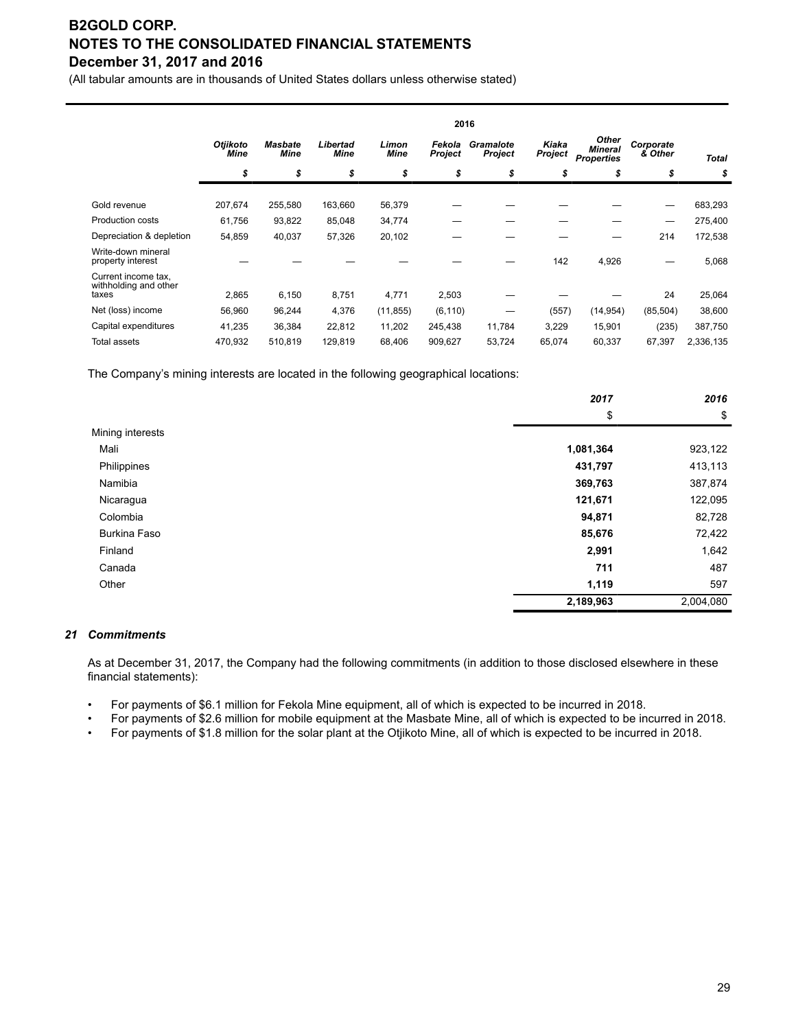# B2GOLD CORP.
# NOTES TO THE CONSOLIDATED FINANCIAL STATEMENTS
# December 31, 2017 and 2016

(All tabular amounts are in thousands of United States dollars unless otherwise stated)

| | 2016 | | | | | | | | | |
|---|---|---|---|---|---|---|---|---|---|---|
| | *Otjikoto Mine* | *Masbate Mine* | *Libertad Mine* | *Limon Mine* | *Fekola Project* | *Gramalote Project* | *Kiaka Project* | *Other Mineral Properties* | *Corporate & Other* | *Total* |
| | *$* | *$* | *$* | *$* | *$* | *$* | *$* | *$* | *$* | *$* |
| Gold revenue | 207,674 | 255,580 | 163,660 | 56,379 | — | — | — | — | — | 683,293 |
| Production costs | 61,756 | 93,822 | 85,048 | 34,774 | — | — | — | — | — | 275,400 |
| Depreciation & depletion | 54,859 | 40,037 | 57,326 | 20,102 | — | — | — | — | 214 | 172,538 |
| Write-down mineral property interest | — | — | — | — | — | — | 142 | 4,926 | — | 5,068 |
| Current income tax, withholding and other taxes | 2,865 | 6,150 | 8,751 | 4,771 | 2,503 | — | — | — | 24 | 25,064 |
| Net (loss) income | 56,960 | 96,244 | 4,376 | (11,855) | (6,110) | — | (557) | (14,954) | (85,504) | 38,600 |
| Capital expenditures | 41,235 | 36,384 | 22,812 | 11,202 | 245,438 | 11,784 | 3,229 | 15,901 | (235) | 387,750 |
| Total assets | 470,932 | 510,819 | 129,819 | 68,406 | 909,627 | 53,724 | 65,074 | 60,337 | 67,397 | 2,336,135 |

The Company's mining interests are located in the following geographical locations:

| | *2017* | *2016* |
|---|---|---|
| | $ | $ |
| Mining interests | | |
| Mali | **1,081,364** | 923,122 |
| Philippines | **431,797** | 413,113 |
| Namibia | **369,763** | 387,874 |
| Nicaragua | **121,671** | 122,095 |
| Colombia | **94,871** | 82,728 |
| Burkina Faso | **85,676** | 72,422 |
| Finland | **2,991** | 1,642 |
| Canada | **711** | 487 |
| Other | **1,119** | 597 |
| | **2,189,963** | 2,004,080 |

### *21 Commitments*

As at December 31, 2017, the Company had the following commitments (in addition to those disclosed elsewhere in these financial statements):

- For payments of $6.1 million for Fekola Mine equipment, all of which is expected to be incurred in 2018.
- For payments of $2.6 million for mobile equipment at the Masbate Mine, all of which is expected to be incurred in 2018.
- For payments of $1.8 million for the solar plant at the Otjikoto Mine, all of which is expected to be incurred in 2018.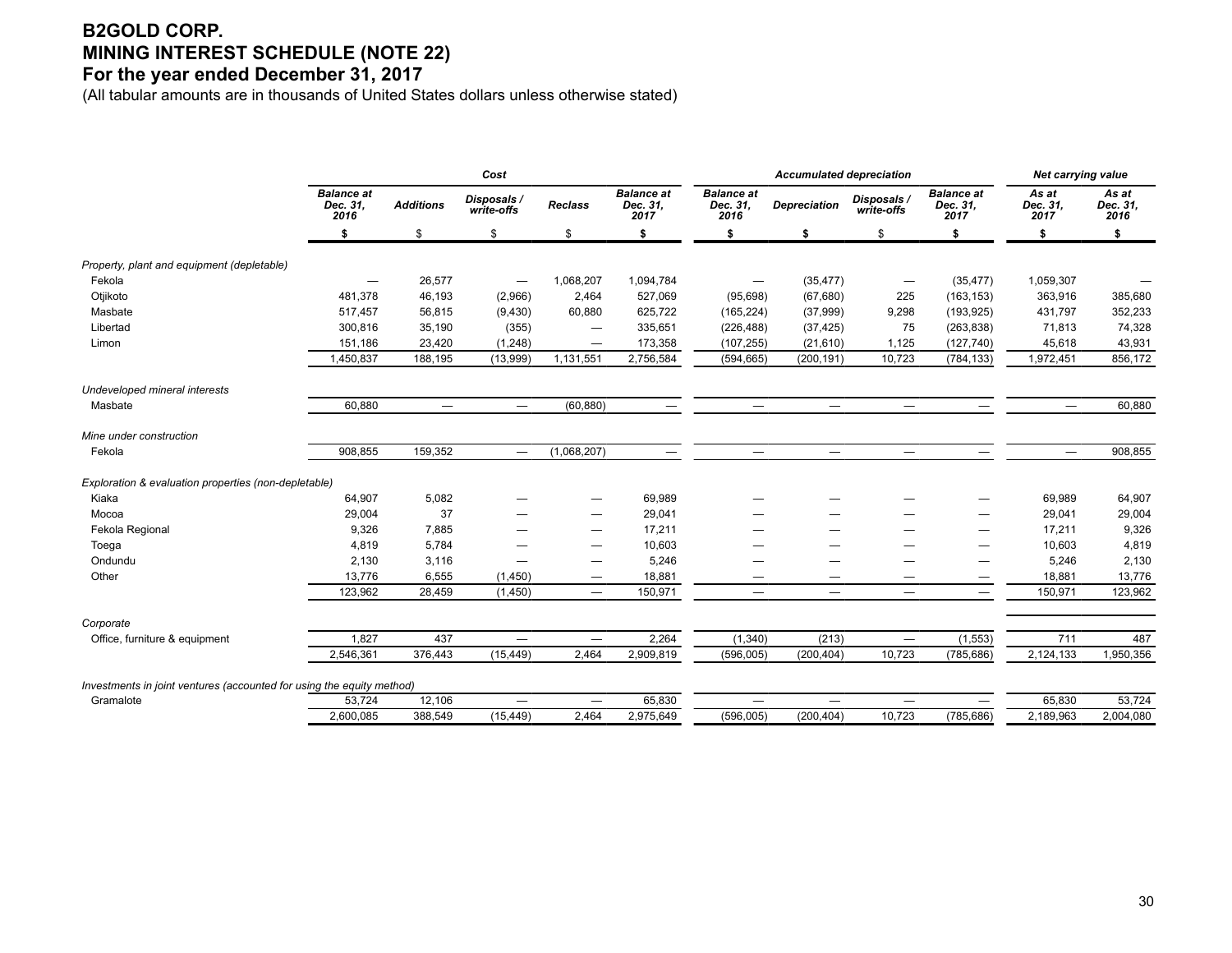# B2GOLD CORP.
# MINING INTEREST SCHEDULE (NOTE 22)
# For the year ended December 31, 2017

(All tabular amounts are in thousands of United States dollars unless otherwise stated)

| | Cost | | | | | Accumulated depreciation | | | | Net carrying value | |
|---|---|---|---|---|---|---|---|---|---|---|---|
| | Balance at Dec. 31, 2016 | Additions | Disposals / write-offs | Reclass | Balance at Dec. 31, 2017 | Balance at Dec. 31, 2016 | Depreciation | Disposals / write-offs | Balance at Dec. 31, 2017 | As at Dec. 31, 2017 | As at Dec. 31, 2016 |
| | $ | $ | $ | $ | $ | $ | $ | $ | $ | $ | $ |
| *Property, plant and equipment (depletable)* | | | | | | | | | | | |
| Fekola | — | 26,577 | — | 1,068,207 | 1,094,784 | — | (35,477) | — | (35,477) | 1,059,307 | — |
| Otjikoto | 481,378 | 46,193 | (2,966) | 2,464 | 527,069 | (95,698) | (67,680) | 225 | (163,153) | 363,916 | 385,680 |
| Masbate | 517,457 | 56,815 | (9,430) | 60,880 | 625,722 | (165,224) | (37,999) | 9,298 | (193,925) | 431,797 | 352,233 |
| Libertad | 300,816 | 35,190 | (355) | — | 335,651 | (226,488) | (37,425) | 75 | (263,838) | 71,813 | 74,328 |
| Limon | 151,186 | 23,420 | (1,248) | — | 173,358 | (107,255) | (21,610) | 1,125 | (127,740) | 45,618 | 43,931 |
| | 1,450,837 | 188,195 | (13,999) | 1,131,551 | 2,756,584 | (594,665) | (200,191) | 10,723 | (784,133) | 1,972,451 | 856,172 |
| *Undeveloped mineral interests* | | | | | | | | | | | |
| Masbate | 60,880 | — | — | (60,880) | — | — | — | — | — | — | 60,880 |
| *Mine under construction* | | | | | | | | | | | |
| Fekola | 908,855 | 159,352 | — | (1,068,207) | — | — | — | — | — | — | 908,855 |
| *Exploration & evaluation properties (non-depletable)* | | | | | | | | | | | |
| Kiaka | 64,907 | 5,082 | — | — | 69,989 | — | — | — | — | 69,989 | 64,907 |
| Mocoa | 29,004 | 37 | — | — | 29,041 | — | — | — | — | 29,041 | 29,004 |
| Fekola Regional | 9,326 | 7,885 | — | — | 17,211 | — | — | — | — | 17,211 | 9,326 |
| Toega | 4,819 | 5,784 | — | — | 10,603 | — | — | — | — | 10,603 | 4,819 |
| Ondundu | 2,130 | 3,116 | — | — | 5,246 | — | — | — | — | 5,246 | 2,130 |
| Other | 13,776 | 6,555 | (1,450) | — | 18,881 | — | — | — | — | 18,881 | 13,776 |
| | 123,962 | 28,459 | (1,450) | — | 150,971 | — | — | — | — | 150,971 | 123,962 |
| *Corporate* | | | | | | | | | | | |
| Office, furniture & equipment | 1,827 | 437 | — | — | 2,264 | (1,340) | (213) | — | (1,553) | 711 | 487 |
| | 2,546,361 | 376,443 | (15,449) | 2,464 | 2,909,819 | (596,005) | (200,404) | 10,723 | (785,686) | 2,124,133 | 1,950,356 |
| *Investments in joint ventures (accounted for using the equity method)* | | | | | | | | | | | |
| Gramalote | 53,724 | 12,106 | — | — | 65,830 | — | — | — | — | 65,830 | 53,724 |
| | 2,600,085 | 388,549 | (15,449) | 2,464 | 2,975,649 | (596,005) | (200,404) | 10,723 | (785,686) | 2,189,963 | 2,004,080 |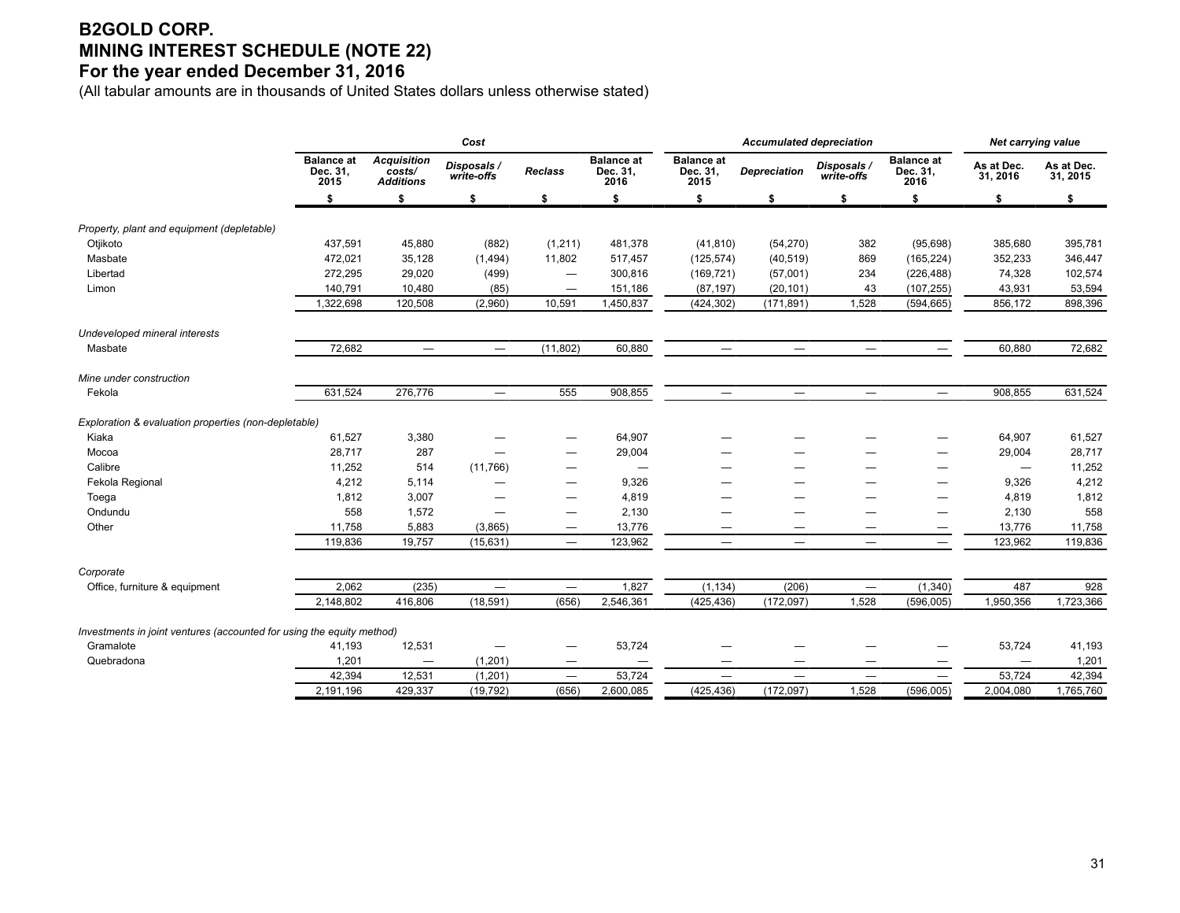# B2GOLD CORP.
# MINING INTEREST SCHEDULE (NOTE 22)
# For the year ended December 31, 2016

(All tabular amounts are in thousands of United States dollars unless otherwise stated)

| | *Cost* | | | | | *Accumulated depreciation* | | | | *Net carrying value* | |
|---|---|---|---|---|---|---|---|---|---|---|---|
| | **Balance at Dec. 31, 2015** | ***Acquisition costs/ Additions*** | ***Disposals / write-offs*** | ***Reclass*** | **Balance at Dec. 31, 2016** | **Balance at Dec. 31, 2015** | ***Depreciation*** | ***Disposals / write-offs*** | **Balance at Dec. 31, 2016** | **As at Dec. 31, 2016** | **As at Dec. 31, 2015** |
| | **$** | **$** | **$** | **$** | **$** | **$** | **$** | **$** | **$** | **$** | **$** |
| *Property, plant and equipment (depletable)* | | | | | | | | | | | |
| Otjikoto | 437,591 | 45,880 | (882) | (1,211) | 481,378 | (41,810) | (54,270) | 382 | (95,698) | 385,680 | 395,781 |
| Masbate | 472,021 | 35,128 | (1,494) | 11,802 | 517,457 | (125,574) | (40,519) | 869 | (165,224) | 352,233 | 346,447 |
| Libertad | 272,295 | 29,020 | (499) | — | 300,816 | (169,721) | (57,001) | 234 | (226,488) | 74,328 | 102,574 |
| Limon | 140,791 | 10,480 | (85) | — | 151,186 | (87,197) | (20,101) | 43 | (107,255) | 43,931 | 53,594 |
| | 1,322,698 | 120,508 | (2,960) | 10,591 | 1,450,837 | (424,302) | (171,891) | 1,528 | (594,665) | 856,172 | 898,396 |
| *Undeveloped mineral interests* | | | | | | | | | | | |
| Masbate | 72,682 | — | — | (11,802) | 60,880 | — | — | — | — | 60,880 | 72,682 |
| *Mine under construction* | | | | | | | | | | | |
| Fekola | 631,524 | 276,776 | — | 555 | 908,855 | — | — | — | — | 908,855 | 631,524 |
| *Exploration & evaluation properties (non-depletable)* | | | | | | | | | | | |
| Kiaka | 61,527 | 3,380 | — | — | 64,907 | — | — | — | — | 64,907 | 61,527 |
| Mocoa | 28,717 | 287 | — | — | 29,004 | — | — | — | — | 29,004 | 28,717 |
| Calibre | 11,252 | 514 | (11,766) | — | — | — | — | — | — | — | 11,252 |
| Fekola Regional | 4,212 | 5,114 | — | — | 9,326 | — | — | — | — | 9,326 | 4,212 |
| Toega | 1,812 | 3,007 | — | — | 4,819 | — | — | — | — | 4,819 | 1,812 |
| Ondundu | 558 | 1,572 | — | — | 2,130 | — | — | — | — | 2,130 | 558 |
| Other | 11,758 | 5,883 | (3,865) | — | 13,776 | — | — | — | — | 13,776 | 11,758 |
| | 119,836 | 19,757 | (15,631) | — | 123,962 | — | — | — | — | 123,962 | 119,836 |
| *Corporate* | | | | | | | | | | | |
| Office, furniture & equipment | 2,062 | (235) | — | — | 1,827 | (1,134) | (206) | — | (1,340) | 487 | 928 |
| | 2,148,802 | 416,806 | (18,591) | (656) | 2,546,361 | (425,436) | (172,097) | 1,528 | (596,005) | 1,950,356 | 1,723,366 |
| *Investments in joint ventures (accounted for using the equity method)* | | | | | | | | | | | |
| Gramalote | 41,193 | 12,531 | — | — | 53,724 | — | — | — | — | 53,724 | 41,193 |
| Quebradona | 1,201 | — | (1,201) | — | — | — | — | — | — | — | 1,201 |
| | 42,394 | 12,531 | (1,201) | — | 53,724 | — | — | — | — | 53,724 | 42,394 |
| | 2,191,196 | 429,337 | (19,792) | (656) | 2,600,085 | (425,436) | (172,097) | 1,528 | (596,005) | 2,004,080 | 1,765,760 |